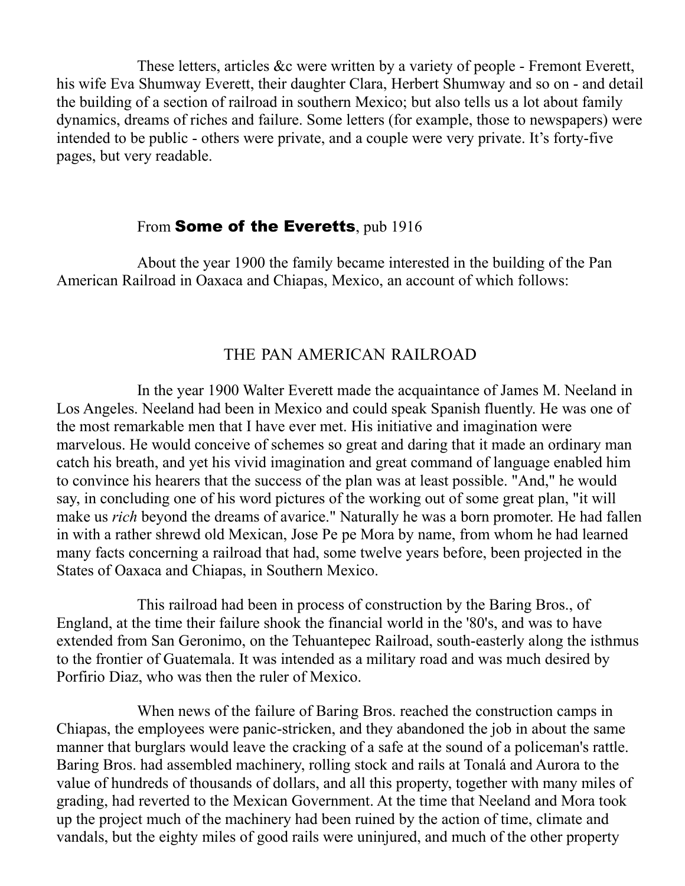These letters, articles &c were written by a variety of people - Fremont Everett, his wife Eva Shumway Everett, their daughter Clara, Herbert Shumway and so on - and detail the building of a section of railroad in southern Mexico; but also tells us a lot about family dynamics, dreams of riches and failure. Some letters (for example, those to newspapers) were intended to be public - others were private, and a couple were very private. It's forty-five pages, but very readable.

From **Some of the Everetts**, pub 1916

About the year 1900 the family became interested in the building of the Pan American Railroad in Oaxaca and Chiapas, Mexico, an account of which follows:

## THE PAN AMERICAN RAILROAD

In the year 1900 Walter Everett made the acquaintance of James M. Neeland in Los Angeles. Neeland had been in Mexico and could speak Spanish fluently. He was one of the most remarkable men that I have ever met. His initiative and imagination were marvelous. He would conceive of schemes so great and daring that it made an ordinary man catch his breath, and yet his vivid imagination and great command of language enabled him to convince his hearers that the success of the plan was at least possible. "And," he would say, in concluding one of his word pictures of the working out of some great plan, "it will make us *rich* beyond the dreams of avarice." Naturally he was a born promoter. He had fallen in with a rather shrewd old Mexican, Jose Pe pe Mora by name, from whom he had learned many facts concerning a railroad that had, some twelve years before, been projected in the States of Oaxaca and Chiapas, in Southern Mexico.

This railroad had been in process of construction by the Baring Bros., of England, at the time their failure shook the financial world in the '80's, and was to have extended from San Geronimo, on the Tehuantepec Railroad, south-easterly along the isthmus to the frontier of Guatemala. It was intended as a military road and was much desired by Porfirio Diaz, who was then the ruler of Mexico.

When news of the failure of Baring Bros. reached the construction camps in Chiapas, the employees were panic-stricken, and they abandoned the job in about the same manner that burglars would leave the cracking of a safe at the sound of a policeman's rattle. Baring Bros. had assembled machinery, rolling stock and rails at Tonalá and Aurora to the value of hundreds of thousands of dollars, and all this property, together with many miles of grading, had reverted to the Mexican Government. At the time that Neeland and Mora took up the project much of the machinery had been ruined by the action of time, climate and vandals, but the eighty miles of good rails were uninjured, and much of the other property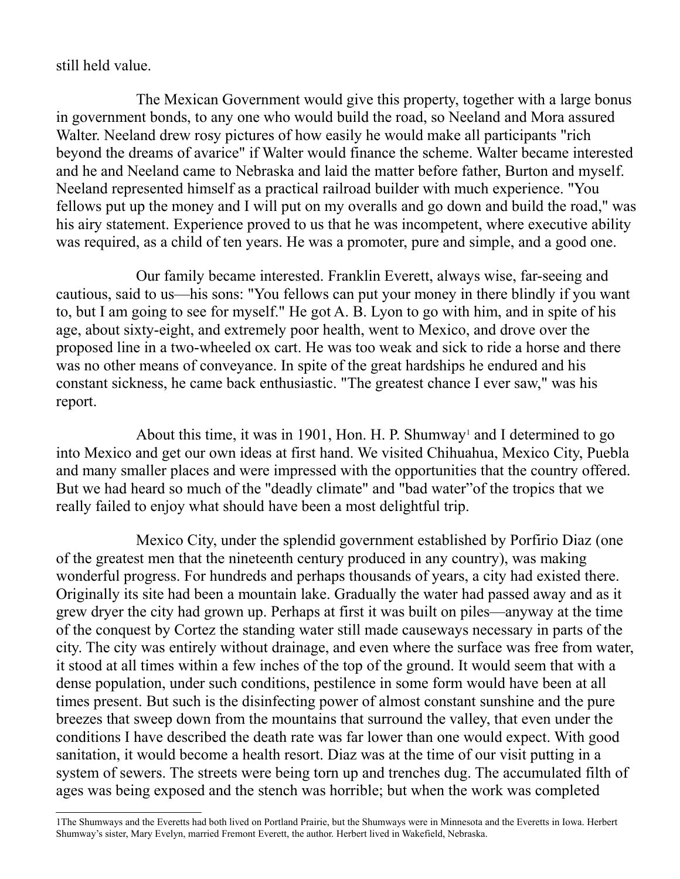still held value.

The Mexican Government would give this property, together with a large bonus in government bonds, to any one who would build the road, so Neeland and Mora assured Walter. Neeland drew rosy pictures of how easily he would make all participants "rich beyond the dreams of avarice" if Walter would finance the scheme. Walter became interested and he and Neeland came to Nebraska and laid the matter before father, Burton and myself. Neeland represented himself as a practical railroad builder with much experience. "You fellows put up the money and I will put on my overalls and go down and build the road," was his airy statement. Experience proved to us that he was incompetent, where executive ability was required, as a child of ten years. He was a promoter, pure and simple, and a good one.

Our family became interested. Franklin Everett, always wise, far-seeing and cautious, said to us—his sons: "You fellows can put your money in there blindly if you want to, but I am going to see for myself." He got A. B. Lyon to go with him, and in spite of his age, about sixty-eight, and extremely poor health, went to Mexico, and drove over the proposed line in a two-wheeled ox cart. He was too weak and sick to ride a horse and there was no other means of conveyance. In spite of the great hardships he endured and his constant sickness, he came back enthusiastic. "The greatest chance I ever saw," was his report.

About this time, it was in 1901, Hon. H. P. Shumway[1] and I determined to go into Mexico and get our own ideas at first hand. We visited Chihuahua, Mexico City, Puebla and many smaller places and were impressed with the opportunities that the country offered. But we had heard so much of the "deadly climate" and "bad water"of the tropics that we really failed to enjoy what should have been a most delightful trip.

Mexico City, under the splendid government established by Porfirio Diaz (one of the greatest men that the nineteenth century produced in any country), was making wonderful progress. For hundreds and perhaps thousands of years, a city had existed there. Originally its site had been a mountain lake. Gradually the water had passed away and as it grew dryer the city had grown up. Perhaps at first it was built on piles—anyway at the time of the conquest by Cortez the standing water still made causeways necessary in parts of the city. The city was entirely without drainage, and even where the surface was free from water, it stood at all times within a few inches of the top of the ground. It would seem that with a dense population, under such conditions, pestilence in some form would have been at all times present. But such is the disinfecting power of almost constant sunshine and the pure breezes that sweep down from the mountains that surround the valley, that even under the conditions I have described the death rate was far lower than one would expect. With good sanitation, it would become a health resort. Diaz was at the time of our visit putting in a system of sewers. The streets were being torn up and trenches dug. The accumulated filth of ages was being exposed and the stench was horrible; but when the work was completed

---

[1] The Shumways and the Everetts had both lived on Portland Prairie, but the Shumways were in Minnesota and the Everetts in Iowa. Herbert Shumway's sister, Mary Evelyn, married Fremont Everett, the author. Herbert lived in Wakefield, Nebraska.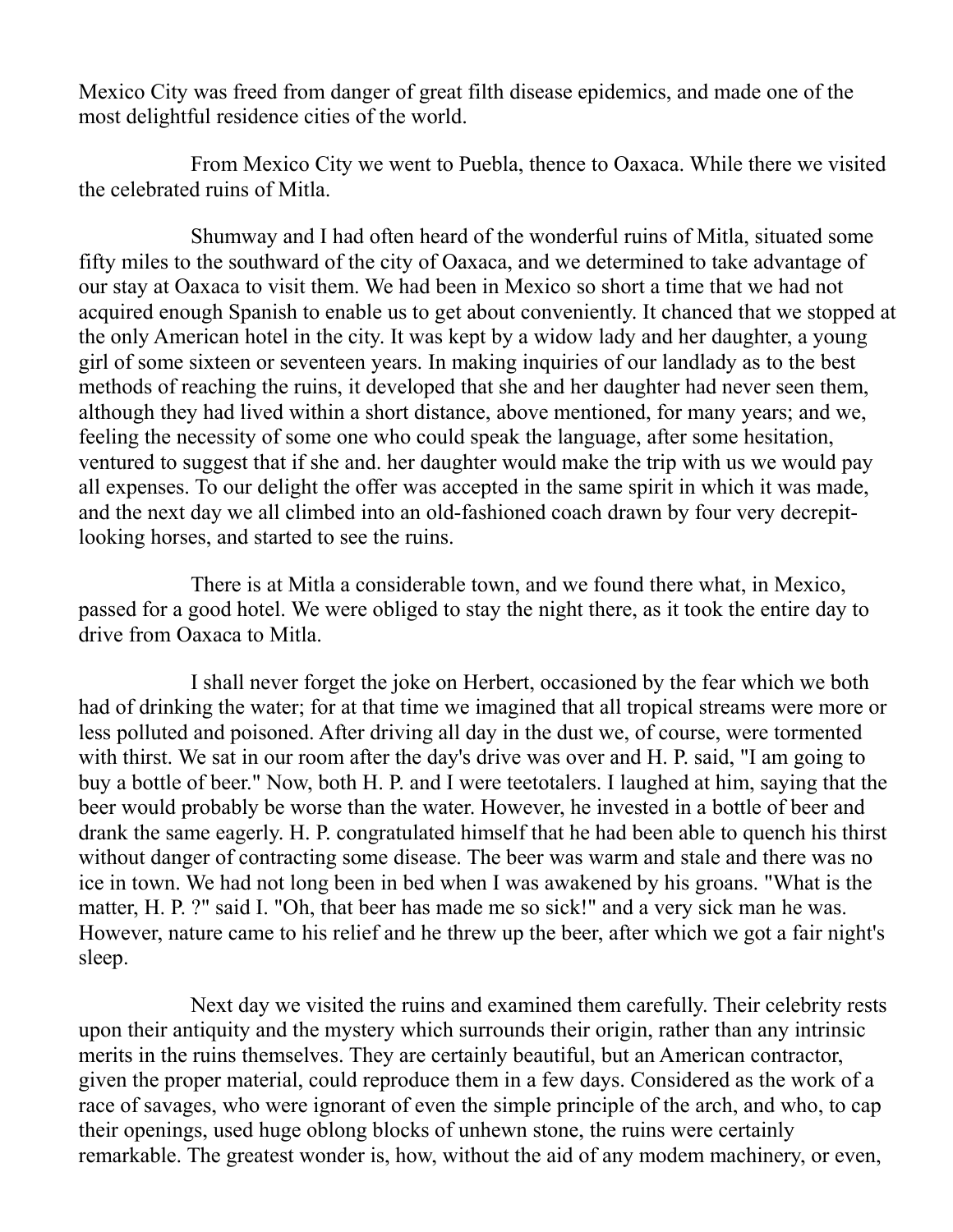Mexico City was freed from danger of great filth disease epidemics, and made one of the most delightful residence cities of the world.

From Mexico City we went to Puebla, thence to Oaxaca. While there we visited the celebrated ruins of Mitla.

Shumway and I had often heard of the wonderful ruins of Mitla, situated some fifty miles to the southward of the city of Oaxaca, and we determined to take advantage of our stay at Oaxaca to visit them. We had been in Mexico so short a time that we had not acquired enough Spanish to enable us to get about conveniently. It chanced that we stopped at the only American hotel in the city. It was kept by a widow lady and her daughter, a young girl of some sixteen or seventeen years. In making inquiries of our landlady as to the best methods of reaching the ruins, it developed that she and her daughter had never seen them, although they had lived within a short distance, above mentioned, for many years; and we, feeling the necessity of some one who could speak the language, after some hesitation, ventured to suggest that if she and. her daughter would make the trip with us we would pay all expenses. To our delight the offer was accepted in the same spirit in which it was made, and the next day we all climbed into an old-fashioned coach drawn by four very decrepit-looking horses, and started to see the ruins.

There is at Mitla a considerable town, and we found there what, in Mexico, passed for a good hotel. We were obliged to stay the night there, as it took the entire day to drive from Oaxaca to Mitla.

I shall never forget the joke on Herbert, occasioned by the fear which we both had of drinking the water; for at that time we imagined that all tropical streams were more or less polluted and poisoned. After driving all day in the dust we, of course, were tormented with thirst. We sat in our room after the day's drive was over and H. P. said, "I am going to buy a bottle of beer." Now, both H. P. and I were teetotalers. I laughed at him, saying that the beer would probably be worse than the water. However, he invested in a bottle of beer and drank the same eagerly. H. P. congratulated himself that he had been able to quench his thirst without danger of contracting some disease. The beer was warm and stale and there was no ice in town. We had not long been in bed when I was awakened by his groans. "What is the matter, H. P. ?" said I. "Oh, that beer has made me so sick!" and a very sick man he was. However, nature came to his relief and he threw up the beer, after which we got a fair night's sleep.

Next day we visited the ruins and examined them carefully. Their celebrity rests upon their antiquity and the mystery which surrounds their origin, rather than any intrinsic merits in the ruins themselves. They are certainly beautiful, but an American contractor, given the proper material, could reproduce them in a few days. Considered as the work of a race of savages, who were ignorant of even the simple principle of the arch, and who, to cap their openings, used huge oblong blocks of unhewn stone, the ruins were certainly remarkable. The greatest wonder is, how, without the aid of any modem machinery, or even,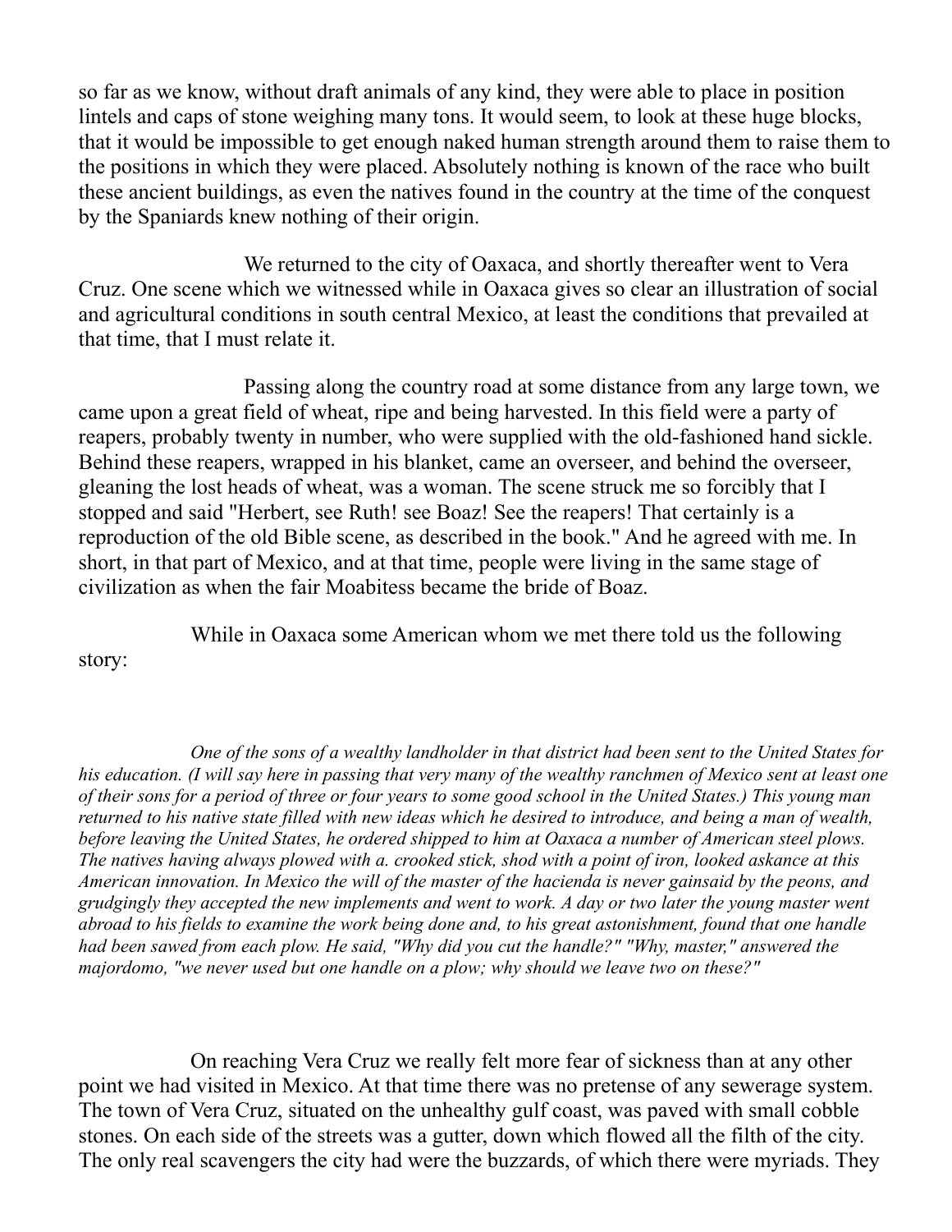so far as we know, without draft animals of any kind, they were able to place in position lintels and caps of stone weighing many tons. It would seem, to look at these huge blocks, that it would be impossible to get enough naked human strength around them to raise them to the positions in which they were placed. Absolutely nothing is known of the race who built these ancient buildings, as even the natives found in the country at the time of the conquest by the Spaniards knew nothing of their origin.

We returned to the city of Oaxaca, and shortly thereafter went to Vera Cruz. One scene which we witnessed while in Oaxaca gives so clear an illustration of social and agricultural conditions in south central Mexico, at least the conditions that prevailed at that time, that I must relate it.

Passing along the country road at some distance from any large town, we came upon a great field of wheat, ripe and being harvested. In this field were a party of reapers, probably twenty in number, who were supplied with the old-fashioned hand sickle. Behind these reapers, wrapped in his blanket, came an overseer, and behind the overseer, gleaning the lost heads of wheat, was a woman. The scene struck me so forcibly that I stopped and said "Herbert, see Ruth! see Boaz! See the reapers! That certainly is a reproduction of the old Bible scene, as described in the book." And he agreed with me. In short, in that part of Mexico, and at that time, people were living in the same stage of civilization as when the fair Moabitess became the bride of Boaz.

While in Oaxaca some American whom we met there told us the following story:

*One of the sons of a wealthy landholder in that district had been sent to the United States for his education. (I will say here in passing that very many of the wealthy ranchmen of Mexico sent at least one of their sons for a period of three or four years to some good school in the United States.) This young man returned to his native state filled with new ideas which he desired to introduce, and being a man of wealth, before leaving the United States, he ordered shipped to him at Oaxaca a number of American steel plows. The natives having always plowed with a. crooked stick, shod with a point of iron, looked askance at this American innovation. In Mexico the will of the master of the hacienda is never gainsaid by the peons, and grudgingly they accepted the new implements and went to work. A day or two later the young master went abroad to his fields to examine the work being done and, to his great astonishment, found that one handle had been sawed from each plow. He said, "Why did you cut the handle?" "Why, master," answered the majordomo, "we never used but one handle on a plow; why should we leave two on these?"*

On reaching Vera Cruz we really felt more fear of sickness than at any other point we had visited in Mexico. At that time there was no pretense of any sewerage system. The town of Vera Cruz, situated on the unhealthy gulf coast, was paved with small cobble stones. On each side of the streets was a gutter, down which flowed all the filth of the city. The only real scavengers the city had were the buzzards, of which there were myriads. They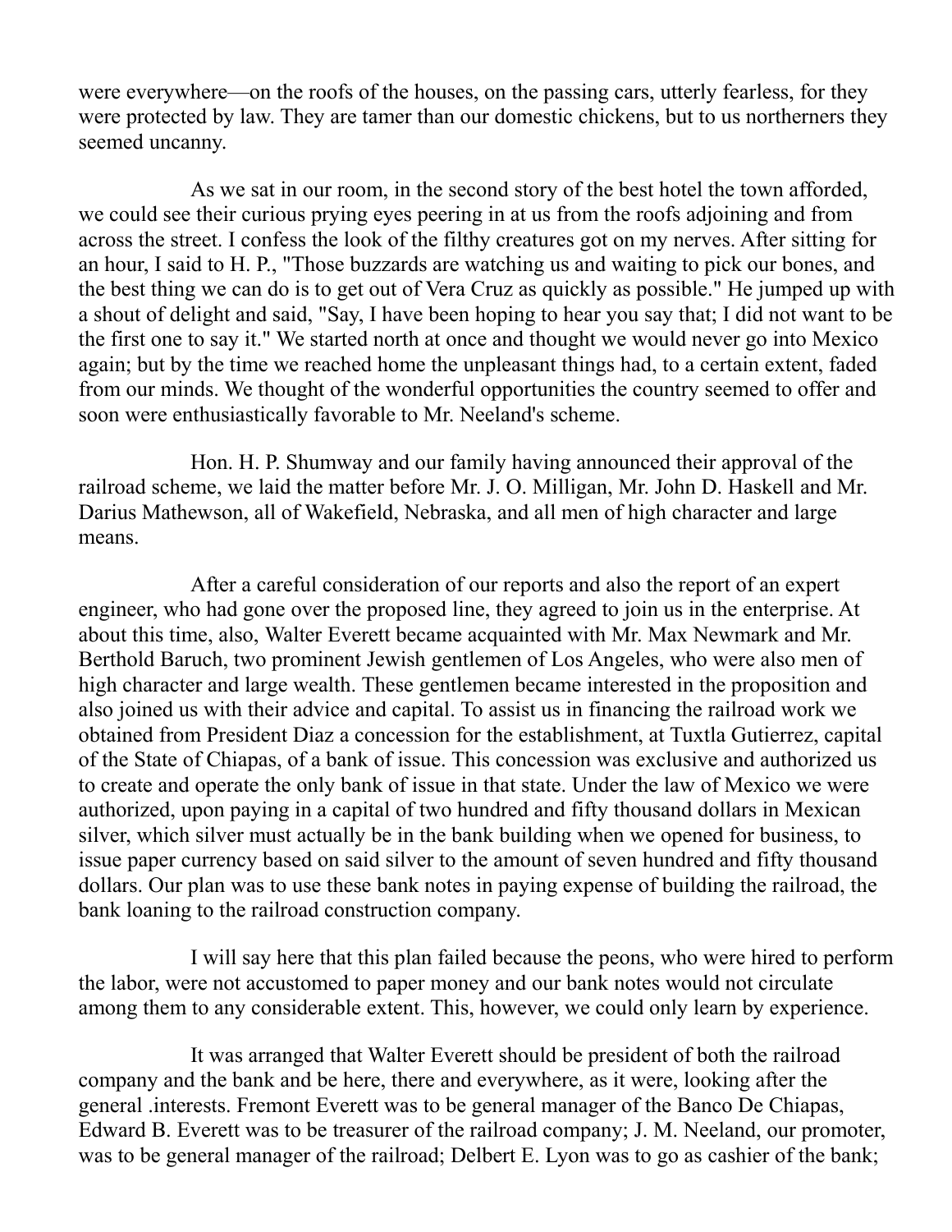were everywhere—on the roofs of the houses, on the passing cars, utterly fearless, for they were protected by law. They are tamer than our domestic chickens, but to us northerners they seemed uncanny.

As we sat in our room, in the second story of the best hotel the town afforded, we could see their curious prying eyes peering in at us from the roofs adjoining and from across the street. I confess the look of the filthy creatures got on my nerves. After sitting for an hour, I said to H. P., "Those buzzards are watching us and waiting to pick our bones, and the best thing we can do is to get out of Vera Cruz as quickly as possible." He jumped up with a shout of delight and said, "Say, I have been hoping to hear you say that; I did not want to be the first one to say it." We started north at once and thought we would never go into Mexico again; but by the time we reached home the unpleasant things had, to a certain extent, faded from our minds. We thought of the wonderful opportunities the country seemed to offer and soon were enthusiastically favorable to Mr. Neeland's scheme.

Hon. H. P. Shumway and our family having announced their approval of the railroad scheme, we laid the matter before Mr. J. O. Milligan, Mr. John D. Haskell and Mr. Darius Mathewson, all of Wakefield, Nebraska, and all men of high character and large means.

After a careful consideration of our reports and also the report of an expert engineer, who had gone over the proposed line, they agreed to join us in the enterprise. At about this time, also, Walter Everett became acquainted with Mr. Max Newmark and Mr. Berthold Baruch, two prominent Jewish gentlemen of Los Angeles, who were also men of high character and large wealth. These gentlemen became interested in the proposition and also joined us with their advice and capital. To assist us in financing the railroad work we obtained from President Diaz a concession for the establishment, at Tuxtla Gutierrez, capital of the State of Chiapas, of a bank of issue. This concession was exclusive and authorized us to create and operate the only bank of issue in that state. Under the law of Mexico we were authorized, upon paying in a capital of two hundred and fifty thousand dollars in Mexican silver, which silver must actually be in the bank building when we opened for business, to issue paper currency based on said silver to the amount of seven hundred and fifty thousand dollars. Our plan was to use these bank notes in paying expense of building the railroad, the bank loaning to the railroad construction company.

I will say here that this plan failed because the peons, who were hired to perform the labor, were not accustomed to paper money and our bank notes would not circulate among them to any considerable extent. This, however, we could only learn by experience.

It was arranged that Walter Everett should be president of both the railroad company and the bank and be here, there and everywhere, as it were, looking after the general .interests. Fremont Everett was to be general manager of the Banco De Chiapas, Edward B. Everett was to be treasurer of the railroad company; J. M. Neeland, our promoter, was to be general manager of the railroad; Delbert E. Lyon was to go as cashier of the bank;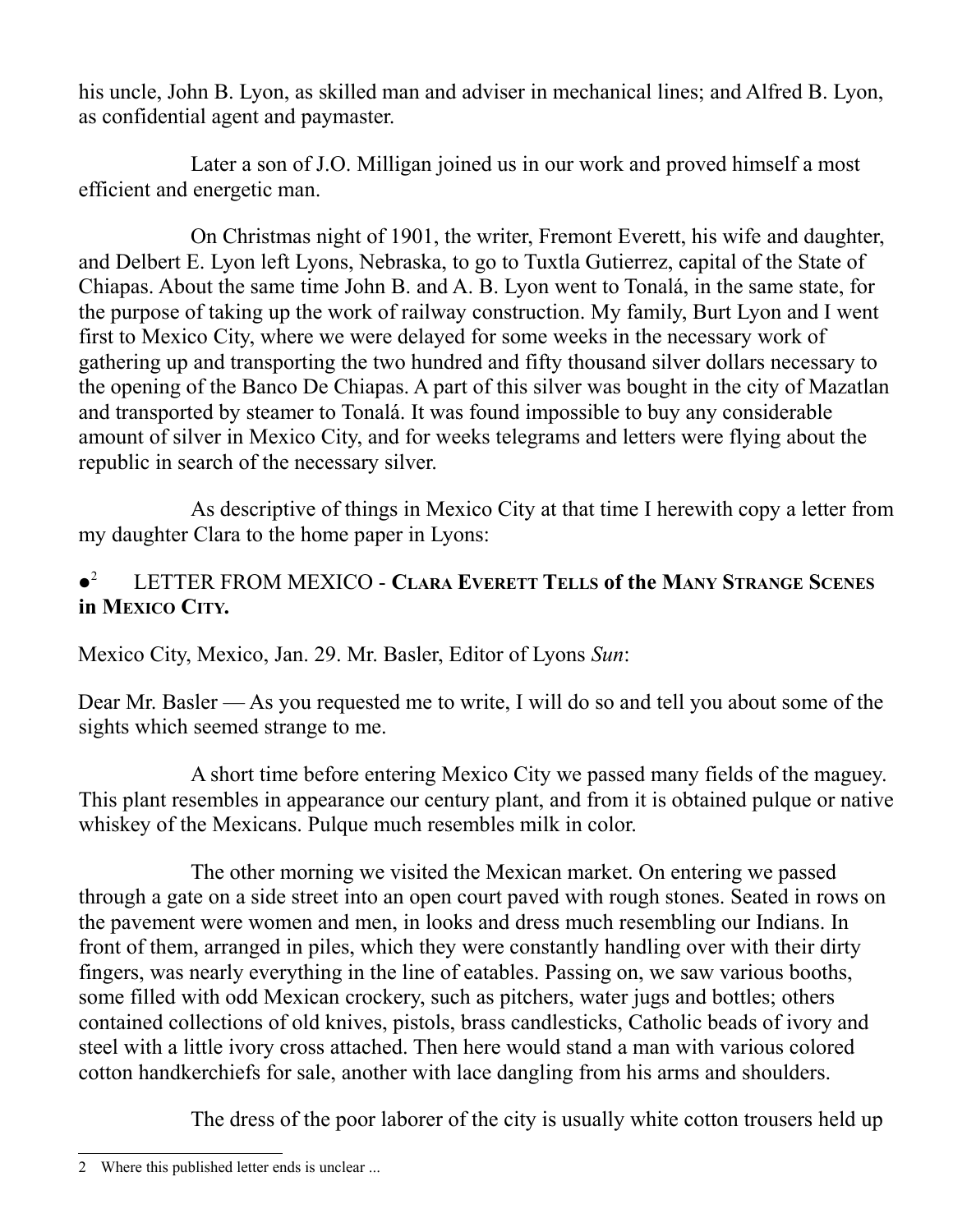his uncle, John B. Lyon, as skilled man and adviser in mechanical lines; and Alfred B. Lyon, as confidential agent and paymaster.

Later a son of J.O. Milligan joined us in our work and proved himself a most efficient and energetic man.

On Christmas night of 1901, the writer, Fremont Everett, his wife and daughter, and Delbert E. Lyon left Lyons, Nebraska, to go to Tuxtla Gutierrez, capital of the State of Chiapas. About the same time John B. and A. B. Lyon went to Tonalá, in the same state, for the purpose of taking up the work of railway construction. My family, Burt Lyon and I went first to Mexico City, where we were delayed for some weeks in the necessary work of gathering up and transporting the two hundred and fifty thousand silver dollars necessary to the opening of the Banco De Chiapas. A part of this silver was bought in the city of Mazatlan and transported by steamer to Tonalá. It was found impossible to buy any considerable amount of silver in Mexico City, and for weeks telegrams and letters were flying about the republic in search of the necessary silver.

As descriptive of things in Mexico City at that time I herewith copy a letter from my daughter Clara to the home paper in Lyons:

●[2] LETTER FROM MEXICO - **CLARA EVERETT TELLS of the MANY STRANGE SCENES in MEXICO CITY.**

Mexico City, Mexico, Jan. 29. Mr. Basler, Editor of Lyons *Sun*:

Dear Mr. Basler — As you requested me to write, I will do so and tell you about some of the sights which seemed strange to me.

A short time before entering Mexico City we passed many fields of the maguey. This plant resembles in appearance our century plant, and from it is obtained pulque or native whiskey of the Mexicans. Pulque much resembles milk in color.

The other morning we visited the Mexican market. On entering we passed through a gate on a side street into an open court paved with rough stones. Seated in rows on the pavement were women and men, in looks and dress much resembling our Indians. In front of them, arranged in piles, which they were constantly handling over with their dirty fingers, was nearly everything in the line of eatables. Passing on, we saw various booths, some filled with odd Mexican crockery, such as pitchers, water jugs and bottles; others contained collections of old knives, pistols, brass candlesticks, Catholic beads of ivory and steel with a little ivory cross attached. Then here would stand a man with various colored cotton handkerchiefs for sale, another with lace dangling from his arms and shoulders.

The dress of the poor laborer of the city is usually white cotton trousers held up

---

2 Where this published letter ends is unclear ...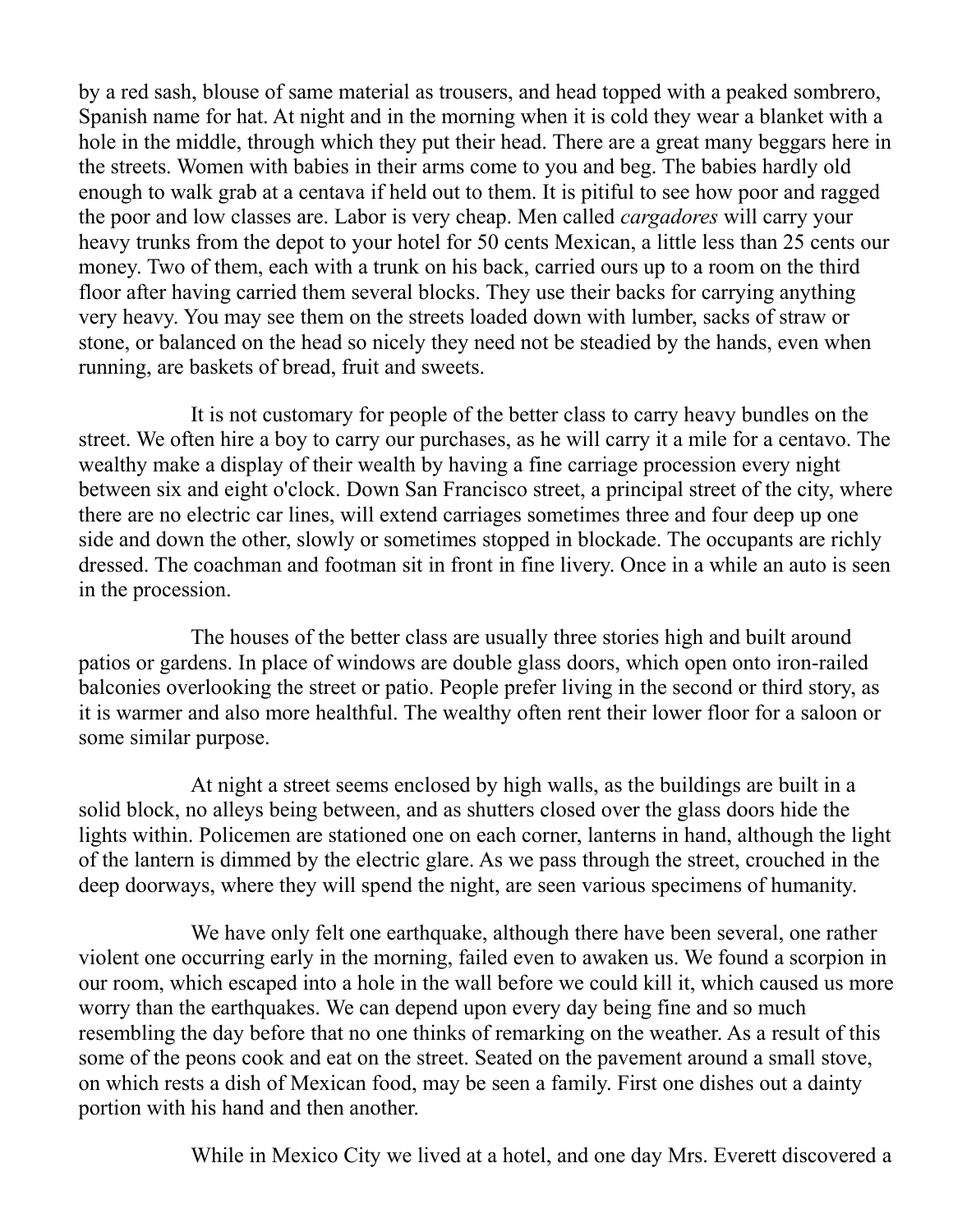by a red sash, blouse of same material as trousers, and head topped with a peaked sombrero, Spanish name for hat. At night and in the morning when it is cold they wear a blanket with a hole in the middle, through which they put their head. There are a great many beggars here in the streets. Women with babies in their arms come to you and beg. The babies hardly old enough to walk grab at a centava if held out to them. It is pitiful to see how poor and ragged the poor and low classes are. Labor is very cheap. Men called *cargadores* will carry your heavy trunks from the depot to your hotel for 50 cents Mexican, a little less than 25 cents our money. Two of them, each with a trunk on his back, carried ours up to a room on the third floor after having carried them several blocks. They use their backs for carrying anything very heavy. You may see them on the streets loaded down with lumber, sacks of straw or stone, or balanced on the head so nicely they need not be steadied by the hands, even when running, are baskets of bread, fruit and sweets.

It is not customary for people of the better class to carry heavy bundles on the street. We often hire a boy to carry our purchases, as he will carry it a mile for a centavo. The wealthy make a display of their wealth by having a fine carriage procession every night between six and eight o'clock. Down San Francisco street, a principal street of the city, where there are no electric car lines, will extend carriages sometimes three and four deep up one side and down the other, slowly or sometimes stopped in blockade. The occupants are richly dressed. The coachman and footman sit in front in fine livery. Once in a while an auto is seen in the procession.

The houses of the better class are usually three stories high and built around patios or gardens. In place of windows are double glass doors, which open onto iron-railed balconies overlooking the street or patio. People prefer living in the second or third story, as it is warmer and also more healthful. The wealthy often rent their lower floor for a saloon or some similar purpose.

At night a street seems enclosed by high walls, as the buildings are built in a solid block, no alleys being between, and as shutters closed over the glass doors hide the lights within. Policemen are stationed one on each corner, lanterns in hand, although the light of the lantern is dimmed by the electric glare. As we pass through the street, crouched in the deep doorways, where they will spend the night, are seen various specimens of humanity.

We have only felt one earthquake, although there have been several, one rather violent one occurring early in the morning, failed even to awaken us. We found a scorpion in our room, which escaped into a hole in the wall before we could kill it, which caused us more worry than the earthquakes. We can depend upon every day being fine and so much resembling the day before that no one thinks of remarking on the weather. As a result of this some of the peons cook and eat on the street. Seated on the pavement around a small stove, on which rests a dish of Mexican food, may be seen a family. First one dishes out a dainty portion with his hand and then another.

While in Mexico City we lived at a hotel, and one day Mrs. Everett discovered a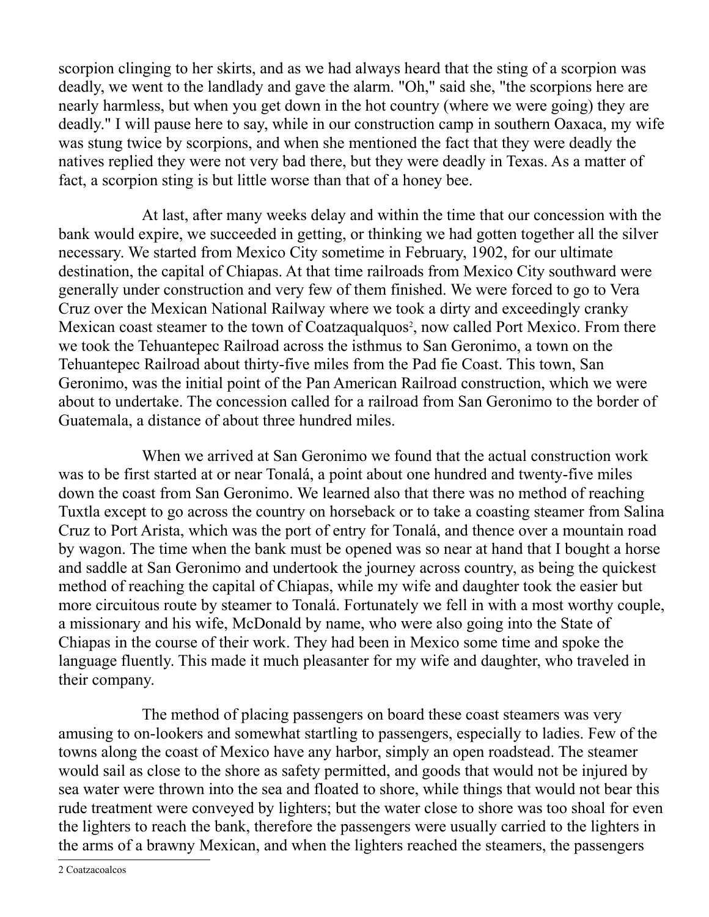scorpion clinging to her skirts, and as we had always heard that the sting of a scorpion was deadly, we went to the landlady and gave the alarm. "Oh," said she, "the scorpions here are nearly harmless, but when you get down in the hot country (where we were going) they are deadly." I will pause here to say, while in our construction camp in southern Oaxaca, my wife was stung twice by scorpions, and when she mentioned the fact that they were deadly the natives replied they were not very bad there, but they were deadly in Texas. As a matter of fact, a scorpion sting is but little worse than that of a honey bee.

At last, after many weeks delay and within the time that our concession with the bank would expire, we succeeded in getting, or thinking we had gotten together all the silver necessary. We started from Mexico City sometime in February, 1902, for our ultimate destination, the capital of Chiapas. At that time railroads from Mexico City southward were generally under construction and very few of them finished. We were forced to go to Vera Cruz over the Mexican National Railway where we took a dirty and exceedingly cranky Mexican coast steamer to the town of Coatzaqualquos[2], now called Port Mexico. From there we took the Tehuantepec Railroad across the isthmus to San Geronimo, a town on the Tehuantepec Railroad about thirty-five miles from the Pad fie Coast. This town, San Geronimo, was the initial point of the Pan American Railroad construction, which we were about to undertake. The concession called for a railroad from San Geronimo to the border of Guatemala, a distance of about three hundred miles.

When we arrived at San Geronimo we found that the actual construction work was to be first started at or near Tonalá, a point about one hundred and twenty-five miles down the coast from San Geronimo. We learned also that there was no method of reaching Tuxtla except to go across the country on horseback or to take a coasting steamer from Salina Cruz to Port Arista, which was the port of entry for Tonalá, and thence over a mountain road by wagon. The time when the bank must be opened was so near at hand that I bought a horse and saddle at San Geronimo and undertook the journey across country, as being the quickest method of reaching the capital of Chiapas, while my wife and daughter took the easier but more circuitous route by steamer to Tonalá. Fortunately we fell in with a most worthy couple, a missionary and his wife, McDonald by name, who were also going into the State of Chiapas in the course of their work. They had been in Mexico some time and spoke the language fluently. This made it much pleasanter for my wife and daughter, who traveled in their company.

The method of placing passengers on board these coast steamers was very amusing to on-lookers and somewhat startling to passengers, especially to ladies. Few of the towns along the coast of Mexico have any harbor, simply an open roadstead. The steamer would sail as close to the shore as safety permitted, and goods that would not be injured by sea water were thrown into the sea and floated to shore, while things that would not bear this rude treatment were conveyed by lighters; but the water close to shore was too shoal for even the lighters to reach the bank, therefore the passengers were usually carried to the lighters in the arms of a brawny Mexican, and when the lighters reached the steamers, the passengers

2 Coatzacoalcos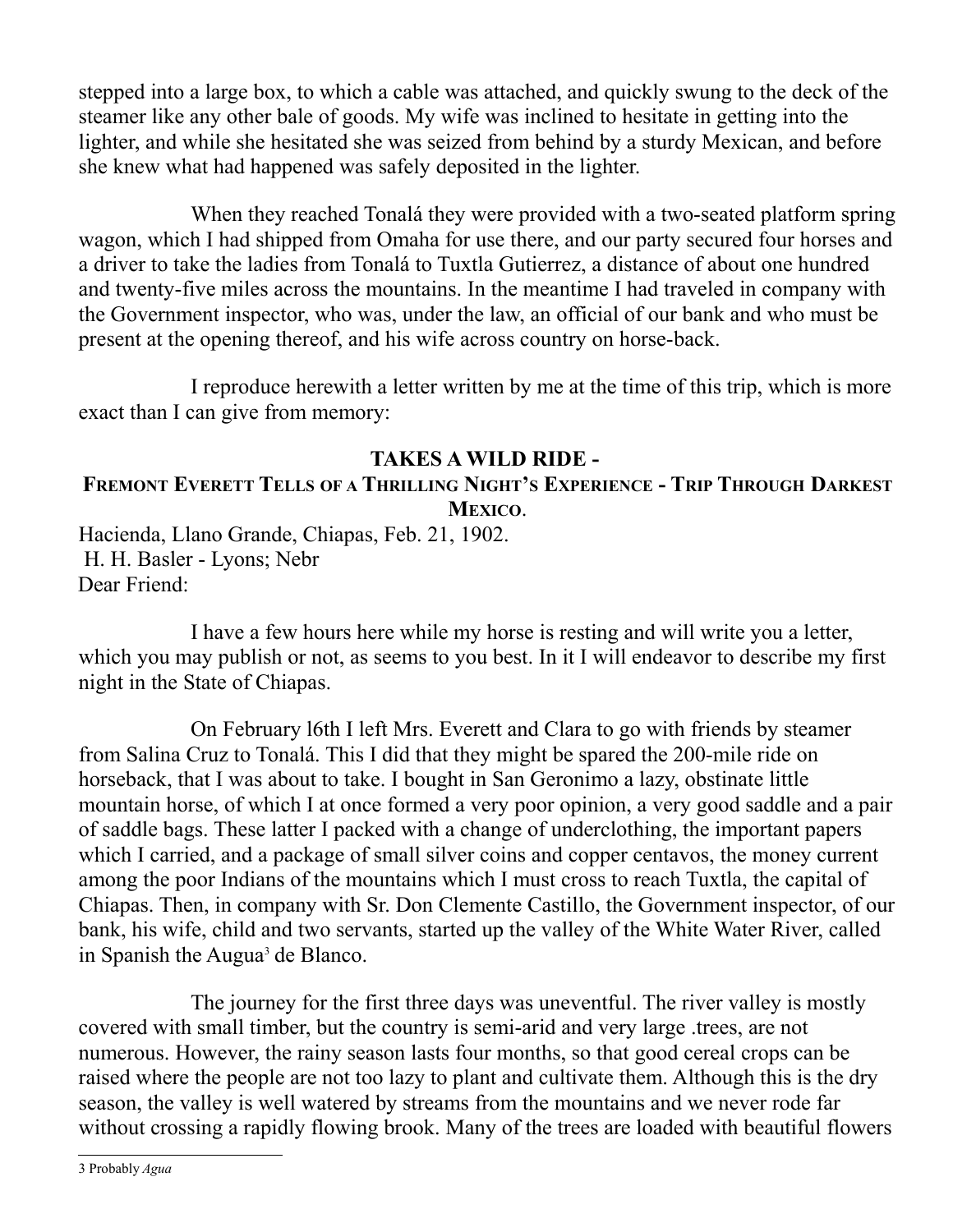stepped into a large box, to which a cable was attached, and quickly swung to the deck of the steamer like any other bale of goods. My wife was inclined to hesitate in getting into the lighter, and while she hesitated she was seized from behind by a sturdy Mexican, and before she knew what had happened was safely deposited in the lighter.

When they reached Tonalá they were provided with a two-seated platform spring wagon, which I had shipped from Omaha for use there, and our party secured four horses and a driver to take the ladies from Tonalá to Tuxtla Gutierrez, a distance of about one hundred and twenty-five miles across the mountains. In the meantime I had traveled in company with the Government inspector, who was, under the law, an official of our bank and who must be present at the opening thereof, and his wife across country on horse-back.

I reproduce herewith a letter written by me at the time of this trip, which is more exact than I can give from memory:

**TAKES A WILD RIDE -**
**FREMONT EVERETT TELLS OF A THRILLING NIGHT'S EXPERIENCE - TRIP THROUGH DARKEST MEXICO.**

Hacienda, Llano Grande, Chiapas, Feb. 21, 1902.
H. H. Basler - Lyons; Nebr
Dear Friend:

I have a few hours here while my horse is resting and will write you a letter, which you may publish or not, as seems to you best. In it I will endeavor to describe my first night in the State of Chiapas.

On February l6th I left Mrs. Everett and Clara to go with friends by steamer from Salina Cruz to Tonalá. This I did that they might be spared the 200-mile ride on horseback, that I was about to take. I bought in San Geronimo a lazy, obstinate little mountain horse, of which I at once formed a very poor opinion, a very good saddle and a pair of saddle bags. These latter I packed with a change of underclothing, the important papers which I carried, and a package of small silver coins and copper centavos, the money current among the poor Indians of the mountains which I must cross to reach Tuxtla, the capital of Chiapas. Then, in company with Sr. Don Clemente Castillo, the Government inspector, of our bank, his wife, child and two servants, started up the valley of the White Water River, called in Spanish the Augua[3] de Blanco.

The journey for the first three days was uneventful. The river valley is mostly covered with small timber, but the country is semi-arid and very large .trees, are not numerous. However, the rainy season lasts four months, so that good cereal crops can be raised where the people are not too lazy to plant and cultivate them. Although this is the dry season, the valley is well watered by streams from the mountains and we never rode far without crossing a rapidly flowing brook. Many of the trees are loaded with beautiful flowers

3 Probably *Agua*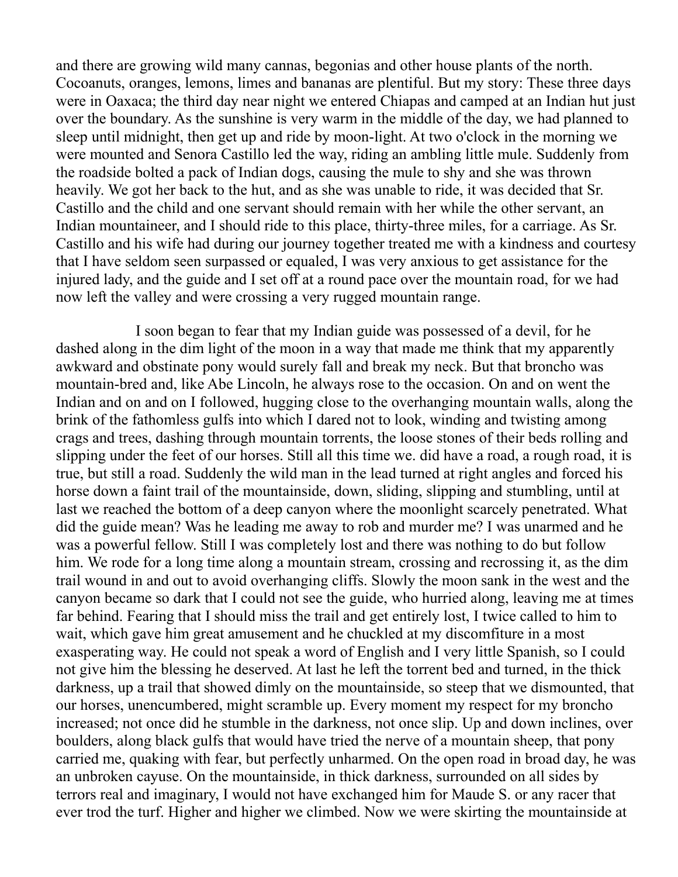and there are growing wild many cannas, begonias and other house plants of the north. Cocoanuts, oranges, lemons, limes and bananas are plentiful. But my story: These three days were in Oaxaca; the third day near night we entered Chiapas and camped at an Indian hut just over the boundary. As the sunshine is very warm in the middle of the day, we had planned to sleep until midnight, then get up and ride by moon-light. At two o'clock in the morning we were mounted and Senora Castillo led the way, riding an ambling little mule. Suddenly from the roadside bolted a pack of Indian dogs, causing the mule to shy and she was thrown heavily. We got her back to the hut, and as she was unable to ride, it was decided that Sr. Castillo and the child and one servant should remain with her while the other servant, an Indian mountaineer, and I should ride to this place, thirty-three miles, for a carriage. As Sr. Castillo and his wife had during our journey together treated me with a kindness and courtesy that I have seldom seen surpassed or equaled, I was very anxious to get assistance for the injured lady, and the guide and I set off at a round pace over the mountain road, for we had now left the valley and were crossing a very rugged mountain range.

I soon began to fear that my Indian guide was possessed of a devil, for he dashed along in the dim light of the moon in a way that made me think that my apparently awkward and obstinate pony would surely fall and break my neck. But that broncho was mountain-bred and, like Abe Lincoln, he always rose to the occasion. On and on went the Indian and on and on I followed, hugging close to the overhanging mountain walls, along the brink of the fathomless gulfs into which I dared not to look, winding and twisting among crags and trees, dashing through mountain torrents, the loose stones of their beds rolling and slipping under the feet of our horses. Still all this time we. did have a road, a rough road, it is true, but still a road. Suddenly the wild man in the lead turned at right angles and forced his horse down a faint trail of the mountainside, down, sliding, slipping and stumbling, until at last we reached the bottom of a deep canyon where the moonlight scarcely penetrated. What did the guide mean? Was he leading me away to rob and murder me? I was unarmed and he was a powerful fellow. Still I was completely lost and there was nothing to do but follow him. We rode for a long time along a mountain stream, crossing and recrossing it, as the dim trail wound in and out to avoid overhanging cliffs. Slowly the moon sank in the west and the canyon became so dark that I could not see the guide, who hurried along, leaving me at times far behind. Fearing that I should miss the trail and get entirely lost, I twice called to him to wait, which gave him great amusement and he chuckled at my discomfiture in a most exasperating way. He could not speak a word of English and I very little Spanish, so I could not give him the blessing he deserved. At last he left the torrent bed and turned, in the thick darkness, up a trail that showed dimly on the mountainside, so steep that we dismounted, that our horses, unencumbered, might scramble up. Every moment my respect for my broncho increased; not once did he stumble in the darkness, not once slip. Up and down inclines, over boulders, along black gulfs that would have tried the nerve of a mountain sheep, that pony carried me, quaking with fear, but perfectly unharmed. On the open road in broad day, he was an unbroken cayuse. On the mountainside, in thick darkness, surrounded on all sides by terrors real and imaginary, I would not have exchanged him for Maude S. or any racer that ever trod the turf. Higher and higher we climbed. Now we were skirting the mountainside at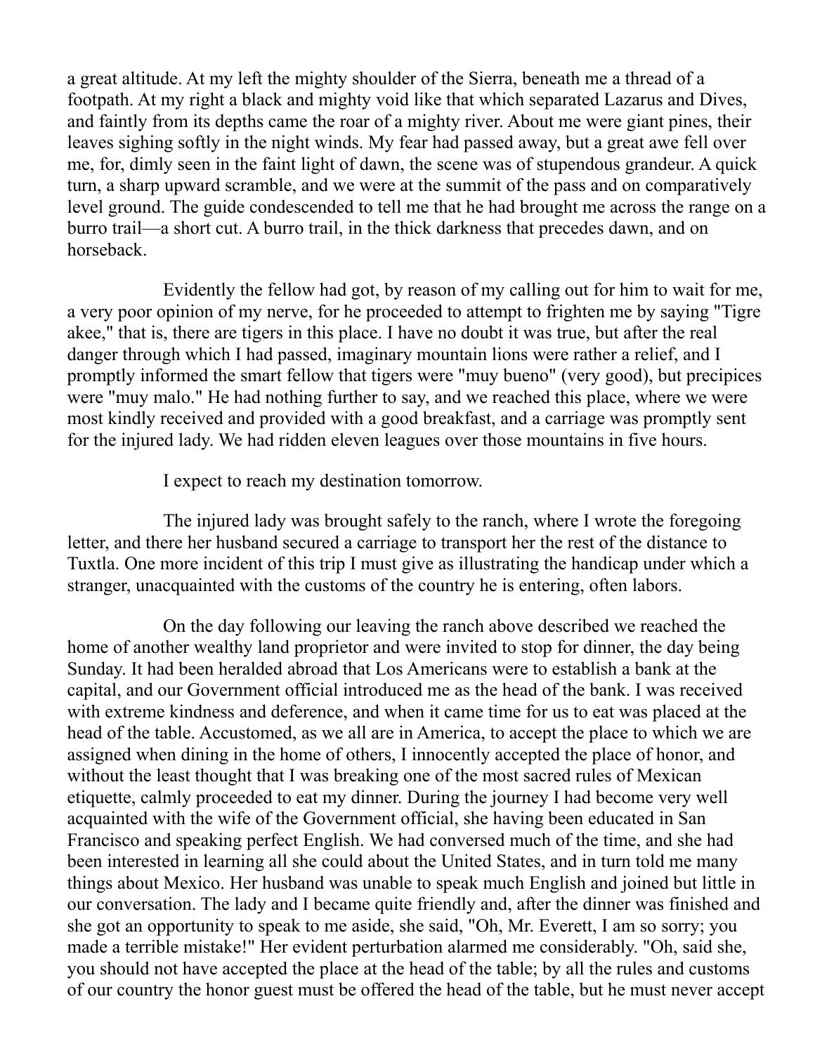a great altitude. At my left the mighty shoulder of the Sierra, beneath me a thread of a footpath. At my right a black and mighty void like that which separated Lazarus and Dives, and faintly from its depths came the roar of a mighty river. About me were giant pines, their leaves sighing softly in the night winds. My fear had passed away, but a great awe fell over me, for, dimly seen in the faint light of dawn, the scene was of stupendous grandeur. A quick turn, a sharp upward scramble, and we were at the summit of the pass and on comparatively level ground. The guide condescended to tell me that he had brought me across the range on a burro trail—a short cut. A burro trail, in the thick darkness that precedes dawn, and on horseback.

Evidently the fellow had got, by reason of my calling out for him to wait for me, a very poor opinion of my nerve, for he proceeded to attempt to frighten me by saying "Tigre akee," that is, there are tigers in this place. I have no doubt it was true, but after the real danger through which I had passed, imaginary mountain lions were rather a relief, and I promptly informed the smart fellow that tigers were "muy bueno" (very good), but precipices were "muy malo." He had nothing further to say, and we reached this place, where we were most kindly received and provided with a good breakfast, and a carriage was promptly sent for the injured lady. We had ridden eleven leagues over those mountains in five hours.

I expect to reach my destination tomorrow.

The injured lady was brought safely to the ranch, where I wrote the foregoing letter, and there her husband secured a carriage to transport her the rest of the distance to Tuxtla. One more incident of this trip I must give as illustrating the handicap under which a stranger, unacquainted with the customs of the country he is entering, often labors.

On the day following our leaving the ranch above described we reached the home of another wealthy land proprietor and were invited to stop for dinner, the day being Sunday. It had been heralded abroad that Los Americans were to establish a bank at the capital, and our Government official introduced me as the head of the bank. I was received with extreme kindness and deference, and when it came time for us to eat was placed at the head of the table. Accustomed, as we all are in America, to accept the place to which we are assigned when dining in the home of others, I innocently accepted the place of honor, and without the least thought that I was breaking one of the most sacred rules of Mexican etiquette, calmly proceeded to eat my dinner. During the journey I had become very well acquainted with the wife of the Government official, she having been educated in San Francisco and speaking perfect English. We had conversed much of the time, and she had been interested in learning all she could about the United States, and in turn told me many things about Mexico. Her husband was unable to speak much English and joined but little in our conversation. The lady and I became quite friendly and, after the dinner was finished and she got an opportunity to speak to me aside, she said, "Oh, Mr. Everett, I am so sorry; you made a terrible mistake!" Her evident perturbation alarmed me considerably. "Oh, said she, you should not have accepted the place at the head of the table; by all the rules and customs of our country the honor guest must be offered the head of the table, but he must never accept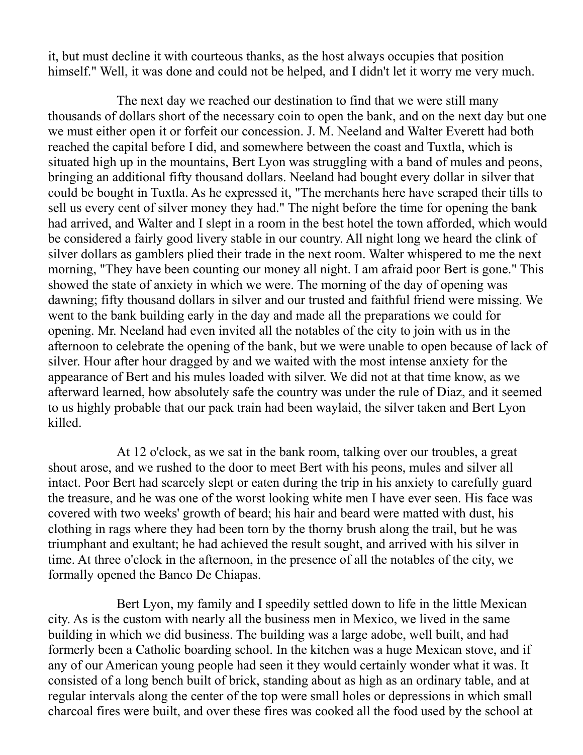it, but must decline it with courteous thanks, as the host always occupies that position himself." Well, it was done and could not be helped, and I didn't let it worry me very much.

The next day we reached our destination to find that we were still many thousands of dollars short of the necessary coin to open the bank, and on the next day but one we must either open it or forfeit our concession. J. M. Neeland and Walter Everett had both reached the capital before I did, and somewhere between the coast and Tuxtla, which is situated high up in the mountains, Bert Lyon was struggling with a band of mules and peons, bringing an additional fifty thousand dollars. Neeland had bought every dollar in silver that could be bought in Tuxtla. As he expressed it, "The merchants here have scraped their tills to sell us every cent of silver money they had." The night before the time for opening the bank had arrived, and Walter and I slept in a room in the best hotel the town afforded, which would be considered a fairly good livery stable in our country. All night long we heard the clink of silver dollars as gamblers plied their trade in the next room. Walter whispered to me the next morning, "They have been counting our money all night. I am afraid poor Bert is gone." This showed the state of anxiety in which we were. The morning of the day of opening was dawning; fifty thousand dollars in silver and our trusted and faithful friend were missing. We went to the bank building early in the day and made all the preparations we could for opening. Mr. Neeland had even invited all the notables of the city to join with us in the afternoon to celebrate the opening of the bank, but we were unable to open because of lack of silver. Hour after hour dragged by and we waited with the most intense anxiety for the appearance of Bert and his mules loaded with silver. We did not at that time know, as we afterward learned, how absolutely safe the country was under the rule of Diaz, and it seemed to us highly probable that our pack train had been waylaid, the silver taken and Bert Lyon killed.

At 12 o'clock, as we sat in the bank room, talking over our troubles, a great shout arose, and we rushed to the door to meet Bert with his peons, mules and silver all intact. Poor Bert had scarcely slept or eaten during the trip in his anxiety to carefully guard the treasure, and he was one of the worst looking white men I have ever seen. His face was covered with two weeks' growth of beard; his hair and beard were matted with dust, his clothing in rags where they had been torn by the thorny brush along the trail, but he was triumphant and exultant; he had achieved the result sought, and arrived with his silver in time. At three o'clock in the afternoon, in the presence of all the notables of the city, we formally opened the Banco De Chiapas.

Bert Lyon, my family and I speedily settled down to life in the little Mexican city. As is the custom with nearly all the business men in Mexico, we lived in the same building in which we did business. The building was a large adobe, well built, and had formerly been a Catholic boarding school. In the kitchen was a huge Mexican stove, and if any of our American young people had seen it they would certainly wonder what it was. It consisted of a long bench built of brick, standing about as high as an ordinary table, and at regular intervals along the center of the top were small holes or depressions in which small charcoal fires were built, and over these fires was cooked all the food used by the school at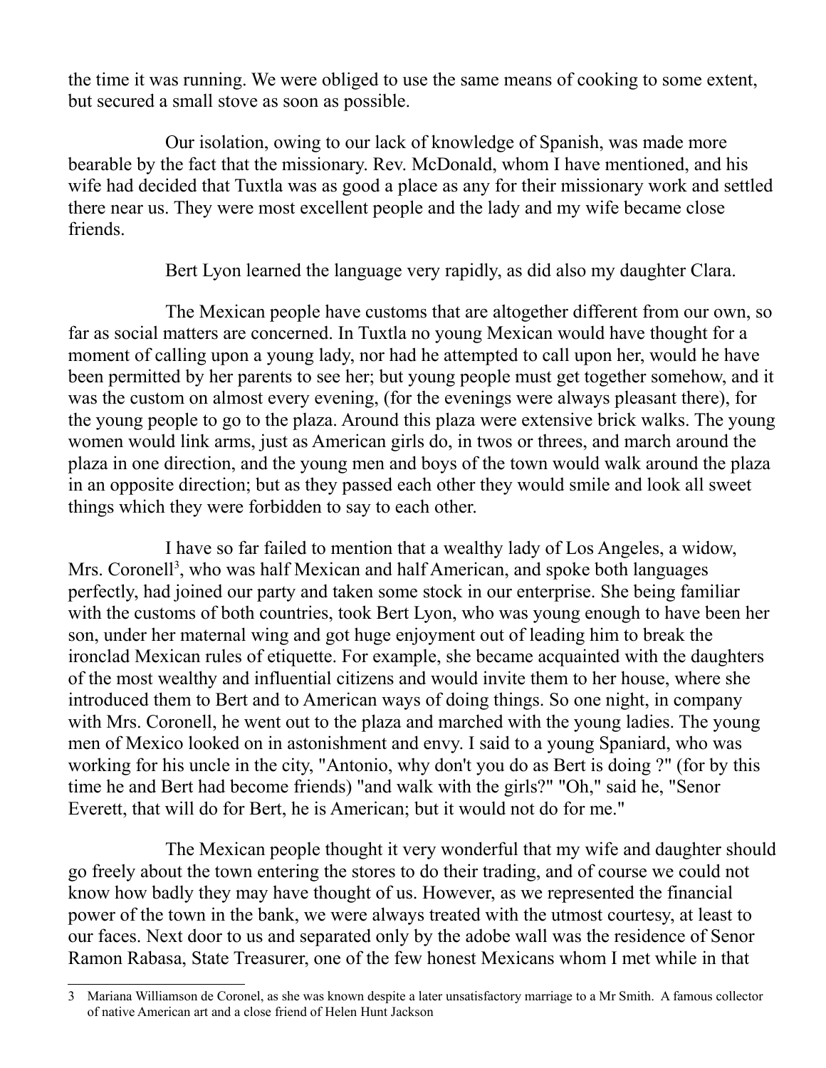the time it was running. We were obliged to use the same means of cooking to some extent, but secured a small stove as soon as possible.

Our isolation, owing to our lack of knowledge of Spanish, was made more bearable by the fact that the missionary. Rev. McDonald, whom I have mentioned, and his wife had decided that Tuxtla was as good a place as any for their missionary work and settled there near us. They were most excellent people and the lady and my wife became close friends.

Bert Lyon learned the language very rapidly, as did also my daughter Clara.

The Mexican people have customs that are altogether different from our own, so far as social matters are concerned. In Tuxtla no young Mexican would have thought for a moment of calling upon a young lady, nor had he attempted to call upon her, would he have been permitted by her parents to see her; but young people must get together somehow, and it was the custom on almost every evening, (for the evenings were always pleasant there), for the young people to go to the plaza. Around this plaza were extensive brick walks. The young women would link arms, just as American girls do, in twos or threes, and march around the plaza in one direction, and the young men and boys of the town would walk around the plaza in an opposite direction; but as they passed each other they would smile and look all sweet things which they were forbidden to say to each other.

I have so far failed to mention that a wealthy lady of Los Angeles, a widow, Mrs. Coronell[3], who was half Mexican and half American, and spoke both languages perfectly, had joined our party and taken some stock in our enterprise. She being familiar with the customs of both countries, took Bert Lyon, who was young enough to have been her son, under her maternal wing and got huge enjoyment out of leading him to break the ironclad Mexican rules of etiquette. For example, she became acquainted with the daughters of the most wealthy and influential citizens and would invite them to her house, where she introduced them to Bert and to American ways of doing things. So one night, in company with Mrs. Coronell, he went out to the plaza and marched with the young ladies. The young men of Mexico looked on in astonishment and envy. I said to a young Spaniard, who was working for his uncle in the city, "Antonio, why don't you do as Bert is doing ?" (for by this time he and Bert had become friends) "and walk with the girls?" "Oh," said he, "Senor Everett, that will do for Bert, he is American; but it would not do for me."

The Mexican people thought it very wonderful that my wife and daughter should go freely about the town entering the stores to do their trading, and of course we could not know how badly they may have thought of us. However, as we represented the financial power of the town in the bank, we were always treated with the utmost courtesy, at least to our faces. Next door to us and separated only by the adobe wall was the residence of Senor Ramon Rabasa, State Treasurer, one of the few honest Mexicans whom I met while in that

---

3 Mariana Williamson de Coronel, as she was known despite a later unsatisfactory marriage to a Mr Smith. A famous collector of native American art and a close friend of Helen Hunt Jackson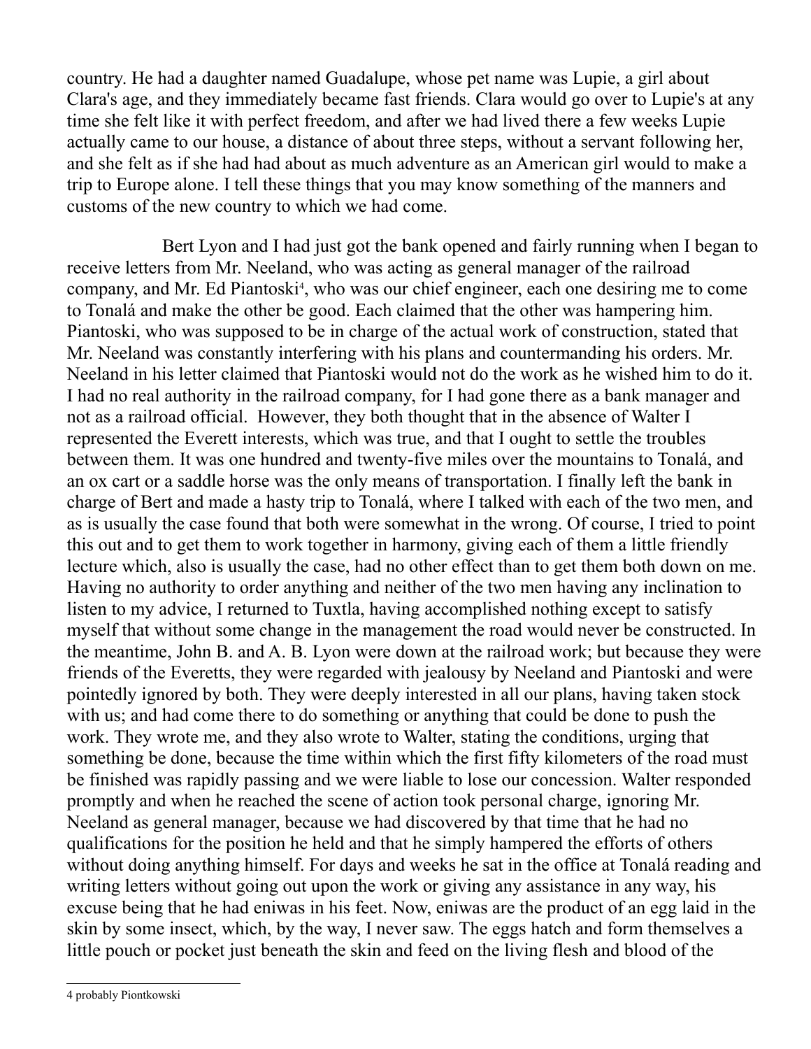country. He had a daughter named Guadalupe, whose pet name was Lupie, a girl about Clara's age, and they immediately became fast friends. Clara would go over to Lupie's at any time she felt like it with perfect freedom, and after we had lived there a few weeks Lupie actually came to our house, a distance of about three steps, without a servant following her, and she felt as if she had had about as much adventure as an American girl would to make a trip to Europe alone. I tell these things that you may know something of the manners and customs of the new country to which we had come.

Bert Lyon and I had just got the bank opened and fairly running when I began to receive letters from Mr. Neeland, who was acting as general manager of the railroad company, and Mr. Ed Piantoski[4], who was our chief engineer, each one desiring me to come to Tonalá and make the other be good. Each claimed that the other was hampering him. Piantoski, who was supposed to be in charge of the actual work of construction, stated that Mr. Neeland was constantly interfering with his plans and countermanding his orders. Mr. Neeland in his letter claimed that Piantoski would not do the work as he wished him to do it. I had no real authority in the railroad company, for I had gone there as a bank manager and not as a railroad official. However, they both thought that in the absence of Walter I represented the Everett interests, which was true, and that I ought to settle the troubles between them. It was one hundred and twenty-five miles over the mountains to Tonalá, and an ox cart or a saddle horse was the only means of transportation. I finally left the bank in charge of Bert and made a hasty trip to Tonalá, where I talked with each of the two men, and as is usually the case found that both were somewhat in the wrong. Of course, I tried to point this out and to get them to work together in harmony, giving each of them a little friendly lecture which, also is usually the case, had no other effect than to get them both down on me. Having no authority to order anything and neither of the two men having any inclination to listen to my advice, I returned to Tuxtla, having accomplished nothing except to satisfy myself that without some change in the management the road would never be constructed. In the meantime, John B. and A. B. Lyon were down at the railroad work; but because they were friends of the Everetts, they were regarded with jealousy by Neeland and Piantoski and were pointedly ignored by both. They were deeply interested in all our plans, having taken stock with us; and had come there to do something or anything that could be done to push the work. They wrote me, and they also wrote to Walter, stating the conditions, urging that something be done, because the time within which the first fifty kilometers of the road must be finished was rapidly passing and we were liable to lose our concession. Walter responded promptly and when he reached the scene of action took personal charge, ignoring Mr. Neeland as general manager, because we had discovered by that time that he had no qualifications for the position he held and that he simply hampered the efforts of others without doing anything himself. For days and weeks he sat in the office at Tonalá reading and writing letters without going out upon the work or giving any assistance in any way, his excuse being that he had eniwas in his feet. Now, eniwas are the product of an egg laid in the skin by some insect, which, by the way, I never saw. The eggs hatch and form themselves a little pouch or pocket just beneath the skin and feed on the living flesh and blood of the

[4] probably Piontkowski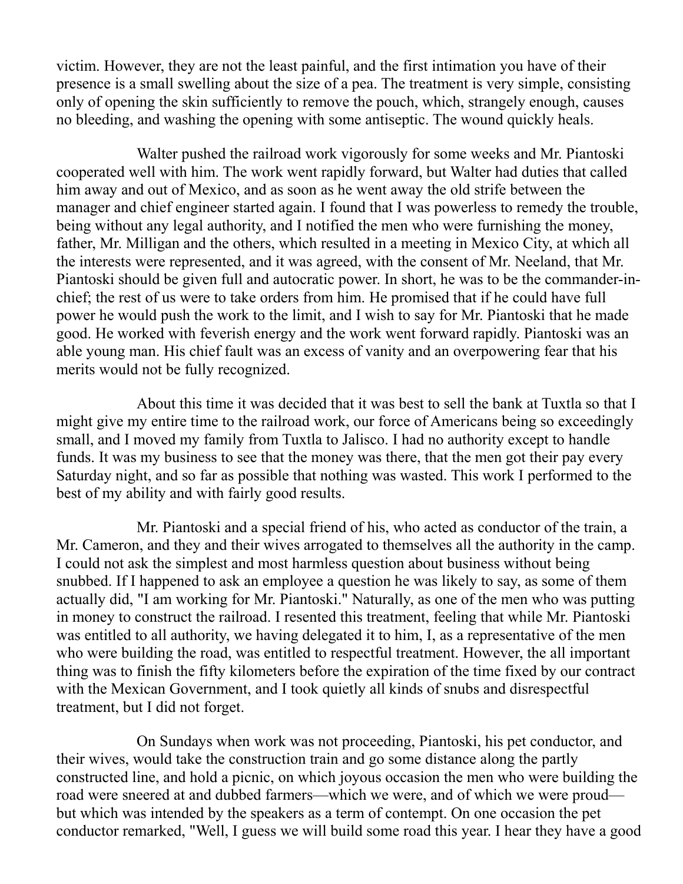victim. However, they are not the least painful, and the first intimation you have of their presence is a small swelling about the size of a pea. The treatment is very simple, consisting only of opening the skin sufficiently to remove the pouch, which, strangely enough, causes no bleeding, and washing the opening with some antiseptic. The wound quickly heals.

Walter pushed the railroad work vigorously for some weeks and Mr. Piantoski cooperated well with him. The work went rapidly forward, but Walter had duties that called him away and out of Mexico, and as soon as he went away the old strife between the manager and chief engineer started again. I found that I was powerless to remedy the trouble, being without any legal authority, and I notified the men who were furnishing the money, father, Mr. Milligan and the others, which resulted in a meeting in Mexico City, at which all the interests were represented, and it was agreed, with the consent of Mr. Neeland, that Mr. Piantoski should be given full and autocratic power. In short, he was to be the commander-in-chief; the rest of us were to take orders from him. He promised that if he could have full power he would push the work to the limit, and I wish to say for Mr. Piantoski that he made good. He worked with feverish energy and the work went forward rapidly. Piantoski was an able young man. His chief fault was an excess of vanity and an overpowering fear that his merits would not be fully recognized.

About this time it was decided that it was best to sell the bank at Tuxtla so that I might give my entire time to the railroad work, our force of Americans being so exceedingly small, and I moved my family from Tuxtla to Jalisco. I had no authority except to handle funds. It was my business to see that the money was there, that the men got their pay every Saturday night, and so far as possible that nothing was wasted. This work I performed to the best of my ability and with fairly good results.

Mr. Piantoski and a special friend of his, who acted as conductor of the train, a Mr. Cameron, and they and their wives arrogated to themselves all the authority in the camp. I could not ask the simplest and most harmless question about business without being snubbed. If I happened to ask an employee a question he was likely to say, as some of them actually did, "I am working for Mr. Piantoski." Naturally, as one of the men who was putting in money to construct the railroad. I resented this treatment, feeling that while Mr. Piantoski was entitled to all authority, we having delegated it to him, I, as a representative of the men who were building the road, was entitled to respectful treatment. However, the all important thing was to finish the fifty kilometers before the expiration of the time fixed by our contract with the Mexican Government, and I took quietly all kinds of snubs and disrespectful treatment, but I did not forget.

On Sundays when work was not proceeding, Piantoski, his pet conductor, and their wives, would take the construction train and go some distance along the partly constructed line, and hold a picnic, on which joyous occasion the men who were building the road were sneered at and dubbed farmers—which we were, and of which we were proud—but which was intended by the speakers as a term of contempt. On one occasion the pet conductor remarked, "Well, I guess we will build some road this year. I hear they have a good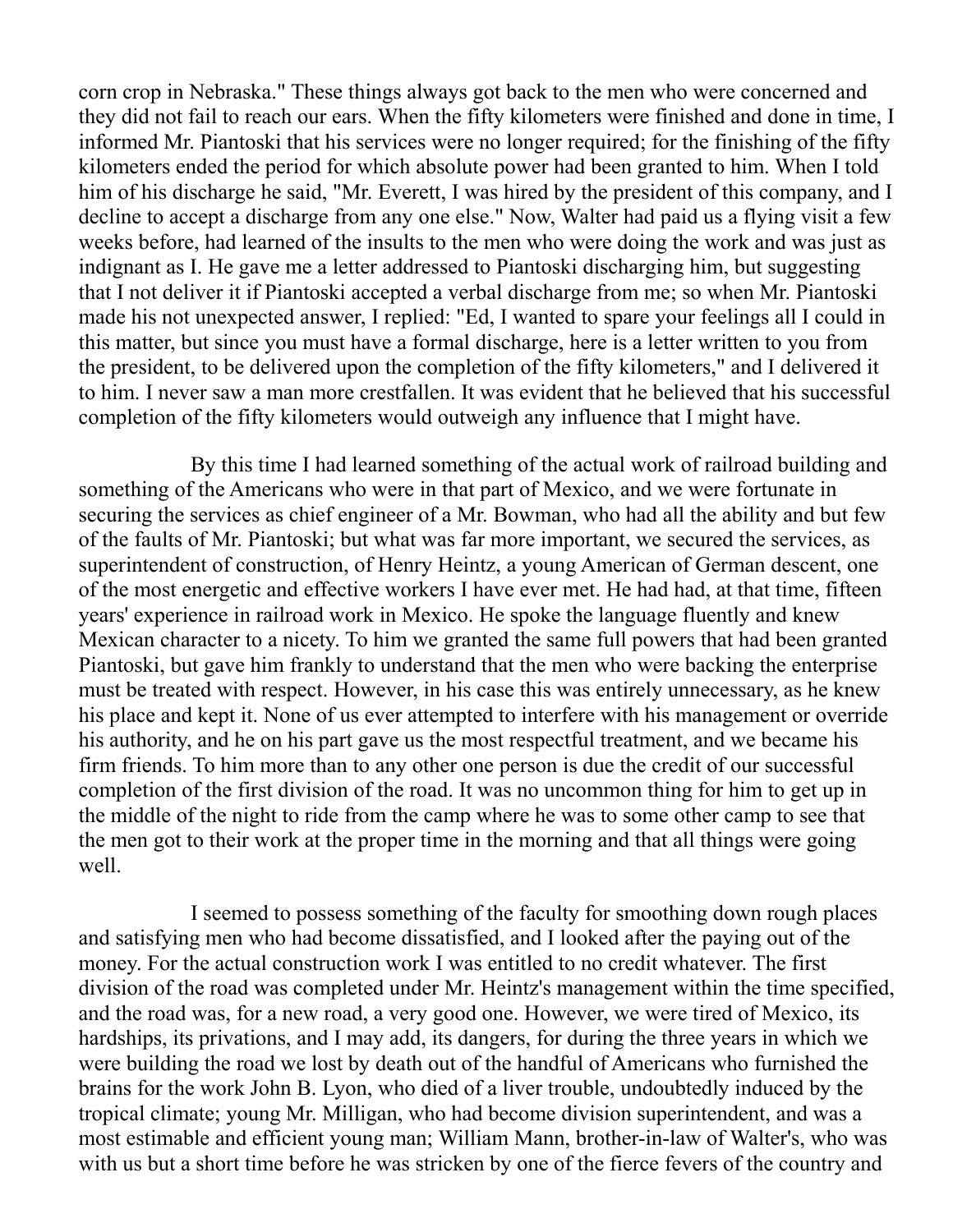corn crop in Nebraska." These things always got back to the men who were concerned and they did not fail to reach our ears. When the fifty kilometers were finished and done in time, I informed Mr. Piantoski that his services were no longer required; for the finishing of the fifty kilometers ended the period for which absolute power had been granted to him. When I told him of his discharge he said, "Mr. Everett, I was hired by the president of this company, and I decline to accept a discharge from any one else." Now, Walter had paid us a flying visit a few weeks before, had learned of the insults to the men who were doing the work and was just as indignant as I. He gave me a letter addressed to Piantoski discharging him, but suggesting that I not deliver it if Piantoski accepted a verbal discharge from me; so when Mr. Piantoski made his not unexpected answer, I replied: "Ed, I wanted to spare your feelings all I could in this matter, but since you must have a formal discharge, here is a letter written to you from the president, to be delivered upon the completion of the fifty kilometers," and I delivered it to him. I never saw a man more crestfallen. It was evident that he believed that his successful completion of the fifty kilometers would outweigh any influence that I might have.

By this time I had learned something of the actual work of railroad building and something of the Americans who were in that part of Mexico, and we were fortunate in securing the services as chief engineer of a Mr. Bowman, who had all the ability and but few of the faults of Mr. Piantoski; but what was far more important, we secured the services, as superintendent of construction, of Henry Heintz, a young American of German descent, one of the most energetic and effective workers I have ever met. He had had, at that time, fifteen years' experience in railroad work in Mexico. He spoke the language fluently and knew Mexican character to a nicety. To him we granted the same full powers that had been granted Piantoski, but gave him frankly to understand that the men who were backing the enterprise must be treated with respect. However, in his case this was entirely unnecessary, as he knew his place and kept it. None of us ever attempted to interfere with his management or override his authority, and he on his part gave us the most respectful treatment, and we became his firm friends. To him more than to any other one person is due the credit of our successful completion of the first division of the road. It was no uncommon thing for him to get up in the middle of the night to ride from the camp where he was to some other camp to see that the men got to their work at the proper time in the morning and that all things were going well.

I seemed to possess something of the faculty for smoothing down rough places and satisfying men who had become dissatisfied, and I looked after the paying out of the money. For the actual construction work I was entitled to no credit whatever. The first division of the road was completed under Mr. Heintz's management within the time specified, and the road was, for a new road, a very good one. However, we were tired of Mexico, its hardships, its privations, and I may add, its dangers, for during the three years in which we were building the road we lost by death out of the handful of Americans who furnished the brains for the work John B. Lyon, who died of a liver trouble, undoubtedly induced by the tropical climate; young Mr. Milligan, who had become division superintendent, and was a most estimable and efficient young man; William Mann, brother-in-law of Walter's, who was with us but a short time before he was stricken by one of the fierce fevers of the country and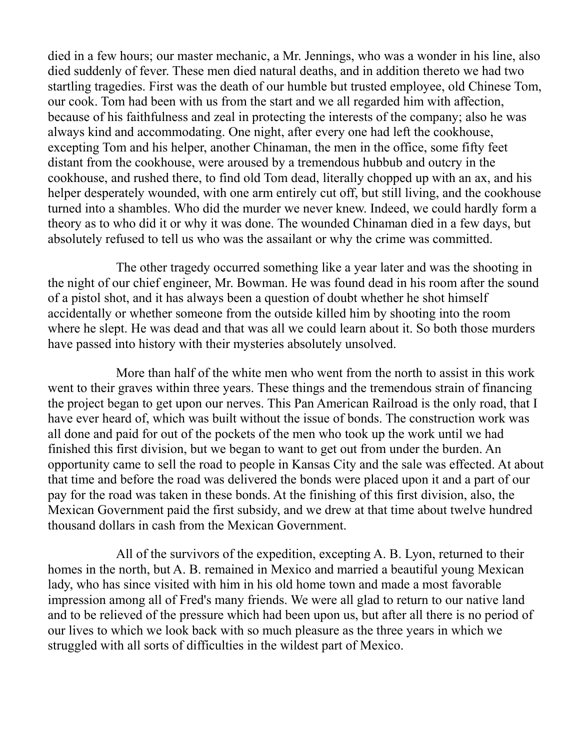died in a few hours; our master mechanic, a Mr. Jennings, who was a wonder in his line, also died suddenly of fever. These men died natural deaths, and in addition thereto we had two startling tragedies. First was the death of our humble but trusted employee, old Chinese Tom, our cook. Tom had been with us from the start and we all regarded him with affection, because of his faithfulness and zeal in protecting the interests of the company; also he was always kind and accommodating. One night, after every one had left the cookhouse, excepting Tom and his helper, another Chinaman, the men in the office, some fifty feet distant from the cookhouse, were aroused by a tremendous hubbub and outcry in the cookhouse, and rushed there, to find old Tom dead, literally chopped up with an ax, and his helper desperately wounded, with one arm entirely cut off, but still living, and the cookhouse turned into a shambles. Who did the murder we never knew. Indeed, we could hardly form a theory as to who did it or why it was done. The wounded Chinaman died in a few days, but absolutely refused to tell us who was the assailant or why the crime was committed.

The other tragedy occurred something like a year later and was the shooting in the night of our chief engineer, Mr. Bowman. He was found dead in his room after the sound of a pistol shot, and it has always been a question of doubt whether he shot himself accidentally or whether someone from the outside killed him by shooting into the room where he slept. He was dead and that was all we could learn about it. So both those murders have passed into history with their mysteries absolutely unsolved.

More than half of the white men who went from the north to assist in this work went to their graves within three years. These things and the tremendous strain of financing the project began to get upon our nerves. This Pan American Railroad is the only road, that I have ever heard of, which was built without the issue of bonds. The construction work was all done and paid for out of the pockets of the men who took up the work until we had finished this first division, but we began to want to get out from under the burden. An opportunity came to sell the road to people in Kansas City and the sale was effected. At about that time and before the road was delivered the bonds were placed upon it and a part of our pay for the road was taken in these bonds. At the finishing of this first division, also, the Mexican Government paid the first subsidy, and we drew at that time about twelve hundred thousand dollars in cash from the Mexican Government.

All of the survivors of the expedition, excepting A. B. Lyon, returned to their homes in the north, but A. B. remained in Mexico and married a beautiful young Mexican lady, who has since visited with him in his old home town and made a most favorable impression among all of Fred's many friends. We were all glad to return to our native land and to be relieved of the pressure which had been upon us, but after all there is no period of our lives to which we look back with so much pleasure as the three years in which we struggled with all sorts of difficulties in the wildest part of Mexico.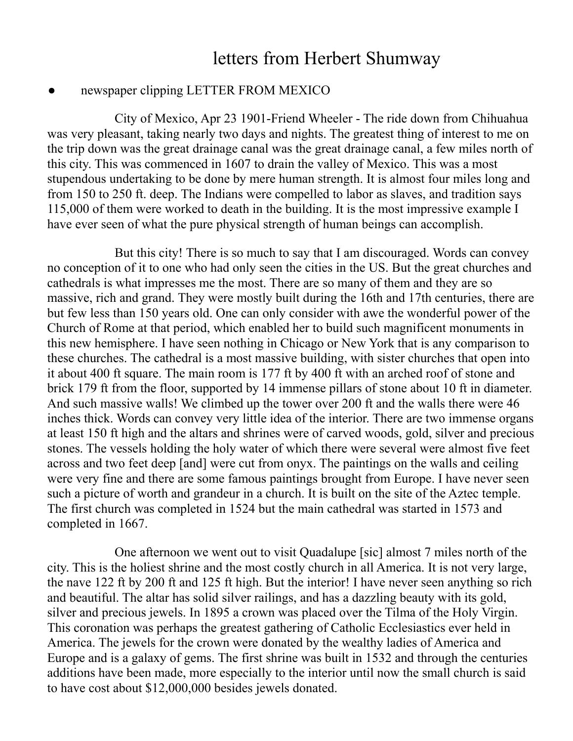# letters from Herbert Shumway

- newspaper clipping LETTER FROM MEXICO

City of Mexico, Apr 23 1901-Friend Wheeler - The ride down from Chihuahua was very pleasant, taking nearly two days and nights. The greatest thing of interest to me on the trip down was the great drainage canal was the great drainage canal, a few miles north of this city. This was commenced in 1607 to drain the valley of Mexico. This was a most stupendous undertaking to be done by mere human strength. It is almost four miles long and from 150 to 250 ft. deep. The Indians were compelled to labor as slaves, and tradition says 115,000 of them were worked to death in the building. It is the most impressive example I have ever seen of what the pure physical strength of human beings can accomplish.

But this city! There is so much to say that I am discouraged. Words can convey no conception of it to one who had only seen the cities in the US. But the great churches and cathedrals is what impresses me the most. There are so many of them and they are so massive, rich and grand. They were mostly built during the 16th and 17th centuries, there are but few less than 150 years old. One can only consider with awe the wonderful power of the Church of Rome at that period, which enabled her to build such magnificent monuments in this new hemisphere. I have seen nothing in Chicago or New York that is any comparison to these churches. The cathedral is a most massive building, with sister churches that open into it about 400 ft square. The main room is 177 ft by 400 ft with an arched roof of stone and brick 179 ft from the floor, supported by 14 immense pillars of stone about 10 ft in diameter. And such massive walls! We climbed up the tower over 200 ft and the walls there were 46 inches thick. Words can convey very little idea of the interior. There are two immense organs at least 150 ft high and the altars and shrines were of carved woods, gold, silver and precious stones. The vessels holding the holy water of which there were several were almost five feet across and two feet deep [and] were cut from onyx. The paintings on the walls and ceiling were very fine and there are some famous paintings brought from Europe. I have never seen such a picture of worth and grandeur in a church. It is built on the site of the Aztec temple. The first church was completed in 1524 but the main cathedral was started in 1573 and completed in 1667.

One afternoon we went out to visit Quadalupe [sic] almost 7 miles north of the city. This is the holiest shrine and the most costly church in all America. It is not very large, the nave 122 ft by 200 ft and 125 ft high. But the interior! I have never seen anything so rich and beautiful. The altar has solid silver railings, and has a dazzling beauty with its gold, silver and precious jewels. In 1895 a crown was placed over the Tilma of the Holy Virgin. This coronation was perhaps the greatest gathering of Catholic Ecclesiastics ever held in America. The jewels for the crown were donated by the wealthy ladies of America and Europe and is a galaxy of gems. The first shrine was built in 1532 and through the centuries additions have been made, more especially to the interior until now the small church is said to have cost about $12,000,000 besides jewels donated.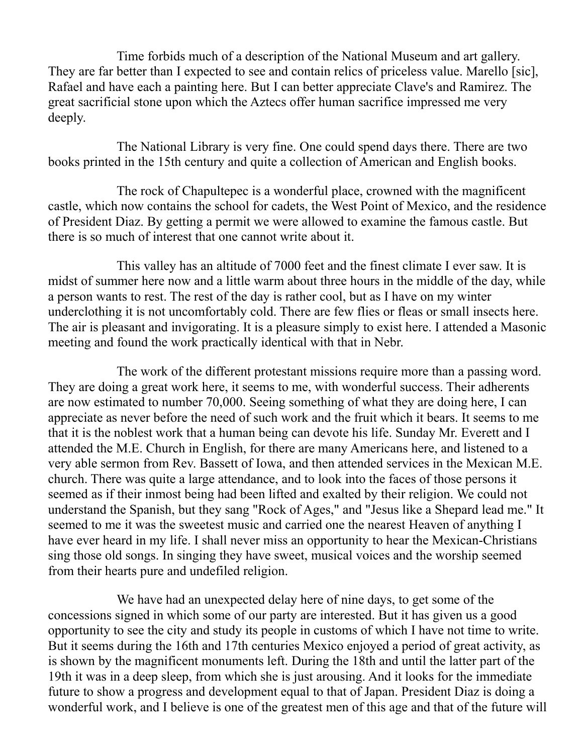Time forbids much of a description of the National Museum and art gallery. They are far better than I expected to see and contain relics of priceless value. Marello [sic], Rafael and have each a painting here. But I can better appreciate Clave's and Ramirez. The great sacrificial stone upon which the Aztecs offer human sacrifice impressed me very deeply.

The National Library is very fine. One could spend days there. There are two books printed in the 15th century and quite a collection of American and English books.

The rock of Chapultepec is a wonderful place, crowned with the magnificent castle, which now contains the school for cadets, the West Point of Mexico, and the residence of President Diaz. By getting a permit we were allowed to examine the famous castle. But there is so much of interest that one cannot write about it.

This valley has an altitude of 7000 feet and the finest climate I ever saw. It is midst of summer here now and a little warm about three hours in the middle of the day, while a person wants to rest. The rest of the day is rather cool, but as I have on my winter underclothing it is not uncomfortably cold. There are few flies or fleas or small insects here. The air is pleasant and invigorating. It is a pleasure simply to exist here. I attended a Masonic meeting and found the work practically identical with that in Nebr.

The work of the different protestant missions require more than a passing word. They are doing a great work here, it seems to me, with wonderful success. Their adherents are now estimated to number 70,000. Seeing something of what they are doing here, I can appreciate as never before the need of such work and the fruit which it bears. It seems to me that it is the noblest work that a human being can devote his life. Sunday Mr. Everett and I attended the M.E. Church in English, for there are many Americans here, and listened to a very able sermon from Rev. Bassett of Iowa, and then attended services in the Mexican M.E. church. There was quite a large attendance, and to look into the faces of those persons it seemed as if their inmost being had been lifted and exalted by their religion. We could not understand the Spanish, but they sang "Rock of Ages," and "Jesus like a Shepard lead me." It seemed to me it was the sweetest music and carried one the nearest Heaven of anything I have ever heard in my life. I shall never miss an opportunity to hear the Mexican-Christians sing those old songs. In singing they have sweet, musical voices and the worship seemed from their hearts pure and undefiled religion.

We have had an unexpected delay here of nine days, to get some of the concessions signed in which some of our party are interested. But it has given us a good opportunity to see the city and study its people in customs of which I have not time to write. But it seems during the 16th and 17th centuries Mexico enjoyed a period of great activity, as is shown by the magnificent monuments left. During the 18th and until the latter part of the 19th it was in a deep sleep, from which she is just arousing. And it looks for the immediate future to show a progress and development equal to that of Japan. President Diaz is doing a wonderful work, and I believe is one of the greatest men of this age and that of the future will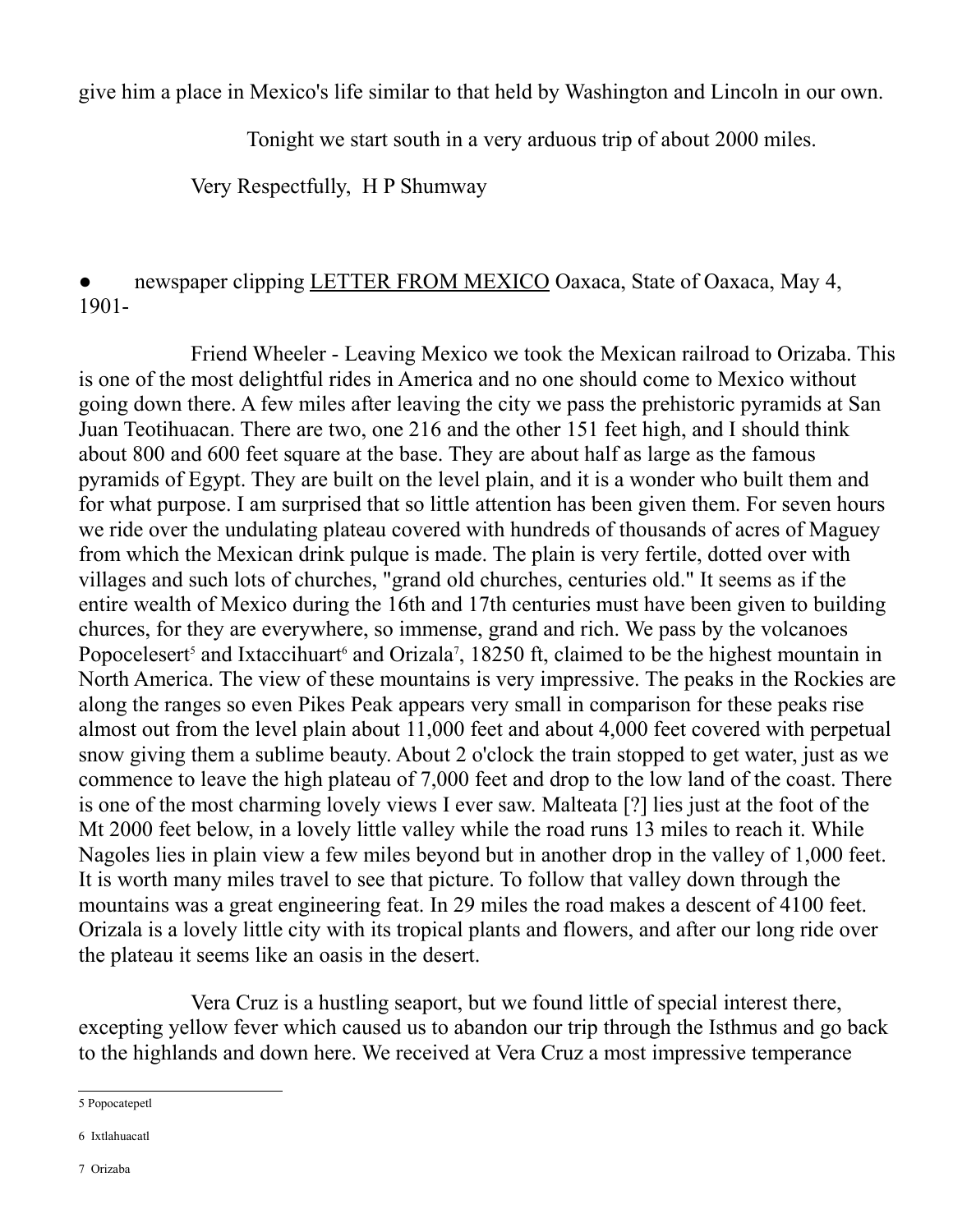give him a place in Mexico's life similar to that held by Washington and Lincoln in our own.

Tonight we start south in a very arduous trip of about 2000 miles.

Very Respectfully, H P Shumway

- newspaper clipping <u>LETTER FROM MEXICO</u> Oaxaca, State of Oaxaca, May 4, 1901-

Friend Wheeler - Leaving Mexico we took the Mexican railroad to Orizaba. This is one of the most delightful rides in America and no one should come to Mexico without going down there. A few miles after leaving the city we pass the prehistoric pyramids at San Juan Teotihuacan. There are two, one 216 and the other 151 feet high, and I should think about 800 and 600 feet square at the base. They are about half as large as the famous pyramids of Egypt. They are built on the level plain, and it is a wonder who built them and for what purpose. I am surprised that so little attention has been given them. For seven hours we ride over the undulating plateau covered with hundreds of thousands of acres of Maguey from which the Mexican drink pulque is made. The plain is very fertile, dotted over with villages and such lots of churches, "grand old churches, centuries old." It seems as if the entire wealth of Mexico during the 16th and 17th centuries must have been given to building churces, for they are everywhere, so immense, grand and rich. We pass by the volcanoes Popocelesert[5] and Ixtaccihuart[6] and Orizala[7], 18250 ft, claimed to be the highest mountain in North America. The view of these mountains is very impressive. The peaks in the Rockies are along the ranges so even Pikes Peak appears very small in comparison for these peaks rise almost out from the level plain about 11,000 feet and about 4,000 feet covered with perpetual snow giving them a sublime beauty. About 2 o'clock the train stopped to get water, just as we commence to leave the high plateau of 7,000 feet and drop to the low land of the coast. There is one of the most charming lovely views I ever saw. Malteata [?] lies just at the foot of the Mt 2000 feet below, in a lovely little valley while the road runs 13 miles to reach it. While Nagoles lies in plain view a few miles beyond but in another drop in the valley of 1,000 feet. It is worth many miles travel to see that picture. To follow that valley down through the mountains was a great engineering feat. In 29 miles the road makes a descent of 4100 feet. Orizala is a lovely little city with its tropical plants and flowers, and after our long ride over the plateau it seems like an oasis in the desert.

Vera Cruz is a hustling seaport, but we found little of special interest there, excepting yellow fever which caused us to abandon our trip through the Isthmus and go back to the highlands and down here. We received at Vera Cruz a most impressive temperance

---

5 Popocatepetl

6 Ixtlahuacatl

7 Orizaba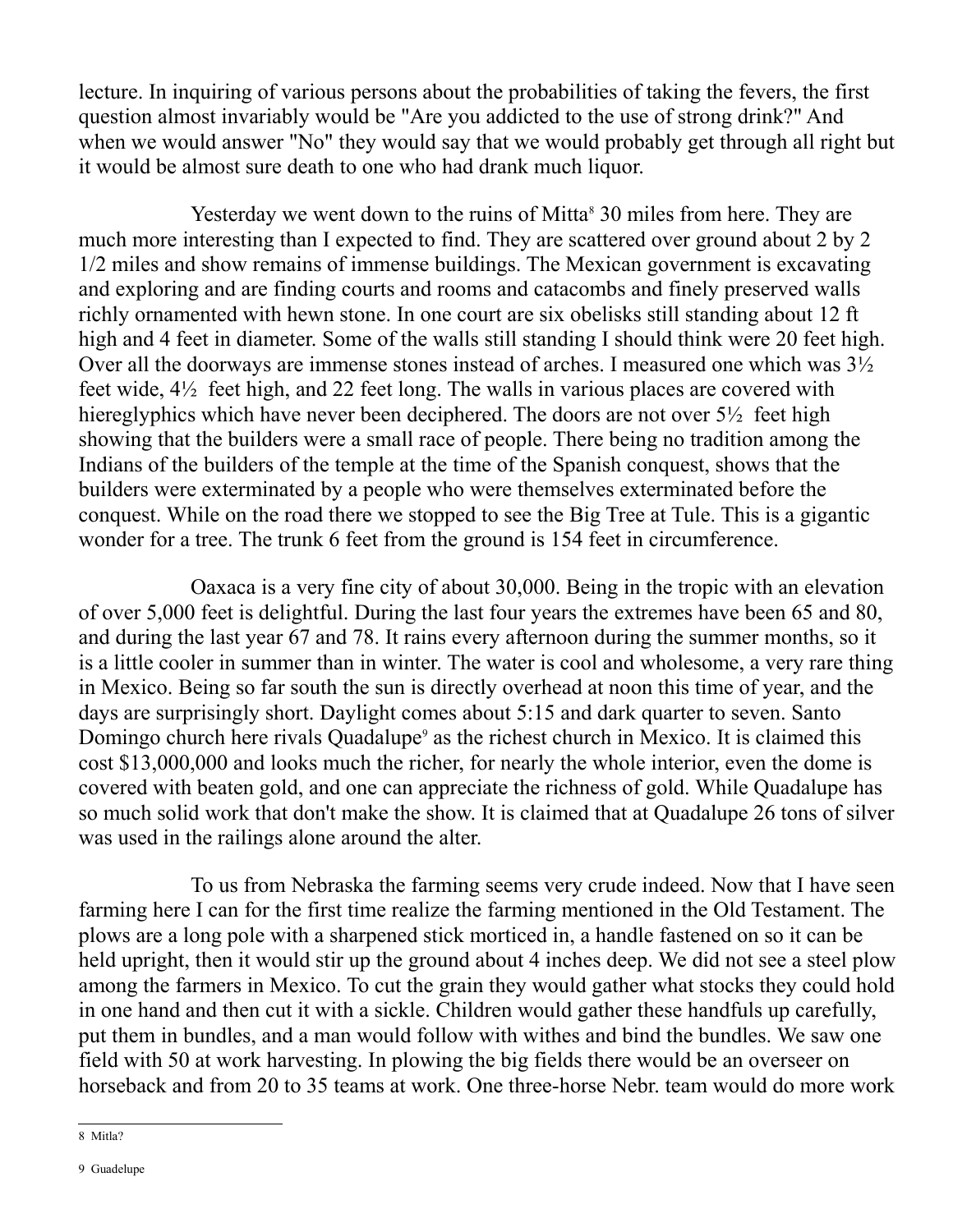lecture. In inquiring of various persons about the probabilities of taking the fevers, the first question almost invariably would be "Are you addicted to the use of strong drink?" And when we would answer "No" they would say that we would probably get through all right but it would be almost sure death to one who had drank much liquor.

Yesterday we went down to the ruins of Mitta[8] 30 miles from here. They are much more interesting than I expected to find. They are scattered over ground about 2 by 2 1/2 miles and show remains of immense buildings. The Mexican government is excavating and exploring and are finding courts and rooms and catacombs and finely preserved walls richly ornamented with hewn stone. In one court are six obelisks still standing about 12 ft high and 4 feet in diameter. Some of the walls still standing I should think were 20 feet high. Over all the doorways are immense stones instead of arches. I measured one which was 3½ feet wide, 4½ feet high, and 22 feet long. The walls in various places are covered with hiereglyphics which have never been deciphered. The doors are not over 5½ feet high showing that the builders were a small race of people. There being no tradition among the Indians of the builders of the temple at the time of the Spanish conquest, shows that the builders were exterminated by a people who were themselves exterminated before the conquest. While on the road there we stopped to see the Big Tree at Tule. This is a gigantic wonder for a tree. The trunk 6 feet from the ground is 154 feet in circumference.

Oaxaca is a very fine city of about 30,000. Being in the tropic with an elevation of over 5,000 feet is delightful. During the last four years the extremes have been 65 and 80, and during the last year 67 and 78. It rains every afternoon during the summer months, so it is a little cooler in summer than in winter. The water is cool and wholesome, a very rare thing in Mexico. Being so far south the sun is directly overhead at noon this time of year, and the days are surprisingly short. Daylight comes about 5:15 and dark quarter to seven. Santo Domingo church here rivals Quadalupe[9] as the richest church in Mexico. It is claimed this cost $13,000,000 and looks much the richer, for nearly the whole interior, even the dome is covered with beaten gold, and one can appreciate the richness of gold. While Quadalupe has so much solid work that don't make the show. It is claimed that at Quadalupe 26 tons of silver was used in the railings alone around the alter.

To us from Nebraska the farming seems very crude indeed. Now that I have seen farming here I can for the first time realize the farming mentioned in the Old Testament. The plows are a long pole with a sharpened stick morticed in, a handle fastened on so it can be held upright, then it would stir up the ground about 4 inches deep. We did not see a steel plow among the farmers in Mexico. To cut the grain they would gather what stocks they could hold in one hand and then cut it with a sickle. Children would gather these handfuls up carefully, put them in bundles, and a man would follow with withes and bind the bundles. We saw one field with 50 at work harvesting. In plowing the big fields there would be an overseer on horseback and from 20 to 35 teams at work. One three-horse Nebr. team would do more work

---

8 Mitla?

9 Guadelupe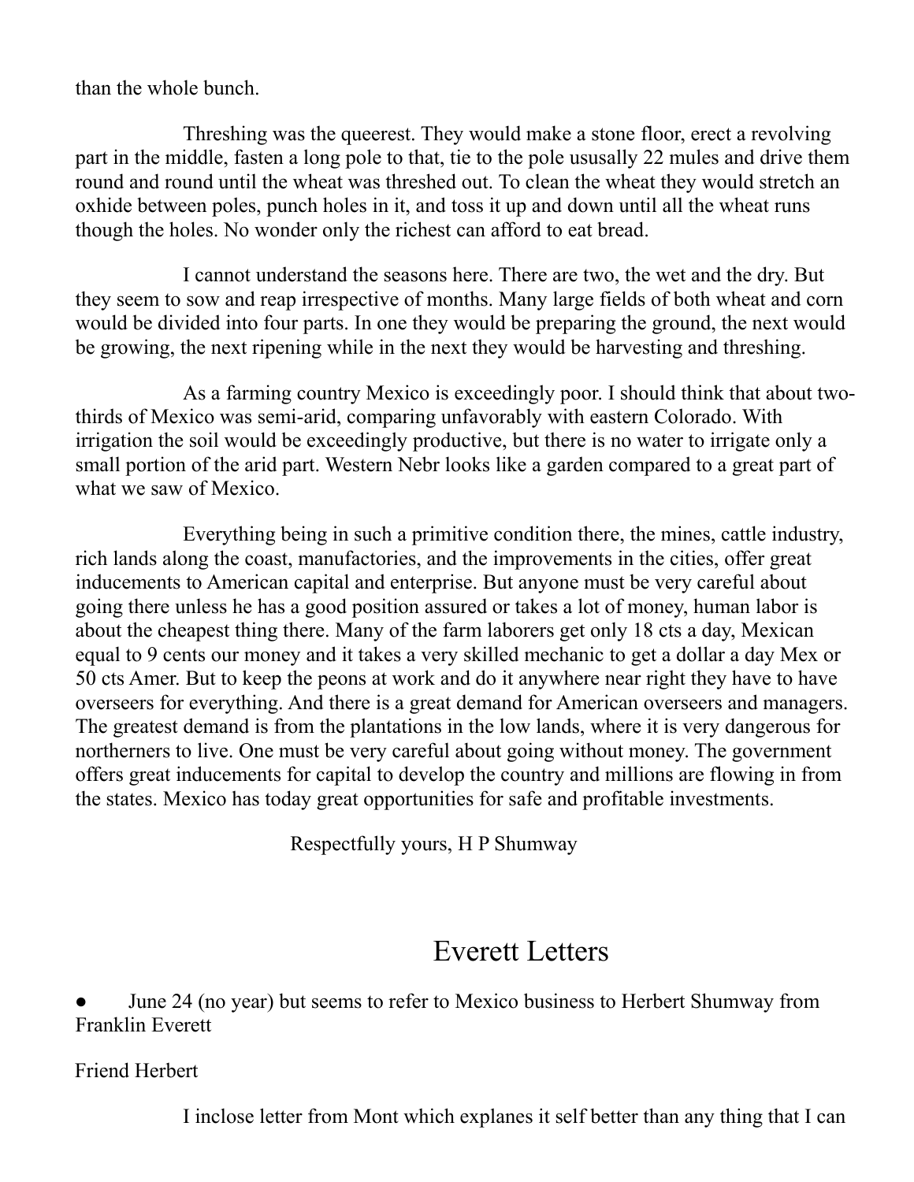than the whole bunch.

Threshing was the queerest. They would make a stone floor, erect a revolving part in the middle, fasten a long pole to that, tie to the pole ususally 22 mules and drive them round and round until the wheat was threshed out. To clean the wheat they would stretch an oxhide between poles, punch holes in it, and toss it up and down until all the wheat runs though the holes. No wonder only the richest can afford to eat bread.

I cannot understand the seasons here. There are two, the wet and the dry. But they seem to sow and reap irrespective of months. Many large fields of both wheat and corn would be divided into four parts. In one they would be preparing the ground, the next would be growing, the next ripening while in the next they would be harvesting and threshing.

As a farming country Mexico is exceedingly poor. I should think that about two-thirds of Mexico was semi-arid, comparing unfavorably with eastern Colorado. With irrigation the soil would be exceedingly productive, but there is no water to irrigate only a small portion of the arid part. Western Nebr looks like a garden compared to a great part of what we saw of Mexico.

Everything being in such a primitive condition there, the mines, cattle industry, rich lands along the coast, manufactories, and the improvements in the cities, offer great inducements to American capital and enterprise. But anyone must be very careful about going there unless he has a good position assured or takes a lot of money, human labor is about the cheapest thing there. Many of the farm laborers get only 18 cts a day, Mexican equal to 9 cents our money and it takes a very skilled mechanic to get a dollar a day Mex or 50 cts Amer. But to keep the peons at work and do it anywhere near right they have to have overseers for everything. And there is a great demand for American overseers and managers. The greatest demand is from the plantations in the low lands, where it is very dangerous for northerners to live. One must be very careful about going without money. The government offers great inducements for capital to develop the country and millions are flowing in from the states. Mexico has today great opportunities for safe and profitable investments.

Respectfully yours, H P Shumway

# Everett Letters

- June 24 (no year) but seems to refer to Mexico business to Herbert Shumway from Franklin Everett

Friend Herbert

I inclose letter from Mont which explanes it self better than any thing that I can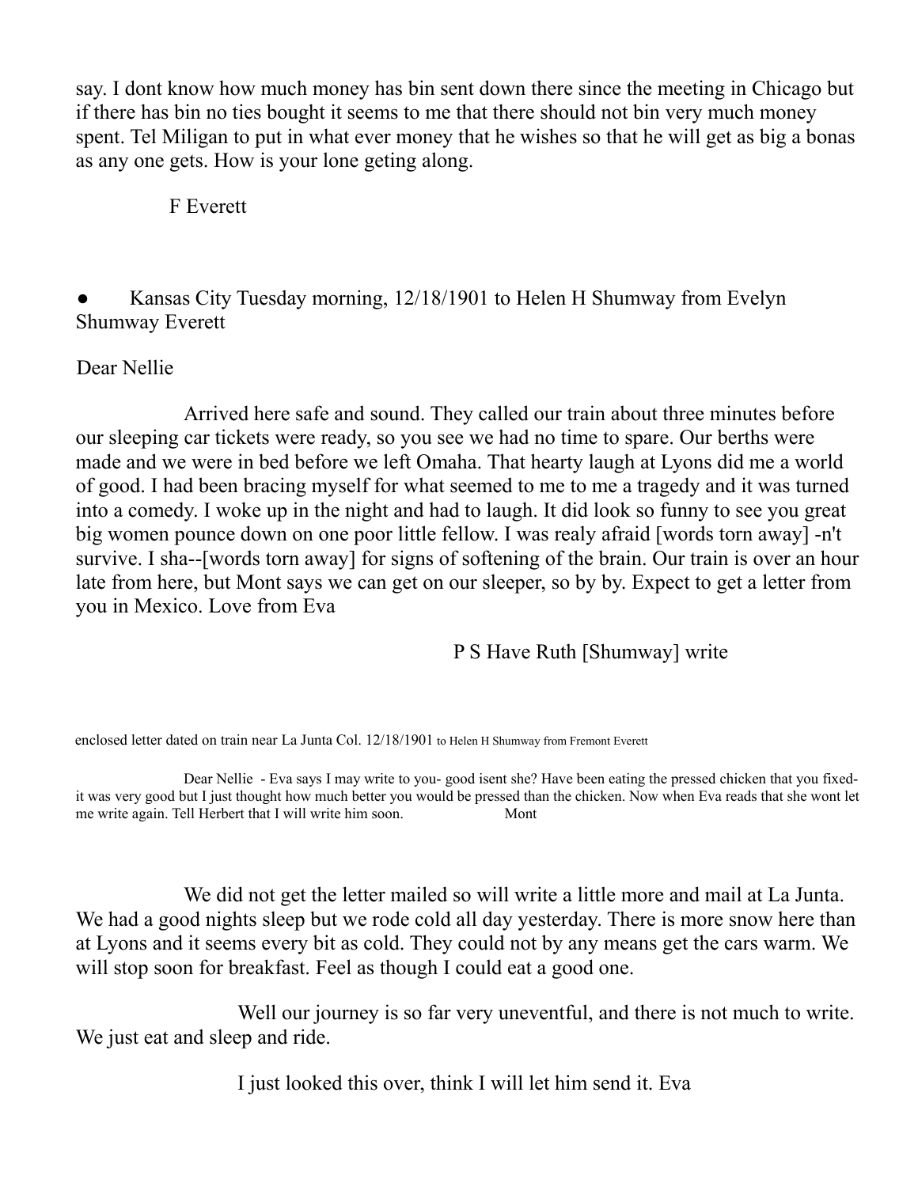say. I dont know how much money has bin sent down there since the meeting in Chicago but if there has bin no ties bought it seems to me that there should not bin very much money spent. Tel Miligan to put in what ever money that he wishes so that he will get as big a bonas as any one gets. How is your lone geting along.

F Everett

- Kansas City Tuesday morning, 12/18/1901 to Helen H Shumway from Evelyn Shumway Everett

Dear Nellie

Arrived here safe and sound. They called our train about three minutes before our sleeping car tickets were ready, so you see we had no time to spare. Our berths were made and we were in bed before we left Omaha. That hearty laugh at Lyons did me a world of good. I had been bracing myself for what seemed to me to me a tragedy and it was turned into a comedy. I woke up in the night and had to laugh. It did look so funny to see you great big women pounce down on one poor little fellow. I was realy afraid [words torn away] -n't survive. I sha--[words torn away] for signs of softening of the brain. Our train is over an hour late from here, but Mont says we can get on our sleeper, so by by. Expect to get a letter from you in Mexico. Love from Eva

P S Have Ruth [Shumway] write

enclosed letter dated on train near La Junta Col. 12/18/1901 to Helen H Shumway from Fremont Everett

Dear Nellie - Eva says I may write to you- good isent she? Have been eating the pressed chicken that you fixed- it was very good but I just thought how much better you would be pressed than the chicken. Now when Eva reads that she wont let me write again. Tell Herbert that I will write him soon. Mont

We did not get the letter mailed so will write a little more and mail at La Junta. We had a good nights sleep but we rode cold all day yesterday. There is more snow here than at Lyons and it seems every bit as cold. They could not by any means get the cars warm. We will stop soon for breakfast. Feel as though I could eat a good one.

Well our journey is so far very uneventful, and there is not much to write. We just eat and sleep and ride.

I just looked this over, think I will let him send it. Eva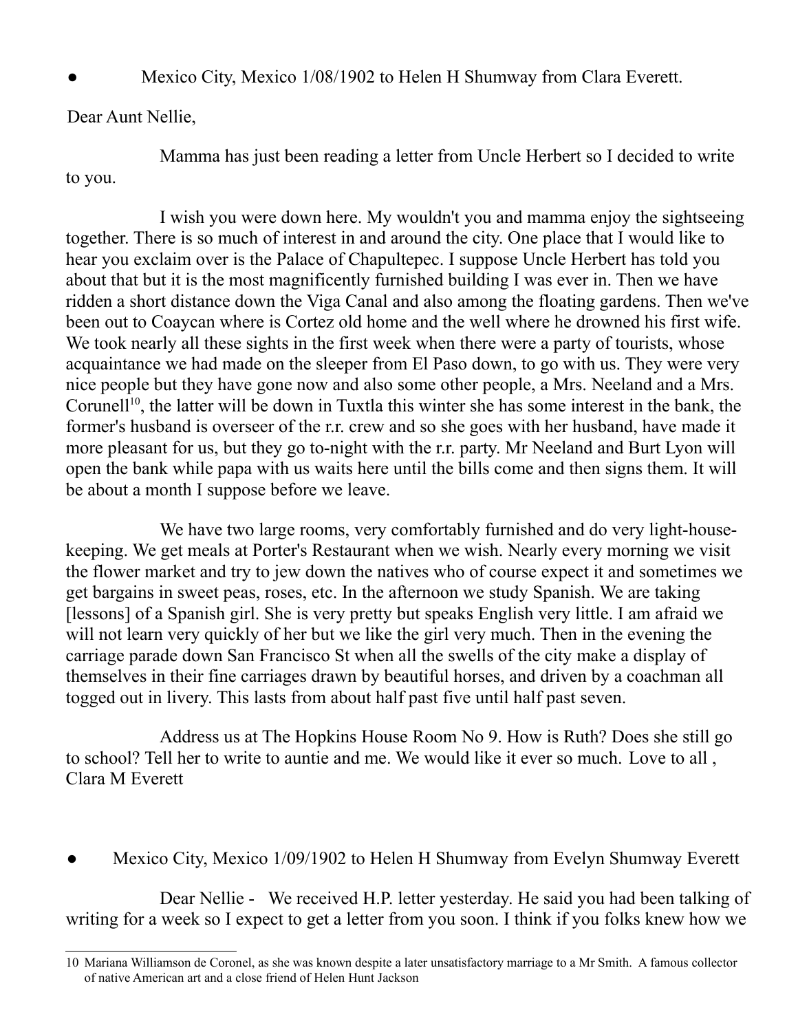- Mexico City, Mexico 1/08/1902 to Helen H Shumway from Clara Everett.

Dear Aunt Nellie,

Mamma has just been reading a letter from Uncle Herbert so I decided to write to you.

I wish you were down here. My wouldn't you and mamma enjoy the sightseeing together. There is so much of interest in and around the city. One place that I would like to hear you exclaim over is the Palace of Chapultepec. I suppose Uncle Herbert has told you about that but it is the most magnificently furnished building I was ever in. Then we have ridden a short distance down the Viga Canal and also among the floating gardens. Then we've been out to Coaycan where is Cortez old home and the well where he drowned his first wife. We took nearly all these sights in the first week when there were a party of tourists, whose acquaintance we had made on the sleeper from El Paso down, to go with us. They were very nice people but they have gone now and also some other people, a Mrs. Neeland and a Mrs. Corunell[10], the latter will be down in Tuxtla this winter she has some interest in the bank, the former's husband is overseer of the r.r. crew and so she goes with her husband, have made it more pleasant for us, but they go to-night with the r.r. party. Mr Neeland and Burt Lyon will open the bank while papa with us waits here until the bills come and then signs them. It will be about a month I suppose before we leave.

We have two large rooms, very comfortably furnished and do very light-house-keeping. We get meals at Porter's Restaurant when we wish. Nearly every morning we visit the flower market and try to jew down the natives who of course expect it and sometimes we get bargains in sweet peas, roses, etc. In the afternoon we study Spanish. We are taking [lessons] of a Spanish girl. She is very pretty but speaks English very little. I am afraid we will not learn very quickly of her but we like the girl very much. Then in the evening the carriage parade down San Francisco St when all the swells of the city make a display of themselves in their fine carriages drawn by beautiful horses, and driven by a coachman all togged out in livery. This lasts from about half past five until half past seven.

Address us at The Hopkins House Room No 9. How is Ruth? Does she still go to school? Tell her to write to auntie and me. We would like it ever so much. Love to all , Clara M Everett

- Mexico City, Mexico 1/09/1902 to Helen H Shumway from Evelyn Shumway Everett

Dear Nellie - We received H.P. letter yesterday. He said you had been talking of writing for a week so I expect to get a letter from you soon. I think if you folks knew how we

10 Mariana Williamson de Coronel, as she was known despite a later unsatisfactory marriage to a Mr Smith. A famous collector of native American art and a close friend of Helen Hunt Jackson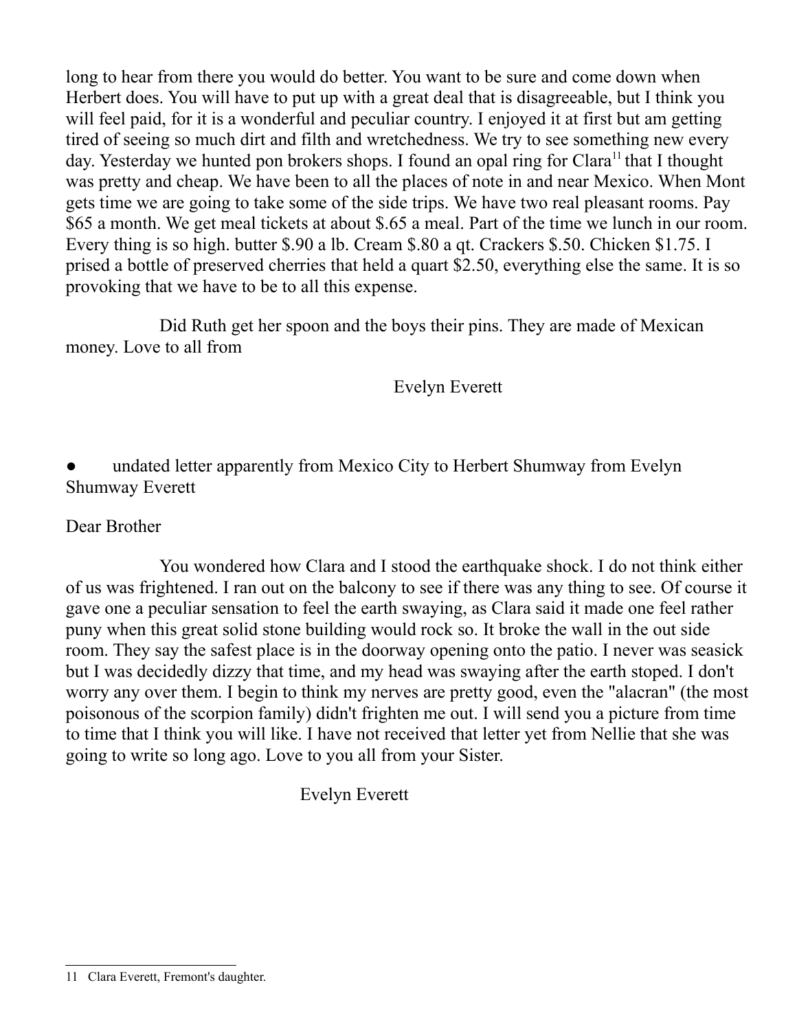long to hear from there you would do better. You want to be sure and come down when Herbert does. You will have to put up with a great deal that is disagreeable, but I think you will feel paid, for it is a wonderful and peculiar country. I enjoyed it at first but am getting tired of seeing so much dirt and filth and wretchedness. We try to see something new every day. Yesterday we hunted pon brokers shops. I found an opal ring for Clara[11] that I thought was pretty and cheap. We have been to all the places of note in and near Mexico. When Mont gets time we are going to take some of the side trips. We have two real pleasant rooms. Pay $65 a month. We get meal tickets at about $.65 a meal. Part of the time we lunch in our room. Every thing is so high. butter $.90 a lb. Cream $.80 a qt. Crackers $.50. Chicken $1.75. I prised a bottle of preserved cherries that held a quart $2.50, everything else the same. It is so provoking that we have to be to all this expense.

Did Ruth get her spoon and the boys their pins. They are made of Mexican money. Love to all from

Evelyn Everett

- undated letter apparently from Mexico City to Herbert Shumway from Evelyn Shumway Everett

Dear Brother

You wondered how Clara and I stood the earthquake shock. I do not think either of us was frightened. I ran out on the balcony to see if there was any thing to see. Of course it gave one a peculiar sensation to feel the earth swaying, as Clara said it made one feel rather puny when this great solid stone building would rock so. It broke the wall in the out side room. They say the safest place is in the doorway opening onto the patio. I never was seasick but I was decidedly dizzy that time, and my head was swaying after the earth stoped. I don't worry any over them. I begin to think my nerves are pretty good, even the "alacran" (the most poisonous of the scorpion family) didn't frighten me out. I will send you a picture from time to time that I think you will like. I have not received that letter yet from Nellie that she was going to write so long ago. Love to you all from your Sister.

Evelyn Everett

---

11 Clara Everett, Fremont's daughter.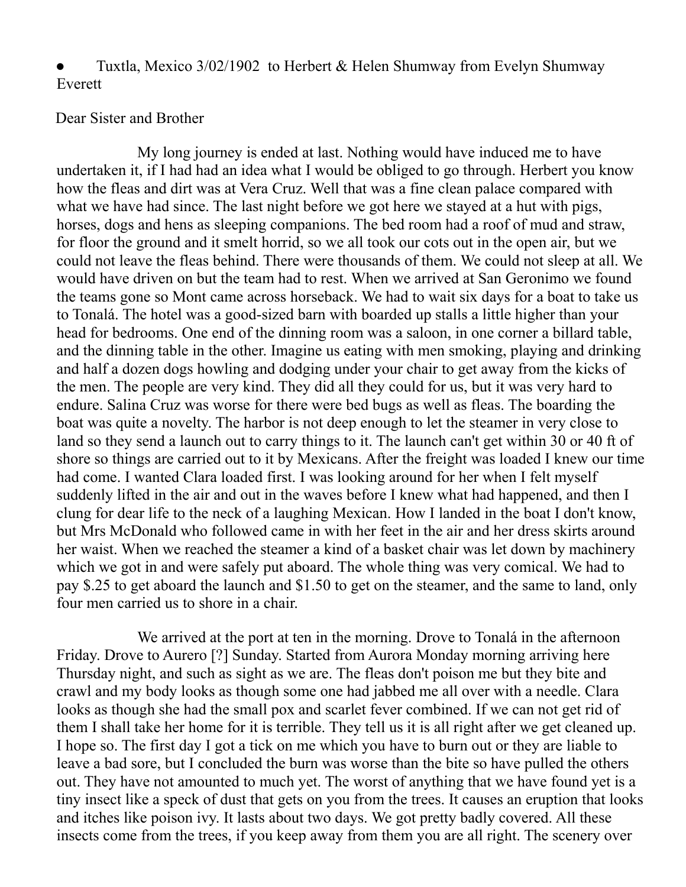- Tuxtla, Mexico 3/02/1902 to Herbert & Helen Shumway from Evelyn Shumway Everett

Dear Sister and Brother

My long journey is ended at last. Nothing would have induced me to have undertaken it, if I had had an idea what I would be obliged to go through. Herbert you know how the fleas and dirt was at Vera Cruz. Well that was a fine clean palace compared with what we have had since. The last night before we got here we stayed at a hut with pigs, horses, dogs and hens as sleeping companions. The bed room had a roof of mud and straw, for floor the ground and it smelt horrid, so we all took our cots out in the open air, but we could not leave the fleas behind. There were thousands of them. We could not sleep at all. We would have driven on but the team had to rest. When we arrived at San Geronimo we found the teams gone so Mont came across horseback. We had to wait six days for a boat to take us to Tonalá. The hotel was a good-sized barn with boarded up stalls a little higher than your head for bedrooms. One end of the dinning room was a saloon, in one corner a billard table, and the dinning table in the other. Imagine us eating with men smoking, playing and drinking and half a dozen dogs howling and dodging under your chair to get away from the kicks of the men. The people are very kind. They did all they could for us, but it was very hard to endure. Salina Cruz was worse for there were bed bugs as well as fleas. The boarding the boat was quite a novelty. The harbor is not deep enough to let the steamer in very close to land so they send a launch out to carry things to it. The launch can't get within 30 or 40 ft of shore so things are carried out to it by Mexicans. After the freight was loaded I knew our time had come. I wanted Clara loaded first. I was looking around for her when I felt myself suddenly lifted in the air and out in the waves before I knew what had happened, and then I clung for dear life to the neck of a laughing Mexican. How I landed in the boat I don't know, but Mrs McDonald who followed came in with her feet in the air and her dress skirts around her waist. When we reached the steamer a kind of a basket chair was let down by machinery which we got in and were safely put aboard. The whole thing was very comical. We had to pay $.25 to get aboard the launch and $1.50 to get on the steamer, and the same to land, only four men carried us to shore in a chair.

We arrived at the port at ten in the morning. Drove to Tonalá in the afternoon Friday. Drove to Aurero [?] Sunday. Started from Aurora Monday morning arriving here Thursday night, and such as sight as we are. The fleas don't poison me but they bite and crawl and my body looks as though some one had jabbed me all over with a needle. Clara looks as though she had the small pox and scarlet fever combined. If we can not get rid of them I shall take her home for it is terrible. They tell us it is all right after we get cleaned up. I hope so. The first day I got a tick on me which you have to burn out or they are liable to leave a bad sore, but I concluded the burn was worse than the bite so have pulled the others out. They have not amounted to much yet. The worst of anything that we have found yet is a tiny insect like a speck of dust that gets on you from the trees. It causes an eruption that looks and itches like poison ivy. It lasts about two days. We got pretty badly covered. All these insects come from the trees, if you keep away from them you are all right. The scenery over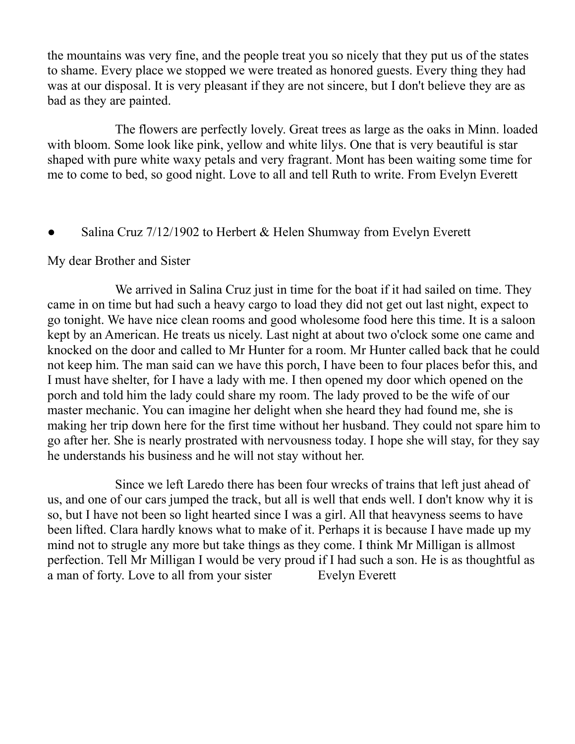the mountains was very fine, and the people treat you so nicely that they put us of the states to shame. Every place we stopped we were treated as honored guests. Every thing they had was at our disposal. It is very pleasant if they are not sincere, but I don't believe they are as bad as they are painted.

The flowers are perfectly lovely. Great trees as large as the oaks in Minn. loaded with bloom. Some look like pink, yellow and white lilys. One that is very beautiful is star shaped with pure white waxy petals and very fragrant. Mont has been waiting some time for me to come to bed, so good night. Love to all and tell Ruth to write. From Evelyn Everett

- Salina Cruz 7/12/1902 to Herbert & Helen Shumway from Evelyn Everett

My dear Brother and Sister

We arrived in Salina Cruz just in time for the boat if it had sailed on time. They came in on time but had such a heavy cargo to load they did not get out last night, expect to go tonight. We have nice clean rooms and good wholesome food here this time. It is a saloon kept by an American. He treats us nicely. Last night at about two o'clock some one came and knocked on the door and called to Mr Hunter for a room. Mr Hunter called back that he could not keep him. The man said can we have this porch, I have been to four places befor this, and I must have shelter, for I have a lady with me. I then opened my door which opened on the porch and told him the lady could share my room. The lady proved to be the wife of our master mechanic. You can imagine her delight when she heard they had found me, she is making her trip down here for the first time without her husband. They could not spare him to go after her. She is nearly prostrated with nervousness today. I hope she will stay, for they say he understands his business and he will not stay without her.

Since we left Laredo there has been four wrecks of trains that left just ahead of us, and one of our cars jumped the track, but all is well that ends well. I don't know why it is so, but I have not been so light hearted since I was a girl. All that heavyness seems to have been lifted. Clara hardly knows what to make of it. Perhaps it is because I have made up my mind not to strugle any more but take things as they come. I think Mr Milligan is allmost perfection. Tell Mr Milligan I would be very proud if I had such a son. He is as thoughtful as a man of forty. Love to all from your sister Evelyn Everett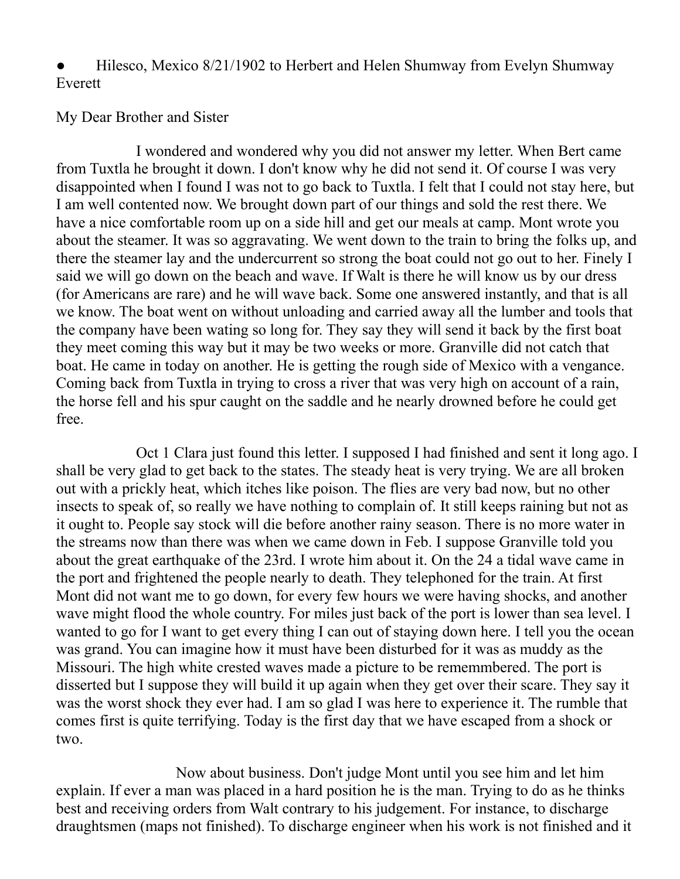- Hilesco, Mexico 8/21/1902 to Herbert and Helen Shumway from Evelyn Shumway Everett

My Dear Brother and Sister

I wondered and wondered why you did not answer my letter. When Bert came from Tuxtla he brought it down. I don't know why he did not send it. Of course I was very disappointed when I found I was not to go back to Tuxtla. I felt that I could not stay here, but I am well contented now. We brought down part of our things and sold the rest there. We have a nice comfortable room up on a side hill and get our meals at camp. Mont wrote you about the steamer. It was so aggravating. We went down to the train to bring the folks up, and there the steamer lay and the undercurrent so strong the boat could not go out to her. Finely I said we will go down on the beach and wave. If Walt is there he will know us by our dress (for Americans are rare) and he will wave back. Some one answered instantly, and that is all we know. The boat went on without unloading and carried away all the lumber and tools that the company have been wating so long for. They say they will send it back by the first boat they meet coming this way but it may be two weeks or more. Granville did not catch that boat. He came in today on another. He is getting the rough side of Mexico with a vengance. Coming back from Tuxtla in trying to cross a river that was very high on account of a rain, the horse fell and his spur caught on the saddle and he nearly drowned before he could get free.

Oct 1 Clara just found this letter. I supposed I had finished and sent it long ago. I shall be very glad to get back to the states. The steady heat is very trying. We are all broken out with a prickly heat, which itches like poison. The flies are very bad now, but no other insects to speak of, so really we have nothing to complain of. It still keeps raining but not as it ought to. People say stock will die before another rainy season. There is no more water in the streams now than there was when we came down in Feb. I suppose Granville told you about the great earthquake of the 23rd. I wrote him about it. On the 24 a tidal wave came in the port and frightened the people nearly to death. They telephoned for the train. At first Mont did not want me to go down, for every few hours we were having shocks, and another wave might flood the whole country. For miles just back of the port is lower than sea level. I wanted to go for I want to get every thing I can out of staying down here. I tell you the ocean was grand. You can imagine how it must have been disturbed for it was as muddy as the Missouri. The high white crested waves made a picture to be rememmbered. The port is disserted but I suppose they will build it up again when they get over their scare. They say it was the worst shock they ever had. I am so glad I was here to experience it. The rumble that comes first is quite terrifying. Today is the first day that we have escaped from a shock or two.

Now about business. Don't judge Mont until you see him and let him explain. If ever a man was placed in a hard position he is the man. Trying to do as he thinks best and receiving orders from Walt contrary to his judgement. For instance, to discharge draughtsmen (maps not finished). To discharge engineer when his work is not finished and it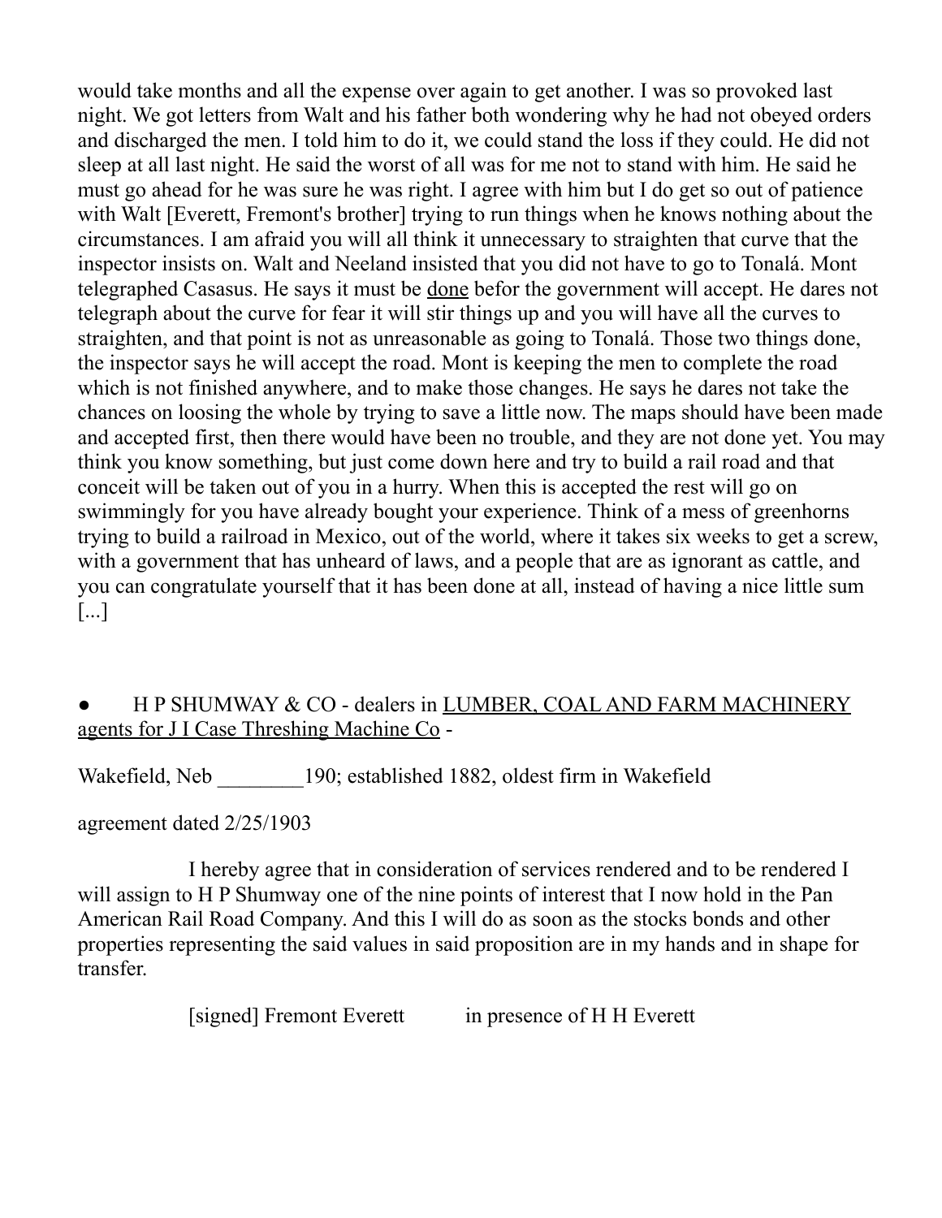would take months and all the expense over again to get another. I was so provoked last night. We got letters from Walt and his father both wondering why he had not obeyed orders and discharged the men. I told him to do it, we could stand the loss if they could. He did not sleep at all last night. He said the worst of all was for me not to stand with him. He said he must go ahead for he was sure he was right. I agree with him but I do get so out of patience with Walt [Everett, Fremont's brother] trying to run things when he knows nothing about the circumstances. I am afraid you will all think it unnecessary to straighten that curve that the inspector insists on. Walt and Neeland insisted that you did not have to go to Tonalá. Mont telegraphed Casasus. He says it must be <u>done</u> befor the government will accept. He dares not telegraph about the curve for fear it will stir things up and you will have all the curves to straighten, and that point is not as unreasonable as going to Tonalá. Those two things done, the inspector says he will accept the road. Mont is keeping the men to complete the road which is not finished anywhere, and to make those changes. He says he dares not take the chances on loosing the whole by trying to save a little now. The maps should have been made and accepted first, then there would have been no trouble, and they are not done yet. You may think you know something, but just come down here and try to build a rail road and that conceit will be taken out of you in a hurry. When this is accepted the rest will go on swimmingly for you have already bought your experience. Think of a mess of greenhorns trying to build a railroad in Mexico, out of the world, where it takes six weeks to get a screw, with a government that has unheard of laws, and a people that are as ignorant as cattle, and you can congratulate yourself that it has been done at all, instead of having a nice little sum [...]

- H P SHUMWAY & CO - dealers in <u>LUMBER, COAL AND FARM MACHINERY agents for J I Case Threshing Machine Co</u> -

Wakefield, Neb ________190; established 1882, oldest firm in Wakefield

agreement dated 2/25/1903

I hereby agree that in consideration of services rendered and to be rendered I will assign to H P Shumway one of the nine points of interest that I now hold in the Pan American Rail Road Company. And this I will do as soon as the stocks bonds and other properties representing the said values in said proposition are in my hands and in shape for transfer.

[signed] Fremont Everett in presence of H H Everett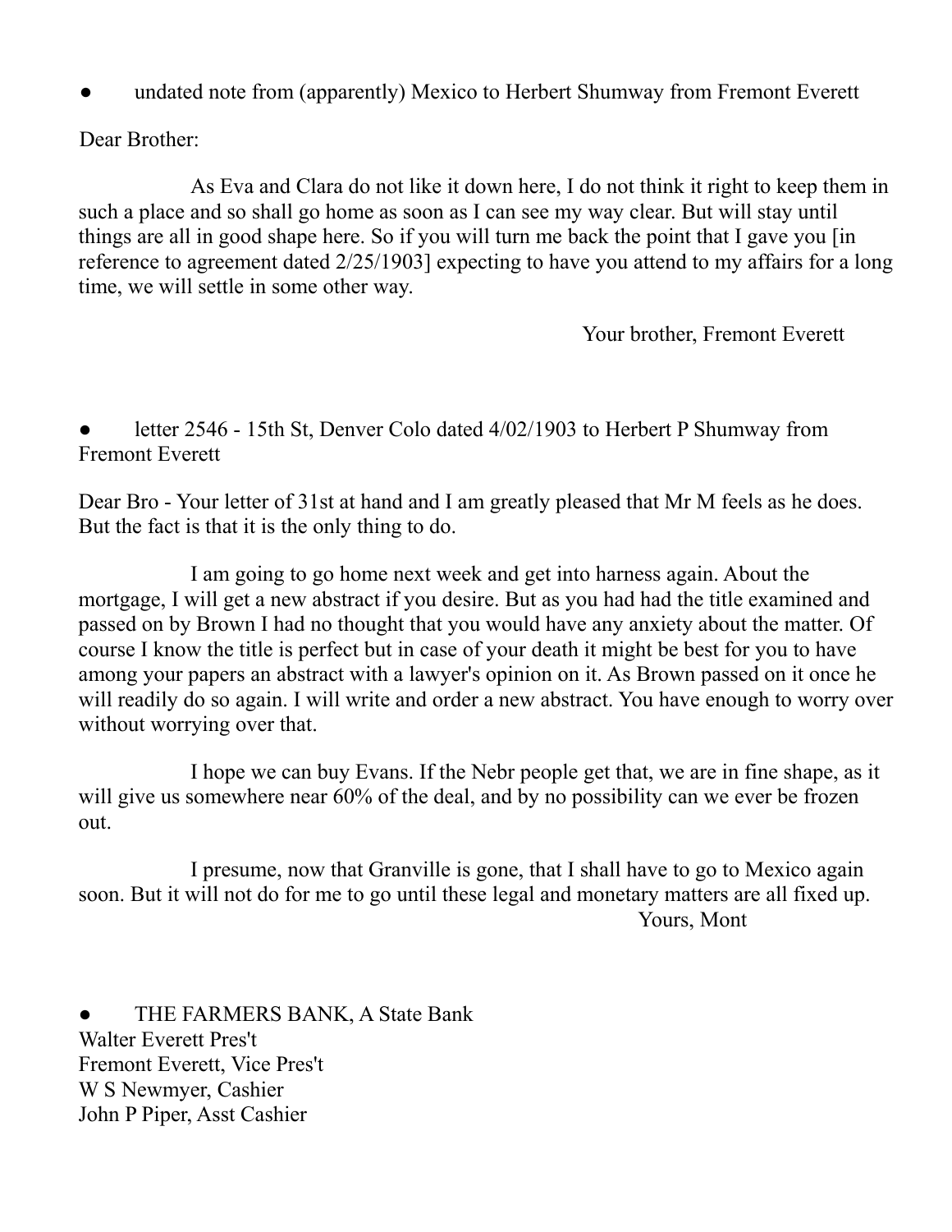- undated note from (apparently) Mexico to Herbert Shumway from Fremont Everett

Dear Brother:

As Eva and Clara do not like it down here, I do not think it right to keep them in such a place and so shall go home as soon as I can see my way clear. But will stay until things are all in good shape here. So if you will turn me back the point that I gave you [in reference to agreement dated 2/25/1903] expecting to have you attend to my affairs for a long time, we will settle in some other way.

Your brother, Fremont Everett

- letter 2546 - 15th St, Denver Colo dated 4/02/1903 to Herbert P Shumway from Fremont Everett

Dear Bro - Your letter of 31st at hand and I am greatly pleased that Mr M feels as he does. But the fact is that it is the only thing to do.

I am going to go home next week and get into harness again. About the mortgage, I will get a new abstract if you desire. But as you had had the title examined and passed on by Brown I had no thought that you would have any anxiety about the matter. Of course I know the title is perfect but in case of your death it might be best for you to have among your papers an abstract with a lawyer's opinion on it. As Brown passed on it once he will readily do so again. I will write and order a new abstract. You have enough to worry over without worrying over that.

I hope we can buy Evans. If the Nebr people get that, we are in fine shape, as it will give us somewhere near 60% of the deal, and by no possibility can we ever be frozen out.

I presume, now that Granville is gone, that I shall have to go to Mexico again soon. But it will not do for me to go until these legal and monetary matters are all fixed up.

Yours, Mont

- THE FARMERS BANK, A State Bank

Walter Everett Pres't
Fremont Everett, Vice Pres't
W S Newmyer, Cashier
John P Piper, Asst Cashier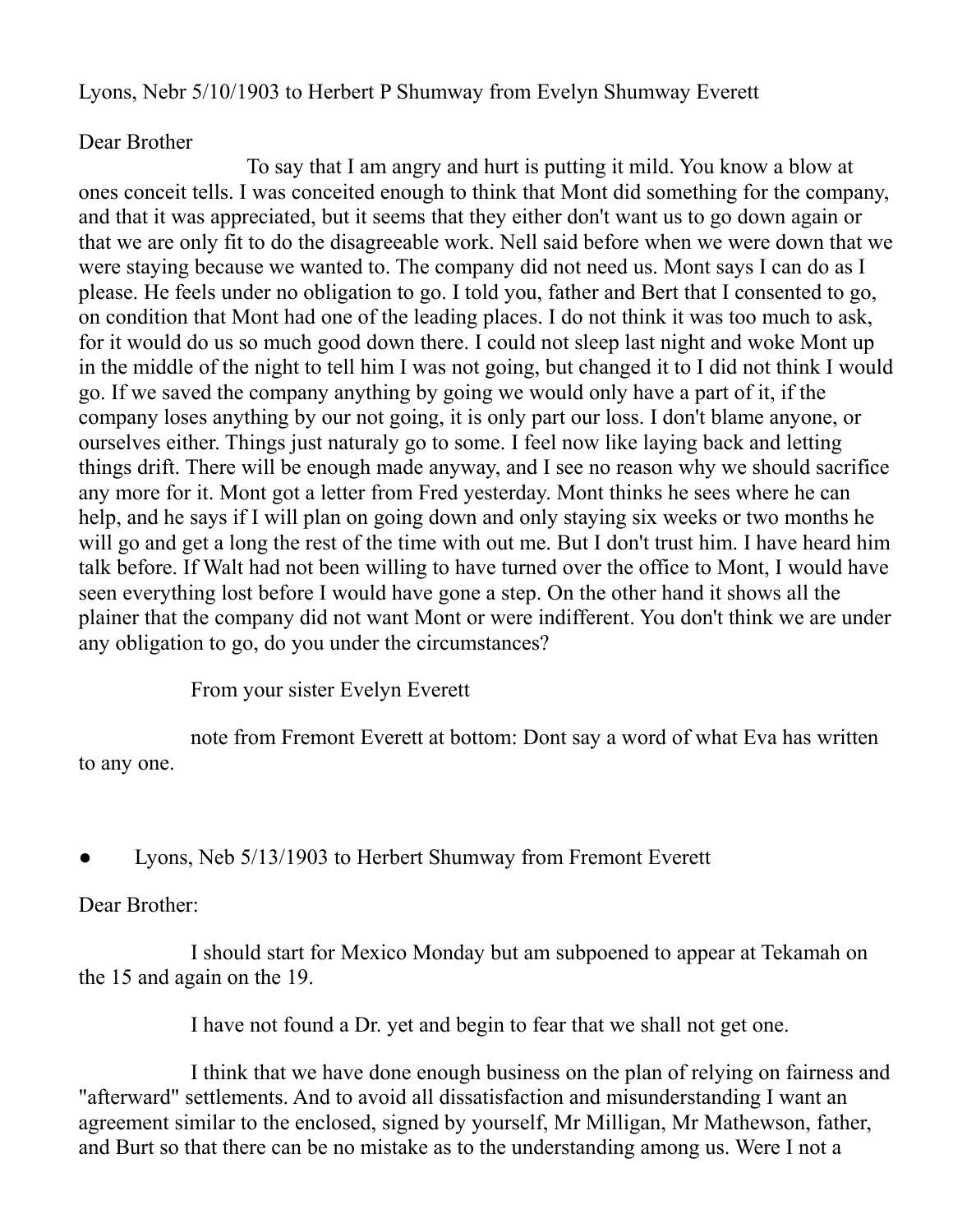Lyons, Nebr 5/10/1903 to Herbert P Shumway from Evelyn Shumway Everett

Dear Brother

To say that I am angry and hurt is putting it mild. You know a blow at ones conceit tells. I was conceited enough to think that Mont did something for the company, and that it was appreciated, but it seems that they either don't want us to go down again or that we are only fit to do the disagreeable work. Nell said before when we were down that we were staying because we wanted to. The company did not need us. Mont says I can do as I please. He feels under no obligation to go. I told you, father and Bert that I consented to go, on condition that Mont had one of the leading places. I do not think it was too much to ask, for it would do us so much good down there. I could not sleep last night and woke Mont up in the middle of the night to tell him I was not going, but changed it to I did not think I would go. If we saved the company anything by going we would only have a part of it, if the company loses anything by our not going, it is only part our loss. I don't blame anyone, or ourselves either. Things just naturaly go to some. I feel now like laying back and letting things drift. There will be enough made anyway, and I see no reason why we should sacrifice any more for it. Mont got a letter from Fred yesterday. Mont thinks he sees where he can help, and he says if I will plan on going down and only staying six weeks or two months he will go and get a long the rest of the time with out me. But I don't trust him. I have heard him talk before. If Walt had not been willing to have turned over the office to Mont, I would have seen everything lost before I would have gone a step. On the other hand it shows all the plainer that the company did not want Mont or were indifferent. You don't think we are under any obligation to go, do you under the circumstances?

From your sister Evelyn Everett

note from Fremont Everett at bottom: Dont say a word of what Eva has written to any one.

- Lyons, Neb 5/13/1903 to Herbert Shumway from Fremont Everett

Dear Brother:

I should start for Mexico Monday but am subpoened to appear at Tekamah on the 15 and again on the 19.

I have not found a Dr. yet and begin to fear that we shall not get one.

I think that we have done enough business on the plan of relying on fairness and "afterward" settlements. And to avoid all dissatisfaction and misunderstanding I want an agreement similar to the enclosed, signed by yourself, Mr Milligan, Mr Mathewson, father, and Burt so that there can be no mistake as to the understanding among us. Were I not a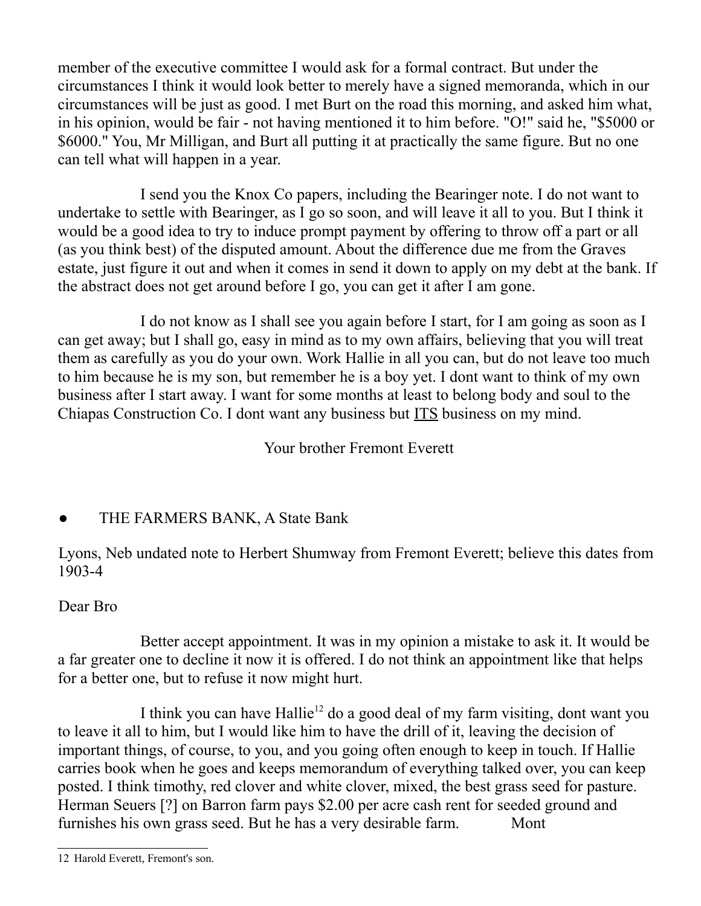member of the executive committee I would ask for a formal contract. But under the circumstances I think it would look better to merely have a signed memoranda, which in our circumstances will be just as good. I met Burt on the road this morning, and asked him what, in his opinion, would be fair - not having mentioned it to him before. "O!" said he, "$5000 or $6000." You, Mr Milligan, and Burt all putting it at practically the same figure. But no one can tell what will happen in a year.

I send you the Knox Co papers, including the Bearinger note. I do not want to undertake to settle with Bearinger, as I go so soon, and will leave it all to you. But I think it would be a good idea to try to induce prompt payment by offering to throw off a part or all (as you think best) of the disputed amount. About the difference due me from the Graves estate, just figure it out and when it comes in send it down to apply on my debt at the bank. If the abstract does not get around before I go, you can get it after I am gone.

I do not know as I shall see you again before I start, for I am going as soon as I can get away; but I shall go, easy in mind as to my own affairs, believing that you will treat them as carefully as you do your own. Work Hallie in all you can, but do not leave too much to him because he is my son, but remember he is a boy yet. I dont want to think of my own business after I start away. I want for some months at least to belong body and soul to the Chiapas Construction Co. I dont want any business but <u>ITS</u> business on my mind.

Your brother Fremont Everett

- THE FARMERS BANK, A State Bank

Lyons, Neb undated note to Herbert Shumway from Fremont Everett; believe this dates from 1903-4

Dear Bro

Better accept appointment. It was in my opinion a mistake to ask it. It would be a far greater one to decline it now it is offered. I do not think an appointment like that helps for a better one, but to refuse it now might hurt.

I think you can have Hallie[12] do a good deal of my farm visiting, dont want you to leave it all to him, but I would like him to have the drill of it, leaving the decision of important things, of course, to you, and you going often enough to keep in touch. If Hallie carries book when he goes and keeps memorandum of everything talked over, you can keep posted. I think timothy, red clover and white clover, mixed, the best grass seed for pasture. Herman Seuers [?] on Barron farm pays $2.00 per acre cash rent for seeded ground and furnishes his own grass seed. But he has a very desirable farm. Mont

---

12 Harold Everett, Fremont's son.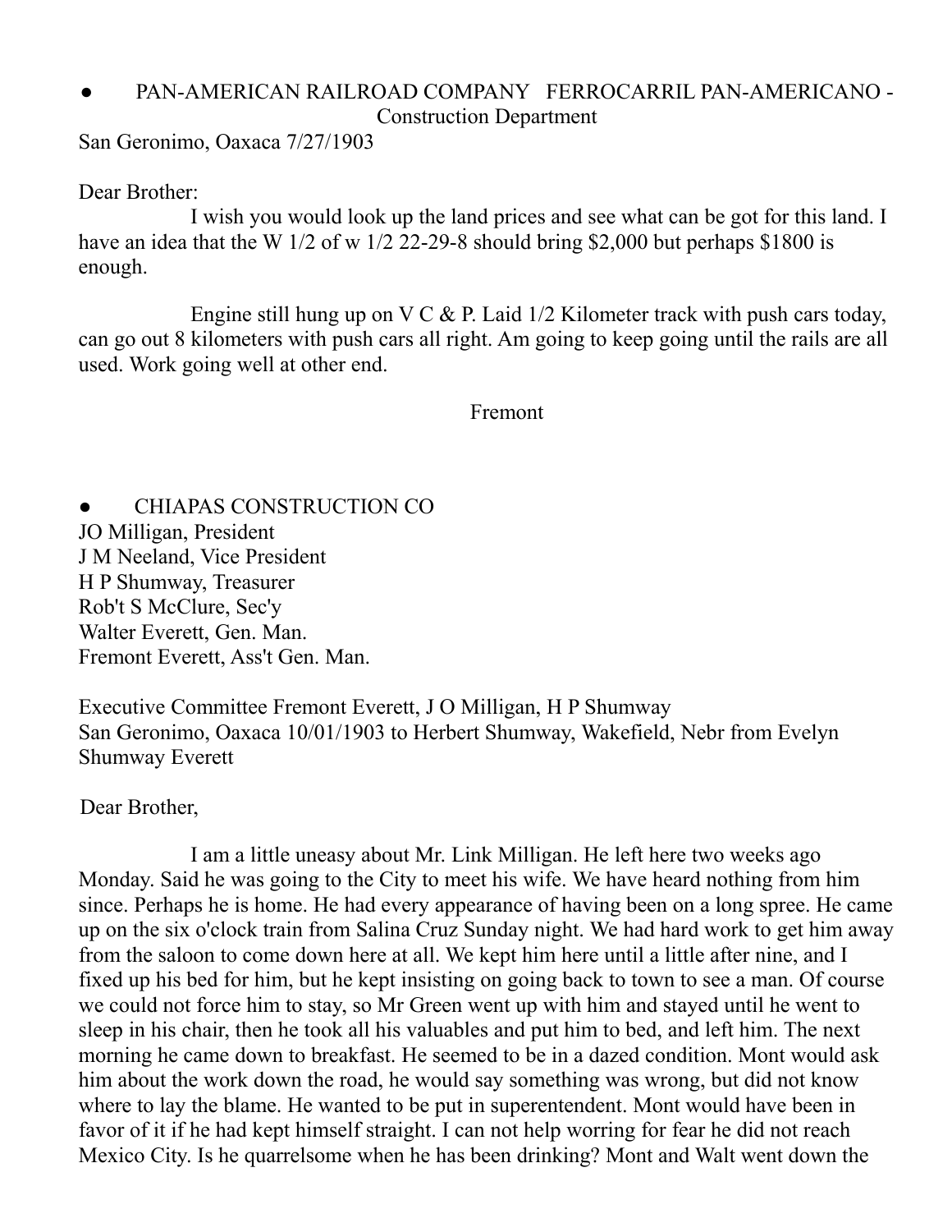- PAN-AMERICAN RAILROAD COMPANY FERROCARRIL PAN-AMERICANO - Construction Department

San Geronimo, Oaxaca 7/27/1903

Dear Brother:

I wish you would look up the land prices and see what can be got for this land. I have an idea that the W 1/2 of w 1/2 22-29-8 should bring $2,000 but perhaps $1800 is enough.

Engine still hung up on V C & P. Laid 1/2 Kilometer track with push cars today, can go out 8 kilometers with push cars all right. Am going to keep going until the rails are all used. Work going well at other end.

Fremont

- CHIAPAS CONSTRUCTION CO

JO Milligan, President
J M Neeland, Vice President
H P Shumway, Treasurer
Rob't S McClure, Sec'y
Walter Everett, Gen. Man.
Fremont Everett, Ass't Gen. Man.

Executive Committee Fremont Everett, J O Milligan, H P Shumway
San Geronimo, Oaxaca 10/01/1903 to Herbert Shumway, Wakefield, Nebr from Evelyn Shumway Everett

Dear Brother,

I am a little uneasy about Mr. Link Milligan. He left here two weeks ago Monday. Said he was going to the City to meet his wife. We have heard nothing from him since. Perhaps he is home. He had every appearance of having been on a long spree. He came up on the six o'clock train from Salina Cruz Sunday night. We had hard work to get him away from the saloon to come down here at all. We kept him here until a little after nine, and I fixed up his bed for him, but he kept insisting on going back to town to see a man. Of course we could not force him to stay, so Mr Green went up with him and stayed until he went to sleep in his chair, then he took all his valuables and put him to bed, and left him. The next morning he came down to breakfast. He seemed to be in a dazed condition. Mont would ask him about the work down the road, he would say something was wrong, but did not know where to lay the blame. He wanted to be put in superentendent. Mont would have been in favor of it if he had kept himself straight. I can not help worring for fear he did not reach Mexico City. Is he quarrelsome when he has been drinking? Mont and Walt went down the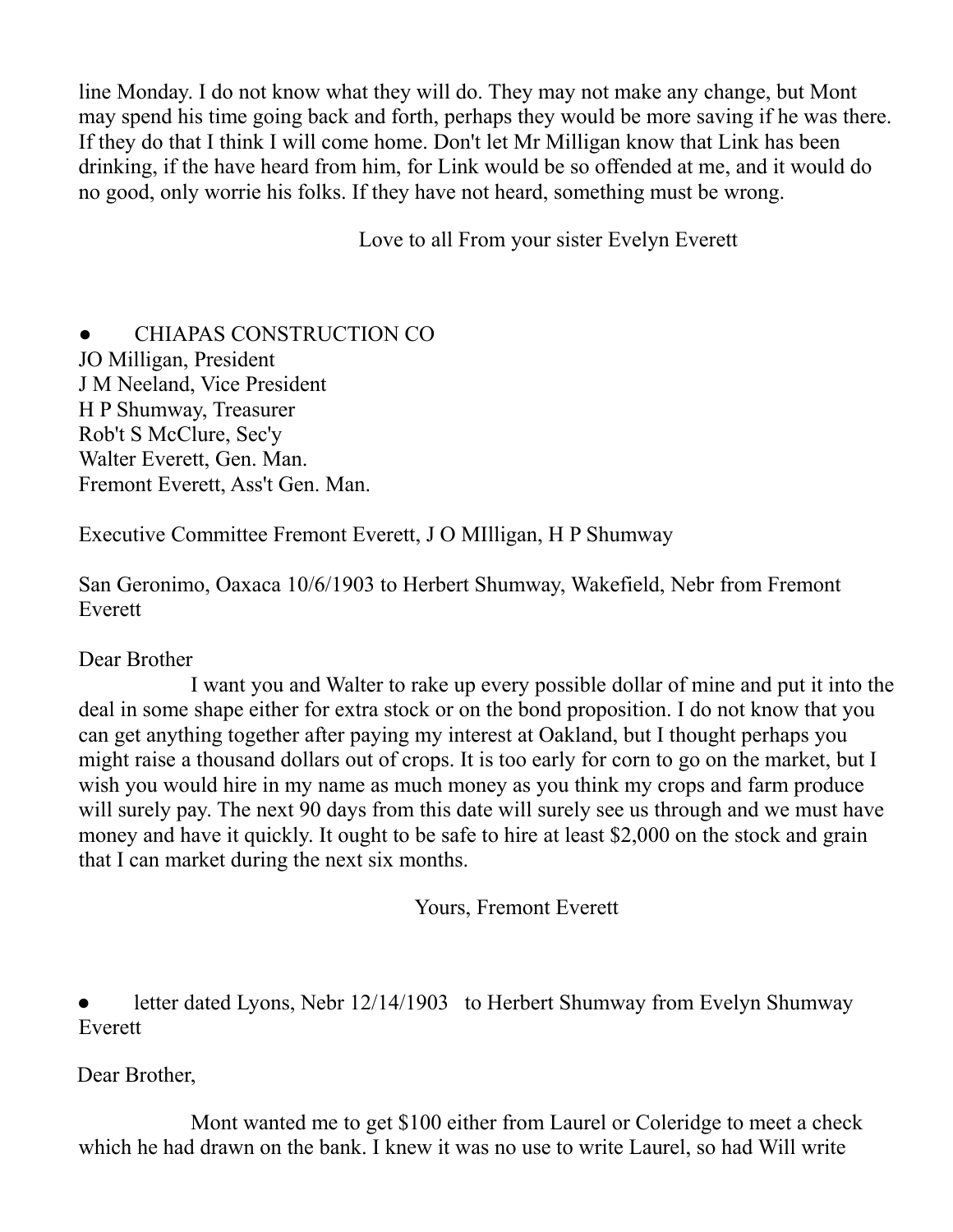line Monday. I do not know what they will do. They may not make any change, but Mont may spend his time going back and forth, perhaps they would be more saving if he was there. If they do that I think I will come home. Don't let Mr Milligan know that Link has been drinking, if the have heard from him, for Link would be so offended at me, and it would do no good, only worrie his folks. If they have not heard, something must be wrong.

Love to all From your sister Evelyn Everett

- CHIAPAS CONSTRUCTION CO

JO Milligan, President
J M Neeland, Vice President
H P Shumway, Treasurer
Rob't S McClure, Sec'y
Walter Everett, Gen. Man.
Fremont Everett, Ass't Gen. Man.

Executive Committee Fremont Everett, J O MIlligan, H P Shumway

San Geronimo, Oaxaca 10/6/1903 to Herbert Shumway, Wakefield, Nebr from Fremont Everett

Dear Brother

I want you and Walter to rake up every possible dollar of mine and put it into the deal in some shape either for extra stock or on the bond proposition. I do not know that you can get anything together after paying my interest at Oakland, but I thought perhaps you might raise a thousand dollars out of crops. It is too early for corn to go on the market, but I wish you would hire in my name as much money as you think my crops and farm produce will surely pay. The next 90 days from this date will surely see us through and we must have money and have it quickly. It ought to be safe to hire at least $2,000 on the stock and grain that I can market during the next six months.

Yours, Fremont Everett

- letter dated Lyons, Nebr 12/14/1903 to Herbert Shumway from Evelyn Shumway Everett

Dear Brother,

Mont wanted me to get $100 either from Laurel or Coleridge to meet a check which he had drawn on the bank. I knew it was no use to write Laurel, so had Will write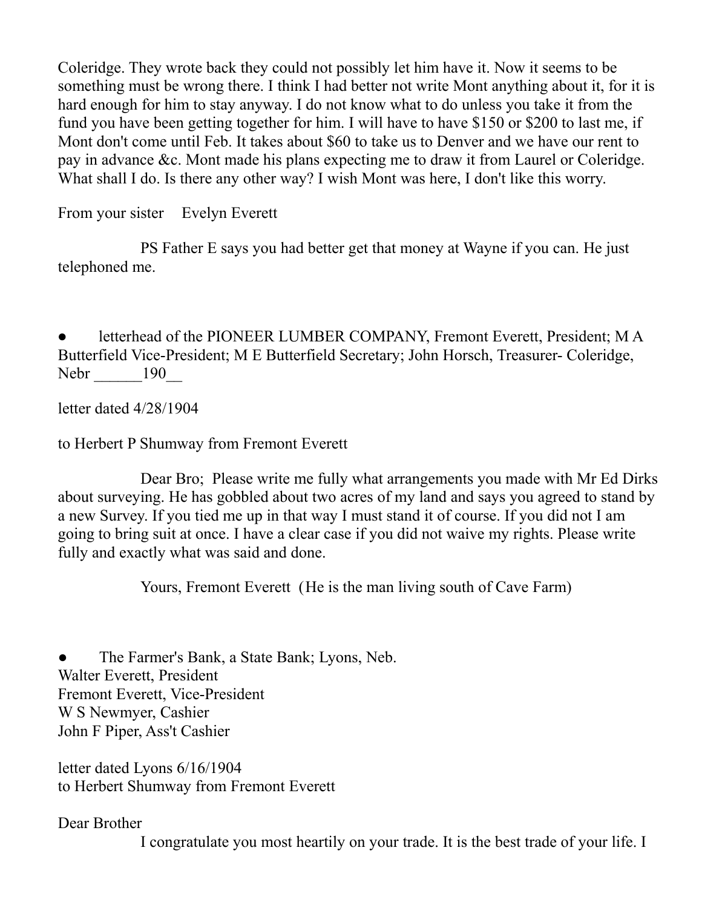Coleridge. They wrote back they could not possibly let him have it. Now it seems to be something must be wrong there. I think I had better not write Mont anything about it, for it is hard enough for him to stay anyway. I do not know what to do unless you take it from the fund you have been getting together for him. I will have to have $150 or $200 to last me, if Mont don't come until Feb. It takes about $60 to take us to Denver and we have our rent to pay in advance &c. Mont made his plans expecting me to draw it from Laurel or Coleridge. What shall I do. Is there any other way? I wish Mont was here, I don't like this worry.

From your sister     Evelyn Everett

PS Father E says you had better get that money at Wayne if you can. He just telephoned me.

- letterhead of the PIONEER LUMBER COMPANY, Fremont Everett, President; M A Butterfield Vice-President; M E Butterfield Secretary; John Horsch, Treasurer- Coleridge, Nebr ______190__

letter dated 4/28/1904

to Herbert P Shumway from Fremont Everett

Dear Bro;  Please write me fully what arrangements you made with Mr Ed Dirks about surveying. He has gobbled about two acres of my land and says you agreed to stand by a new Survey. If you tied me up in that way I must stand it of course. If you did not I am going to bring suit at once. I have a clear case if you did not waive my rights. Please write fully and exactly what was said and done.

Yours, Fremont Everett  (He is the man living south of Cave Farm)

- The Farmer's Bank, a State Bank; Lyons, Neb.  
Walter Everett, President  
Fremont Everett, Vice-President  
W S Newmyer, Cashier  
John F Piper, Ass't Cashier

letter dated Lyons 6/16/1904  
to Herbert Shumway from Fremont Everett

Dear Brother

I congratulate you most heartily on your trade. It is the best trade of your life. I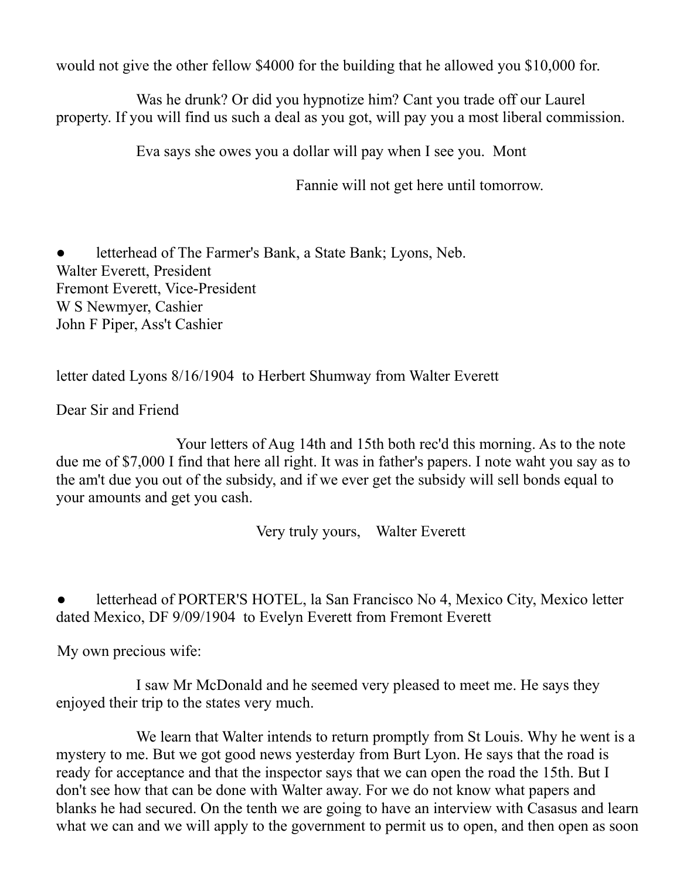would not give the other fellow $4000 for the building that he allowed you $10,000 for.

Was he drunk? Or did you hypnotize him? Cant you trade off our Laurel property. If you will find us such a deal as you got, will pay you a most liberal commission.

Eva says she owes you a dollar will pay when I see you.  Mont

Fannie will not get here until tomorrow.

- letterhead of The Farmer's Bank, a State Bank; Lyons, Neb.

Walter Everett, President
Fremont Everett, Vice-President
W S Newmyer, Cashier
John F Piper, Ass't Cashier

letter dated Lyons 8/16/1904  to Herbert Shumway from Walter Everett

Dear Sir and Friend

Your letters of Aug 14th and 15th both rec'd this morning. As to the note due me of $7,000 I find that here all right. It was in father's papers. I note waht you say as to the am't due you out of the subsidy, and if we ever get the subsidy will sell bonds equal to your amounts and get you cash.

Very truly yours,    Walter Everett

- letterhead of PORTER'S HOTEL, la San Francisco No 4, Mexico City, Mexico letter dated Mexico, DF 9/09/1904  to Evelyn Everett from Fremont Everett

My own precious wife:

I saw Mr McDonald and he seemed very pleased to meet me. He says they enjoyed their trip to the states very much.

We learn that Walter intends to return promptly from St Louis. Why he went is a mystery to me. But we got good news yesterday from Burt Lyon. He says that the road is ready for acceptance and that the inspector says that we can open the road the 15th. But I don't see how that can be done with Walter away. For we do not know what papers and blanks he had secured. On the tenth we are going to have an interview with Casasus and learn what we can and we will apply to the government to permit us to open, and then open as soon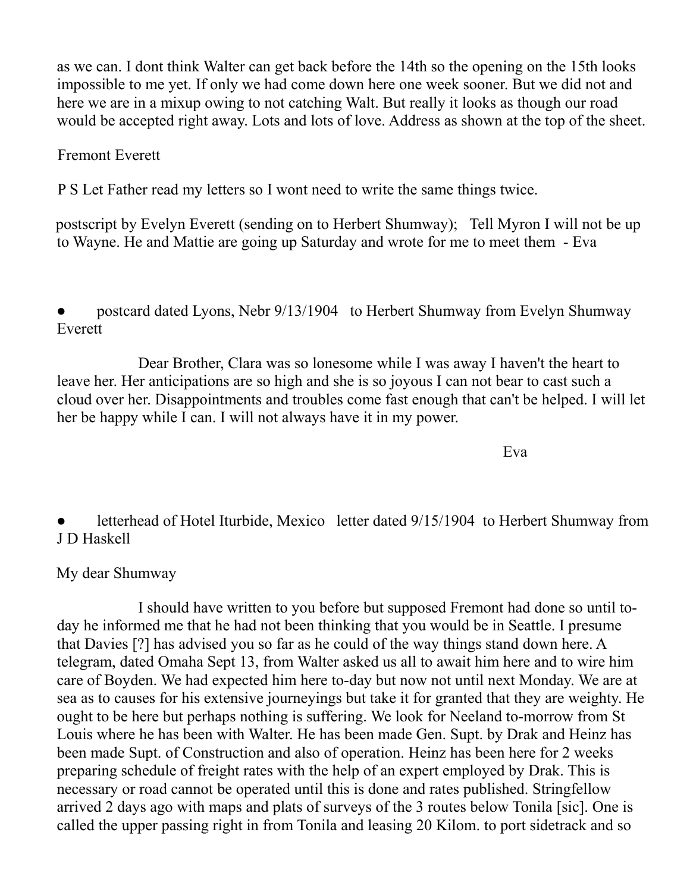as we can. I dont think Walter can get back before the 14th so the opening on the 15th looks impossible to me yet. If only we had come down here one week sooner. But we did not and here we are in a mixup owing to not catching Walt. But really it looks as though our road would be accepted right away. Lots and lots of love. Address as shown at the top of the sheet.

Fremont Everett

P S Let Father read my letters so I wont need to write the same things twice.

postscript by Evelyn Everett (sending on to Herbert Shumway); Tell Myron I will not be up to Wayne. He and Mattie are going up Saturday and wrote for me to meet them - Eva

- postcard dated Lyons, Nebr 9/13/1904 to Herbert Shumway from Evelyn Shumway Everett

Dear Brother, Clara was so lonesome while I was away I haven't the heart to leave her. Her anticipations are so high and she is so joyous I can not bear to cast such a cloud over her. Disappointments and troubles come fast enough that can't be helped. I will let her be happy while I can. I will not always have it in my power.

Eva

- letterhead of Hotel Iturbide, Mexico letter dated 9/15/1904 to Herbert Shumway from J D Haskell

My dear Shumway

I should have written to you before but supposed Fremont had done so until to-day he informed me that he had not been thinking that you would be in Seattle. I presume that Davies [?] has advised you so far as he could of the way things stand down here. A telegram, dated Omaha Sept 13, from Walter asked us all to await him here and to wire him care of Boyden. We had expected him here to-day but now not until next Monday. We are at sea as to causes for his extensive journeyings but take it for granted that they are weighty. He ought to be here but perhaps nothing is suffering. We look for Neeland to-morrow from St Louis where he has been with Walter. He has been made Gen. Supt. by Drak and Heinz has been made Supt. of Construction and also of operation. Heinz has been here for 2 weeks preparing schedule of freight rates with the help of an expert employed by Drak. This is necessary or road cannot be operated until this is done and rates published. Stringfellow arrived 2 days ago with maps and plats of surveys of the 3 routes below Tonila [sic]. One is called the upper passing right in from Tonila and leasing 20 Kilom. to port sidetrack and so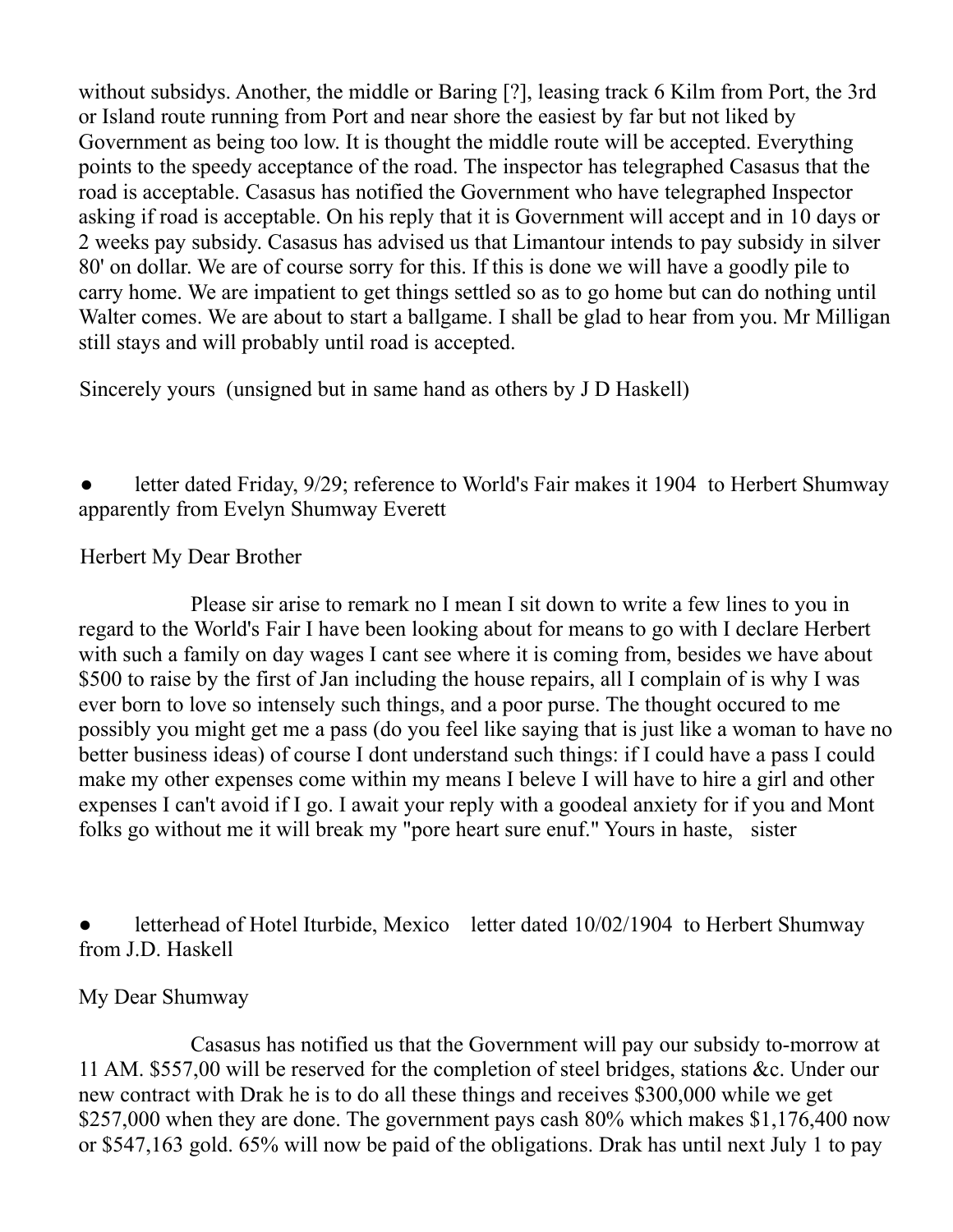without subsidys. Another, the middle or Baring [?], leasing track 6 Kilm from Port, the 3rd or Island route running from Port and near shore the easiest by far but not liked by Government as being too low. It is thought the middle route will be accepted. Everything points to the speedy acceptance of the road. The inspector has telegraphed Casasus that the road is acceptable. Casasus has notified the Government who have telegraphed Inspector asking if road is acceptable. On his reply that it is Government will accept and in 10 days or 2 weeks pay subsidy. Casasus has advised us that Limantour intends to pay subsidy in silver 80' on dollar. We are of course sorry for this. If this is done we will have a goodly pile to carry home. We are impatient to get things settled so as to go home but can do nothing until Walter comes. We are about to start a ballgame. I shall be glad to hear from you. Mr Milligan still stays and will probably until road is accepted.

Sincerely yours  (unsigned but in same hand as others by J D Haskell)

- letter dated Friday, 9/29; reference to World's Fair makes it 1904  to Herbert Shumway apparently from Evelyn Shumway Everett

Herbert My Dear Brother

Please sir arise to remark no I mean I sit down to write a few lines to you in regard to the World's Fair I have been looking about for means to go with I declare Herbert with such a family on day wages I cant see where it is coming from, besides we have about $500 to raise by the first of Jan including the house repairs, all I complain of is why I was ever born to love so intensely such things, and a poor purse. The thought occured to me possibly you might get me a pass (do you feel like saying that is just like a woman to have no better business ideas) of course I dont understand such things: if I could have a pass I could make my other expenses come within my means I beleve I will have to hire a girl and other expenses I can't avoid if I go. I await your reply with a goodeal anxiety for if you and Mont folks go without me it will break my "pore heart sure enuf." Yours in haste,   sister

- letterhead of Hotel Iturbide, Mexico    letter dated 10/02/1904  to Herbert Shumway from J.D. Haskell

My Dear Shumway

Casasus has notified us that the Government will pay our subsidy to-morrow at 11 AM. $557,00 will be reserved for the completion of steel bridges, stations &c. Under our new contract with Drak he is to do all these things and receives $300,000 while we get $257,000 when they are done. The government pays cash 80% which makes $1,176,400 now or $547,163 gold. 65% will now be paid of the obligations. Drak has until next July 1 to pay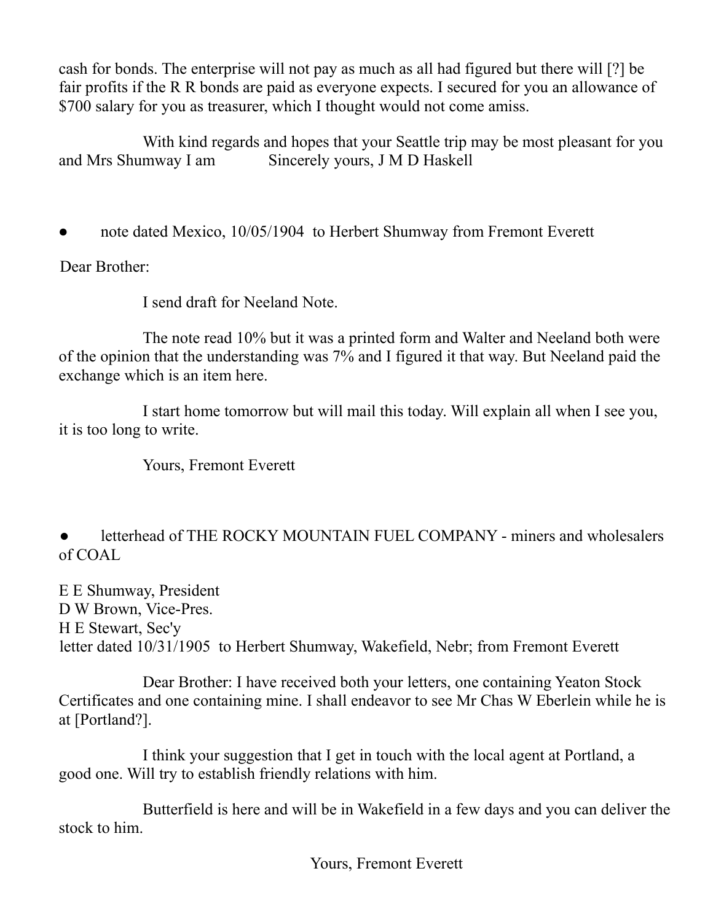cash for bonds. The enterprise will not pay as much as all had figured but there will [?] be fair profits if the R R bonds are paid as everyone expects. I secured for you an allowance of $700 salary for you as treasurer, which I thought would not come amiss.

With kind regards and hopes that your Seattle trip may be most pleasant for you and Mrs Shumway I am Sincerely yours, J M D Haskell

- note dated Mexico, 10/05/1904 to Herbert Shumway from Fremont Everett

Dear Brother:

I send draft for Neeland Note.

The note read 10% but it was a printed form and Walter and Neeland both were of the opinion that the understanding was 7% and I figured it that way. But Neeland paid the exchange which is an item here.

I start home tomorrow but will mail this today. Will explain all when I see you, it is too long to write.

Yours, Fremont Everett

- letterhead of THE ROCKY MOUNTAIN FUEL COMPANY - miners and wholesalers of COAL

E E Shumway, President
D W Brown, Vice-Pres.
H E Stewart, Sec'y
letter dated 10/31/1905 to Herbert Shumway, Wakefield, Nebr; from Fremont Everett

Dear Brother: I have received both your letters, one containing Yeaton Stock Certificates and one containing mine. I shall endeavor to see Mr Chas W Eberlein while he is at [Portland?].

I think your suggestion that I get in touch with the local agent at Portland, a good one. Will try to establish friendly relations with him.

Butterfield is here and will be in Wakefield in a few days and you can deliver the stock to him.

Yours, Fremont Everett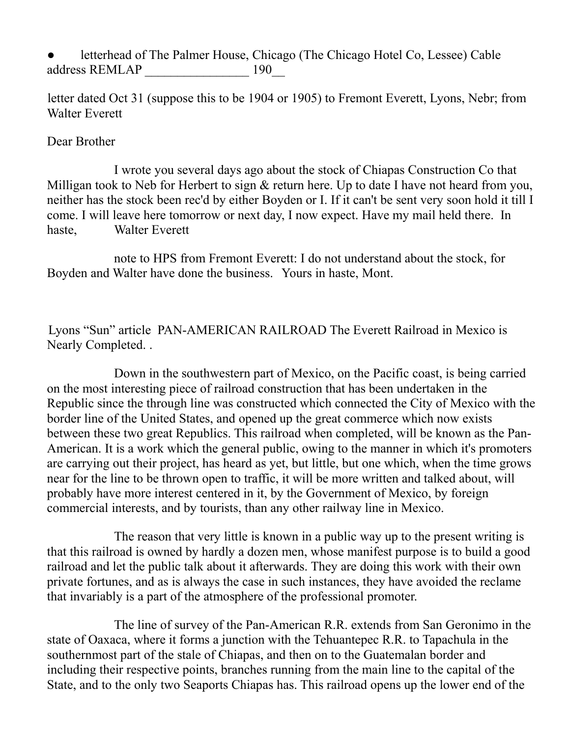- letterhead of The Palmer House, Chicago (The Chicago Hotel Co, Lessee) Cable address REMLAP ________________ 190__

letter dated Oct 31 (suppose this to be 1904 or 1905) to Fremont Everett, Lyons, Nebr; from Walter Everett

Dear Brother

I wrote you several days ago about the stock of Chiapas Construction Co that Milligan took to Neb for Herbert to sign & return here. Up to date I have not heard from you, neither has the stock been rec'd by either Boyden or I. If it can't be sent very soon hold it till I come. I will leave here tomorrow or next day, I now expect. Have my mail held there. In haste, Walter Everett

note to HPS from Fremont Everett: I do not understand about the stock, for Boyden and Walter have done the business. Yours in haste, Mont.

Lyons "Sun" article PAN-AMERICAN RAILROAD The Everett Railroad in Mexico is Nearly Completed. .

Down in the southwestern part of Mexico, on the Pacific coast, is being carried on the most interesting piece of railroad construction that has been undertaken in the Republic since the through line was constructed which connected the City of Mexico with the border line of the United States, and opened up the great commerce which now exists between these two great Republics. This railroad when completed, will be known as the Pan-American. It is a work which the general public, owing to the manner in which it's promoters are carrying out their project, has heard as yet, but little, but one which, when the time grows near for the line to be thrown open to traffic, it will be more written and talked about, will probably have more interest centered in it, by the Government of Mexico, by foreign commercial interests, and by tourists, than any other railway line in Mexico.

The reason that very little is known in a public way up to the present writing is that this railroad is owned by hardly a dozen men, whose manifest purpose is to build a good railroad and let the public talk about it afterwards. They are doing this work with their own private fortunes, and as is always the case in such instances, they have avoided the reclame that invariably is a part of the atmosphere of the professional promoter.

The line of survey of the Pan-American R.R. extends from San Geronimo in the state of Oaxaca, where it forms a junction with the Tehuantepec R.R. to Tapachula in the southernmost part of the stale of Chiapas, and then on to the Guatemalan border and including their respective points, branches running from the main line to the capital of the State, and to the only two Seaports Chiapas has. This railroad opens up the lower end of the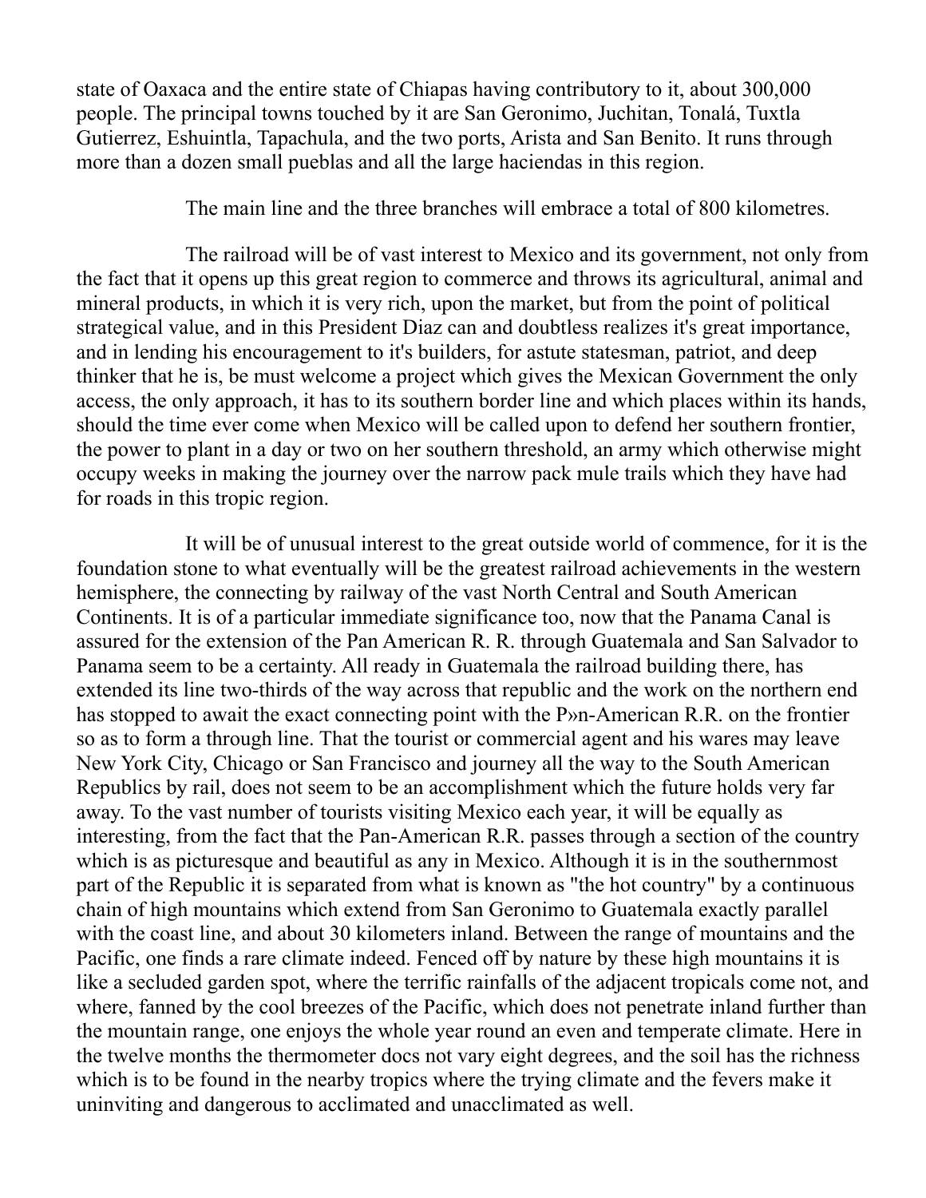state of Oaxaca and the entire state of Chiapas having contributory to it, about 300,000 people. The principal towns touched by it are San Geronimo, Juchitan, Tonalá, Tuxtla Gutierrez, Eshuintla, Tapachula, and the two ports, Arista and San Benito. It runs through more than a dozen small pueblas and all the large haciendas in this region.

The main line and the three branches will embrace a total of 800 kilometres.

The railroad will be of vast interest to Mexico and its government, not only from the fact that it opens up this great region to commerce and throws its agricultural, animal and mineral products, in which it is very rich, upon the market, but from the point of political strategical value, and in this President Diaz can and doubtless realizes it's great importance, and in lending his encouragement to it's builders, for astute statesman, patriot, and deep thinker that he is, be must welcome a project which gives the Mexican Government the only access, the only approach, it has to its southern border line and which places within its hands, should the time ever come when Mexico will be called upon to defend her southern frontier, the power to plant in a day or two on her southern threshold, an army which otherwise might occupy weeks in making the journey over the narrow pack mule trails which they have had for roads in this tropic region.

It will be of unusual interest to the great outside world of commence, for it is the foundation stone to what eventually will be the greatest railroad achievements in the western hemisphere, the connecting by railway of the vast North Central and South American Continents. It is of a particular immediate significance too, now that the Panama Canal is assured for the extension of the Pan American R. R. through Guatemala and San Salvador to Panama seem to be a certainty. All ready in Guatemala the railroad building there, has extended its line two-thirds of the way across that republic and the work on the northern end has stopped to await the exact connecting point with the P»n-American R.R. on the frontier so as to form a through line. That the tourist or commercial agent and his wares may leave New York City, Chicago or San Francisco and journey all the way to the South American Republics by rail, does not seem to be an accomplishment which the future holds very far away. To the vast number of tourists visiting Mexico each year, it will be equally as interesting, from the fact that the Pan-American R.R. passes through a section of the country which is as picturesque and beautiful as any in Mexico. Although it is in the southernmost part of the Republic it is separated from what is known as "the hot country" by a continuous chain of high mountains which extend from San Geronimo to Guatemala exactly parallel with the coast line, and about 30 kilometers inland. Between the range of mountains and the Pacific, one finds a rare climate indeed. Fenced off by nature by these high mountains it is like a secluded garden spot, where the terrific rainfalls of the adjacent tropicals come not, and where, fanned by the cool breezes of the Pacific, which does not penetrate inland further than the mountain range, one enjoys the whole year round an even and temperate climate. Here in the twelve months the thermometer docs not vary eight degrees, and the soil has the richness which is to be found in the nearby tropics where the trying climate and the fevers make it uninviting and dangerous to acclimated and unacclimated as well.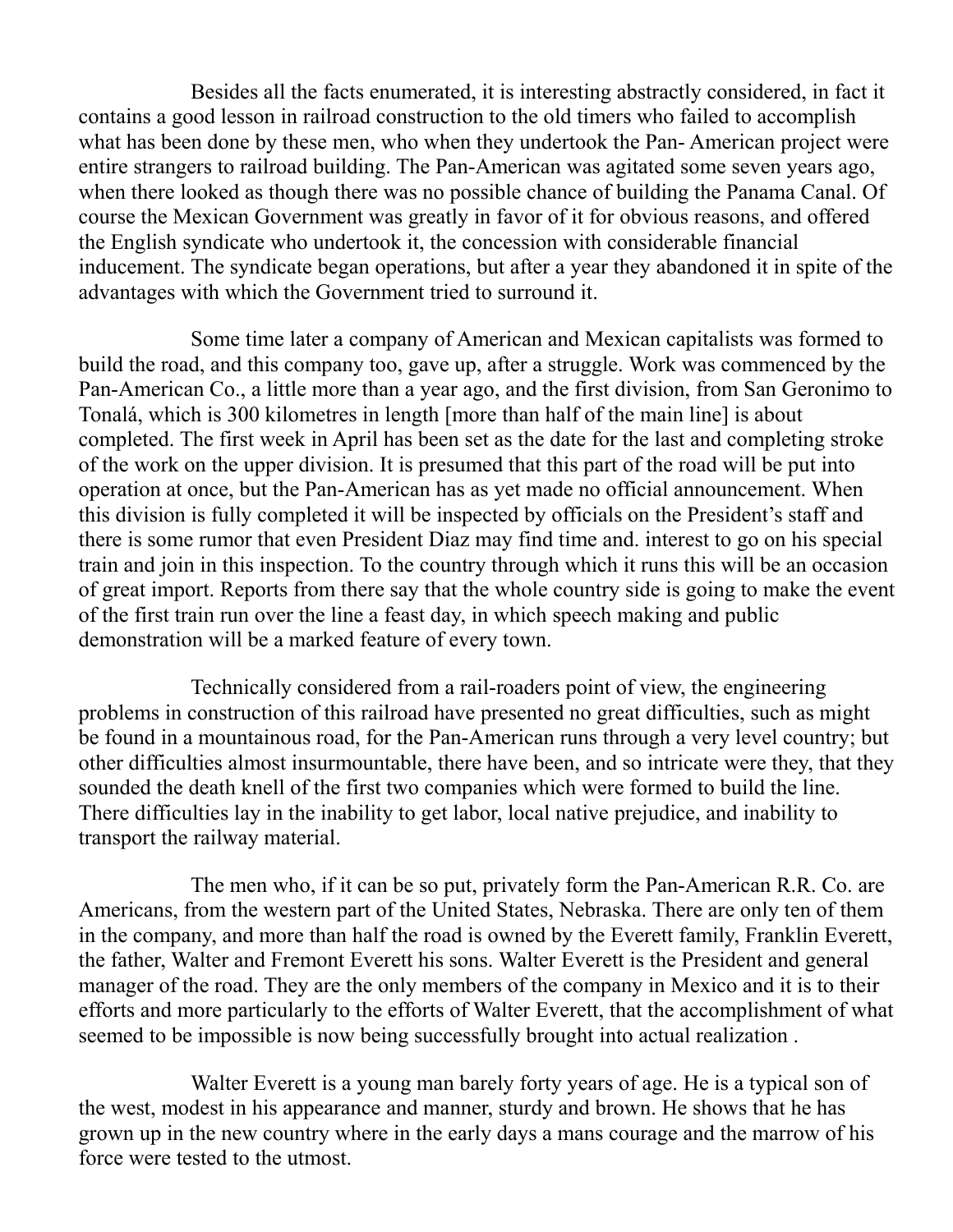Besides all the facts enumerated, it is interesting abstractly considered, in fact it contains a good lesson in railroad construction to the old timers who failed to accomplish what has been done by these men, who when they undertook the Pan- American project were entire strangers to railroad building. The Pan-American was agitated some seven years ago, when there looked as though there was no possible chance of building the Panama Canal. Of course the Mexican Government was greatly in favor of it for obvious reasons, and offered the English syndicate who undertook it, the concession with considerable financial inducement. The syndicate began operations, but after a year they abandoned it in spite of the advantages with which the Government tried to surround it.

Some time later a company of American and Mexican capitalists was formed to build the road, and this company too, gave up, after a struggle. Work was commenced by the Pan-American Co., a little more than a year ago, and the first division, from San Geronimo to Tonalá, which is 300 kilometres in length [more than half of the main line] is about completed. The first week in April has been set as the date for the last and completing stroke of the work on the upper division. It is presumed that this part of the road will be put into operation at once, but the Pan-American has as yet made no official announcement. When this division is fully completed it will be inspected by officials on the President's staff and there is some rumor that even President Diaz may find time and. interest to go on his special train and join in this inspection. To the country through which it runs this will be an occasion of great import. Reports from there say that the whole country side is going to make the event of the first train run over the line a feast day, in which speech making and public demonstration will be a marked feature of every town.

Technically considered from a rail-roaders point of view, the engineering problems in construction of this railroad have presented no great difficulties, such as might be found in a mountainous road, for the Pan-American runs through a very level country; but other difficulties almost insurmountable, there have been, and so intricate were they, that they sounded the death knell of the first two companies which were formed to build the line. There difficulties lay in the inability to get labor, local native prejudice, and inability to transport the railway material.

The men who, if it can be so put, privately form the Pan-American R.R. Co. are Americans, from the western part of the United States, Nebraska. There are only ten of them in the company, and more than half the road is owned by the Everett family, Franklin Everett, the father, Walter and Fremont Everett his sons. Walter Everett is the President and general manager of the road. They are the only members of the company in Mexico and it is to their efforts and more particularly to the efforts of Walter Everett, that the accomplishment of what seemed to be impossible is now being successfully brought into actual realization .

Walter Everett is a young man barely forty years of age. He is a typical son of the west, modest in his appearance and manner, sturdy and brown. He shows that he has grown up in the new country where in the early days a mans courage and the marrow of his force were tested to the utmost.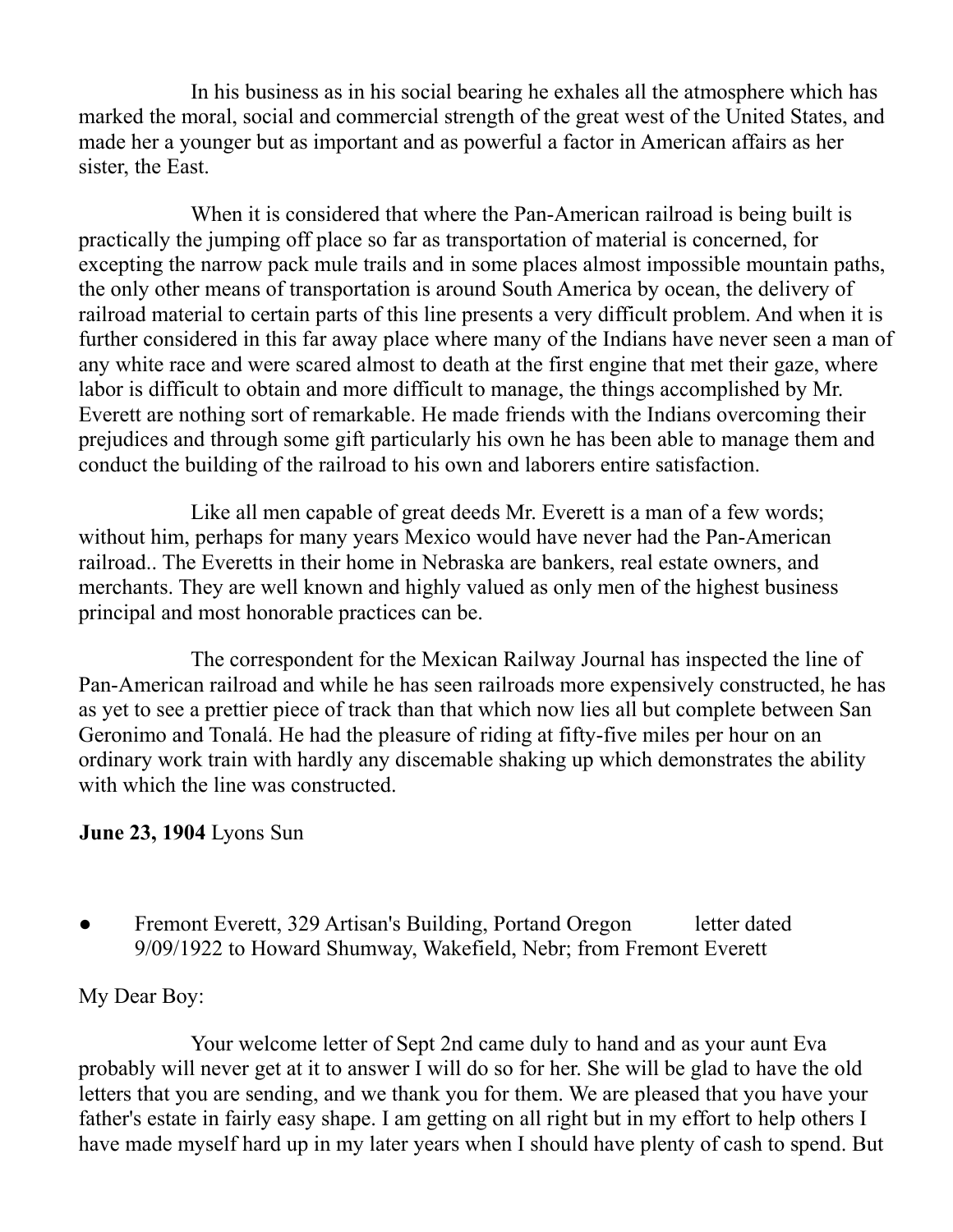In his business as in his social bearing he exhales all the atmosphere which has marked the moral, social and commercial strength of the great west of the United States, and made her a younger but as important and as powerful a factor in American affairs as her sister, the East.

When it is considered that where the Pan-American railroad is being built is practically the jumping off place so far as transportation of material is concerned, for excepting the narrow pack mule trails and in some places almost impossible mountain paths, the only other means of transportation is around South America by ocean, the delivery of railroad material to certain parts of this line presents a very difficult problem. And when it is further considered in this far away place where many of the Indians have never seen a man of any white race and were scared almost to death at the first engine that met their gaze, where labor is difficult to obtain and more difficult to manage, the things accomplished by Mr. Everett are nothing sort of remarkable. He made friends with the Indians overcoming their prejudices and through some gift particularly his own he has been able to manage them and conduct the building of the railroad to his own and laborers entire satisfaction.

Like all men capable of great deeds Mr. Everett is a man of a few words; without him, perhaps for many years Mexico would have never had the Pan-American railroad.. The Everetts in their home in Nebraska are bankers, real estate owners, and merchants. They are well known and highly valued as only men of the highest business principal and most honorable practices can be.

The correspondent for the Mexican Railway Journal has inspected the line of Pan-American railroad and while he has seen railroads more expensively constructed, he has as yet to see a prettier piece of track than that which now lies all but complete between San Geronimo and Tonalá. He had the pleasure of riding at fifty-five miles per hour on an ordinary work train with hardly any discemable shaking up which demonstrates the ability with which the line was constructed.

**June 23, 1904** Lyons Sun

- Fremont Everett, 329 Artisan's Building, Portand Oregon letter dated 9/09/1922 to Howard Shumway, Wakefield, Nebr; from Fremont Everett

My Dear Boy:

Your welcome letter of Sept 2nd came duly to hand and as your aunt Eva probably will never get at it to answer I will do so for her. She will be glad to have the old letters that you are sending, and we thank you for them. We are pleased that you have your father's estate in fairly easy shape. I am getting on all right but in my effort to help others I have made myself hard up in my later years when I should have plenty of cash to spend. But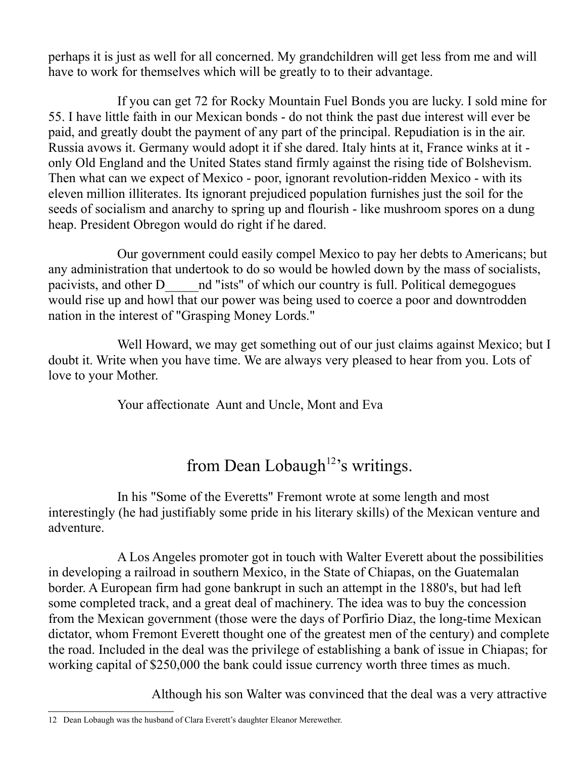perhaps it is just as well for all concerned. My grandchildren will get less from me and will have to work for themselves which will be greatly to to their advantage.

If you can get 72 for Rocky Mountain Fuel Bonds you are lucky. I sold mine for 55. I have little faith in our Mexican bonds - do not think the past due interest will ever be paid, and greatly doubt the payment of any part of the principal. Repudiation is in the air. Russia avows it. Germany would adopt it if she dared. Italy hints at it, France winks at it - only Old England and the United States stand firmly against the rising tide of Bolshevism. Then what can we expect of Mexico - poor, ignorant revolution-ridden Mexico - with its eleven million illiterates. Its ignorant prejudiced population furnishes just the soil for the seeds of socialism and anarchy to spring up and flourish - like mushroom spores on a dung heap. President Obregon would do right if he dared.

Our government could easily compel Mexico to pay her debts to Americans; but any administration that undertook to do so would be howled down by the mass of socialists, pacivists, and other D_____nd "ists" of which our country is full. Political demegogues would rise up and howl that our power was being used to coerce a poor and downtrodden nation in the interest of "Grasping Money Lords."

Well Howard, we may get something out of our just claims against Mexico; but I doubt it. Write when you have time. We are always very pleased to hear from you. Lots of love to your Mother.

Your affectionate Aunt and Uncle, Mont and Eva

## from Dean Lobaugh[12]'s writings.

In his "Some of the Everetts" Fremont wrote at some length and most interestingly (he had justifiably some pride in his literary skills) of the Mexican venture and adventure.

A Los Angeles promoter got in touch with Walter Everett about the possibilities in developing a railroad in southern Mexico, in the State of Chiapas, on the Guatemalan border. A European firm had gone bankrupt in such an attempt in the 1880's, but had left some completed track, and a great deal of machinery. The idea was to buy the concession from the Mexican government (those were the days of Porfirio Diaz, the long-time Mexican dictator, whom Fremont Everett thought one of the greatest men of the century) and complete the road. Included in the deal was the privilege of establishing a bank of issue in Chiapas; for working capital of $250,000 the bank could issue currency worth three times as much.

Although his son Walter was convinced that the deal was a very attractive

12 Dean Lobaugh was the husband of Clara Everett's daughter Eleanor Merewether.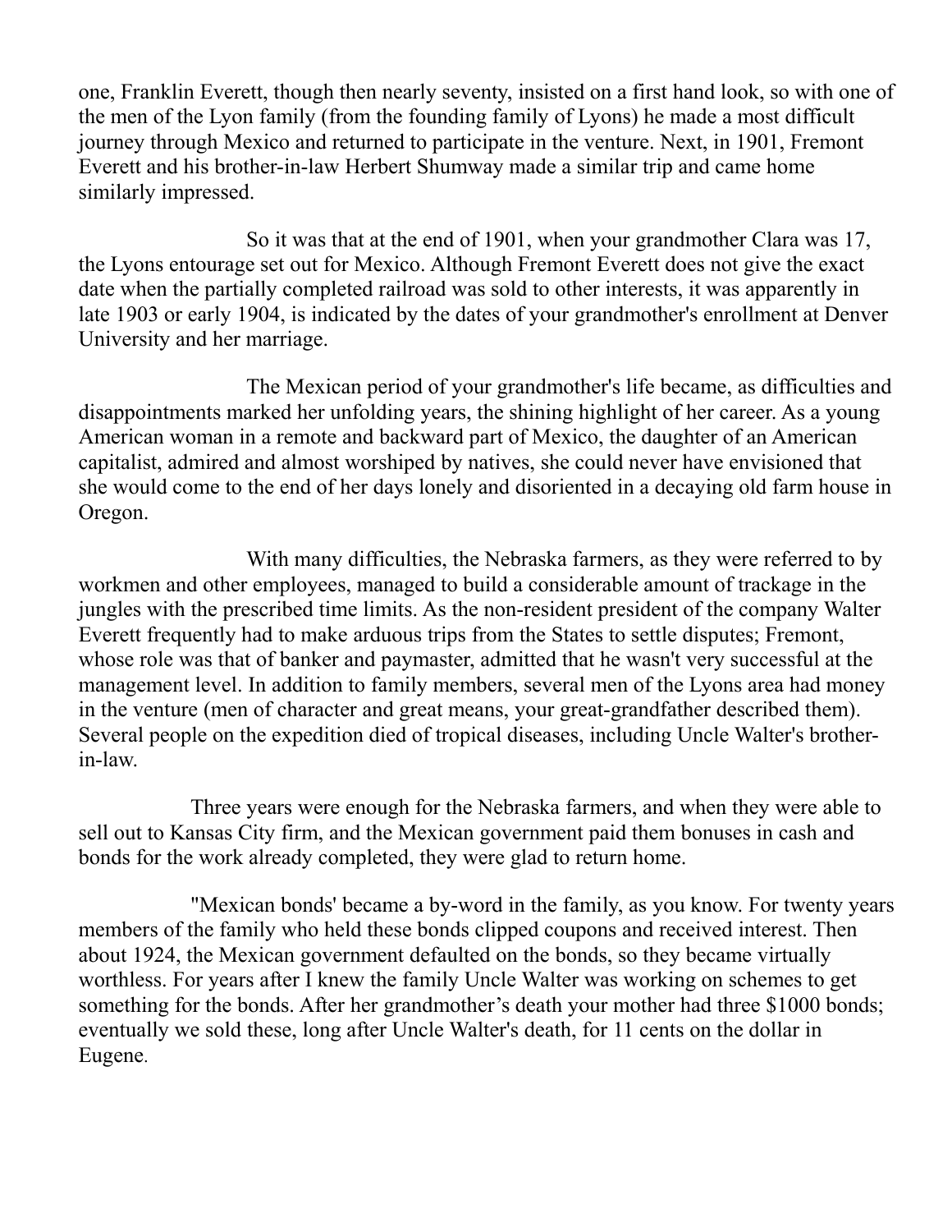one, Franklin Everett, though then nearly seventy, insisted on a first hand look, so with one of the men of the Lyon family (from the founding family of Lyons) he made a most difficult journey through Mexico and returned to participate in the venture. Next, in 1901, Fremont Everett and his brother-in-law Herbert Shumway made a similar trip and came home similarly impressed.

So it was that at the end of 1901, when your grandmother Clara was 17, the Lyons entourage set out for Mexico. Although Fremont Everett does not give the exact date when the partially completed railroad was sold to other interests, it was apparently in late 1903 or early 1904, is indicated by the dates of your grandmother's enrollment at Denver University and her marriage.

The Mexican period of your grandmother's life became, as difficulties and disappointments marked her unfolding years, the shining highlight of her career. As a young American woman in a remote and backward part of Mexico, the daughter of an American capitalist, admired and almost worshiped by natives, she could never have envisioned that she would come to the end of her days lonely and disoriented in a decaying old farm house in Oregon.

With many difficulties, the Nebraska farmers, as they were referred to by workmen and other employees, managed to build a considerable amount of trackage in the jungles with the prescribed time limits. As the non-resident president of the company Walter Everett frequently had to make arduous trips from the States to settle disputes; Fremont, whose role was that of banker and paymaster, admitted that he wasn't very successful at the management level. In addition to family members, several men of the Lyons area had money in the venture (men of character and great means, your great-grandfather described them). Several people on the expedition died of tropical diseases, including Uncle Walter's brother-in-law.

Three years were enough for the Nebraska farmers, and when they were able to sell out to Kansas City firm, and the Mexican government paid them bonuses in cash and bonds for the work already completed, they were glad to return home.

"Mexican bonds' became a by-word in the family, as you know. For twenty years members of the family who held these bonds clipped coupons and received interest. Then about 1924, the Mexican government defaulted on the bonds, so they became virtually worthless. For years after I knew the family Uncle Walter was working on schemes to get something for the bonds. After her grandmother's death your mother had three $1000 bonds; eventually we sold these, long after Uncle Walter's death, for 11 cents on the dollar in Eugene.